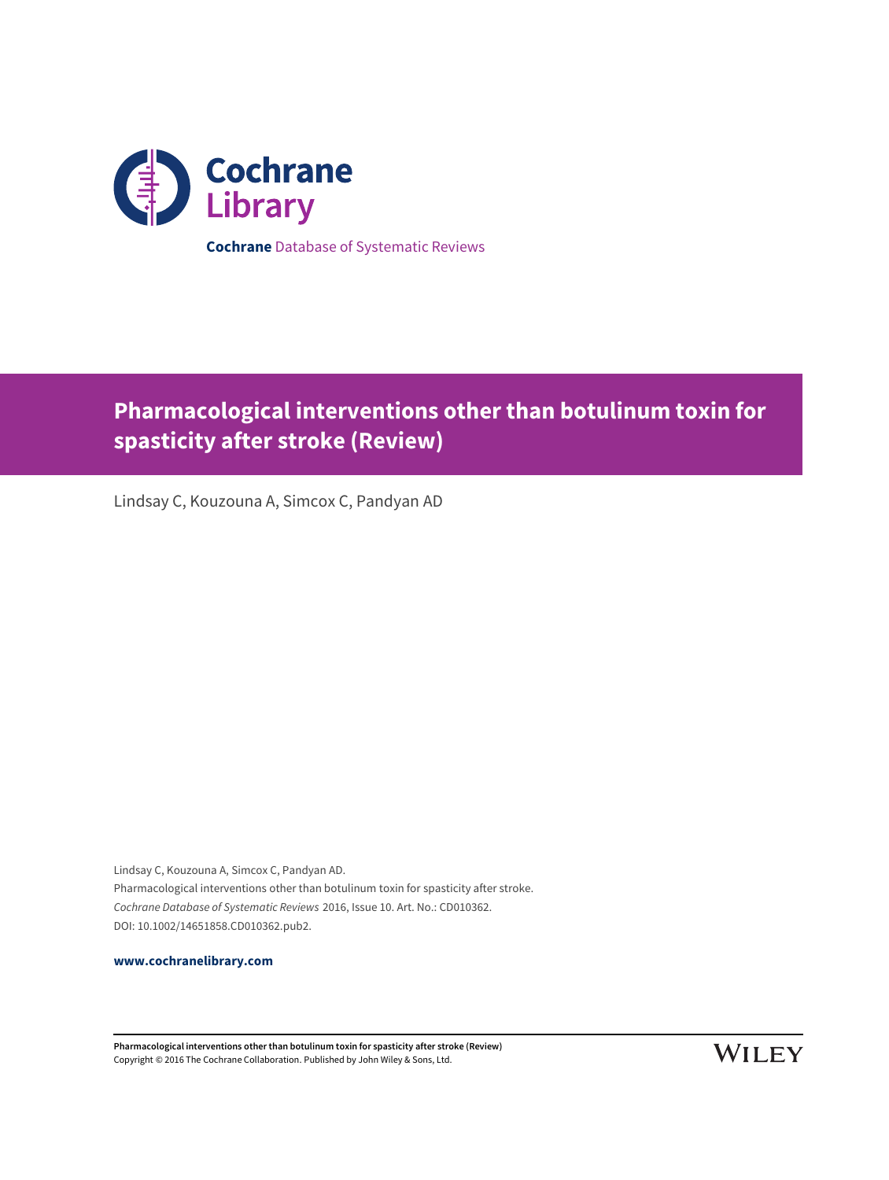Cochrane Library

**Cochrane** Database of Systematic Reviews

# Pharmacological interventions other than botulinum toxin for spasticity after stroke (Review)

Lindsay C, Kouzouna A, Simcox C, Pandyan AD

Lindsay C, Kouzouna A, Simcox C, Pandyan AD.
Pharmacological interventions other than botulinum toxin for spasticity after stroke.
*Cochrane Database of Systematic Reviews* 2016, Issue 10. Art. No.: CD010362.
DOI: 10.1002/14651858.CD010362.pub2.

**www.cochranelibrary.com**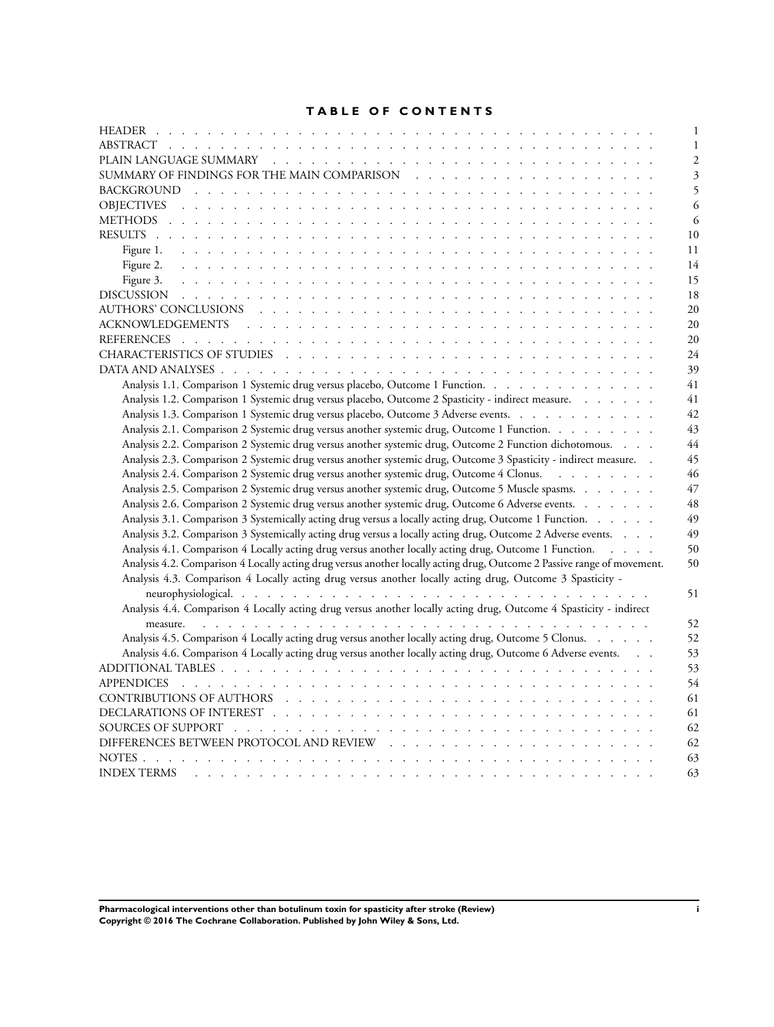# TABLE OF CONTENTS

| | |
|---|---|
| HEADER | 1 |
| ABSTRACT | 1 |
| PLAIN LANGUAGE SUMMARY | 2 |
| SUMMARY OF FINDINGS FOR THE MAIN COMPARISON | 3 |
| BACKGROUND | 5 |
| OBJECTIVES | 6 |
| METHODS | 6 |
| RESULTS | 10 |
| Figure 1. | 11 |
| Figure 2. | 14 |
| Figure 3. | 15 |
| DISCUSSION | 18 |
| AUTHORS' CONCLUSIONS | 20 |
| ACKNOWLEDGEMENTS | 20 |
| REFERENCES | 20 |
| CHARACTERISTICS OF STUDIES | 24 |
| DATA AND ANALYSES | 39 |
| Analysis 1.1. Comparison 1 Systemic drug versus placebo, Outcome 1 Function. | 41 |
| Analysis 1.2. Comparison 1 Systemic drug versus placebo, Outcome 2 Spasticity - indirect measure. | 41 |
| Analysis 1.3. Comparison 1 Systemic drug versus placebo, Outcome 3 Adverse events. | 42 |
| Analysis 2.1. Comparison 2 Systemic drug versus another systemic drug, Outcome 1 Function. | 43 |
| Analysis 2.2. Comparison 2 Systemic drug versus another systemic drug, Outcome 2 Function dichotomous. | 44 |
| Analysis 2.3. Comparison 2 Systemic drug versus another systemic drug, Outcome 3 Spasticity - indirect measure. | 45 |
| Analysis 2.4. Comparison 2 Systemic drug versus another systemic drug, Outcome 4 Clonus. | 46 |
| Analysis 2.5. Comparison 2 Systemic drug versus another systemic drug, Outcome 5 Muscle spasms. | 47 |
| Analysis 2.6. Comparison 2 Systemic drug versus another systemic drug, Outcome 6 Adverse events. | 48 |
| Analysis 3.1. Comparison 3 Systemically acting drug versus a locally acting drug, Outcome 1 Function. | 49 |
| Analysis 3.2. Comparison 3 Systemically acting drug versus a locally acting drug, Outcome 2 Adverse events. | 49 |
| Analysis 4.1. Comparison 4 Locally acting drug versus another locally acting drug, Outcome 1 Function. | 50 |
| Analysis 4.2. Comparison 4 Locally acting drug versus another locally acting drug, Outcome 2 Passive range of movement. | 50 |
| Analysis 4.3. Comparison 4 Locally acting drug versus another locally acting drug, Outcome 3 Spasticity - neurophysiological. | 51 |
| Analysis 4.4. Comparison 4 Locally acting drug versus another locally acting drug, Outcome 4 Spasticity - indirect measure. | 52 |
| Analysis 4.5. Comparison 4 Locally acting drug versus another locally acting drug, Outcome 5 Clonus. | 52 |
| Analysis 4.6. Comparison 4 Locally acting drug versus another locally acting drug, Outcome 6 Adverse events. | 53 |
| ADDITIONAL TABLES | 53 |
| APPENDICES | 54 |
| CONTRIBUTIONS OF AUTHORS | 61 |
| DECLARATIONS OF INTEREST | 61 |
| SOURCES OF SUPPORT | 62 |
| DIFFERENCES BETWEEN PROTOCOL AND REVIEW | 62 |
| NOTES | 63 |
| INDEX TERMS | 63 |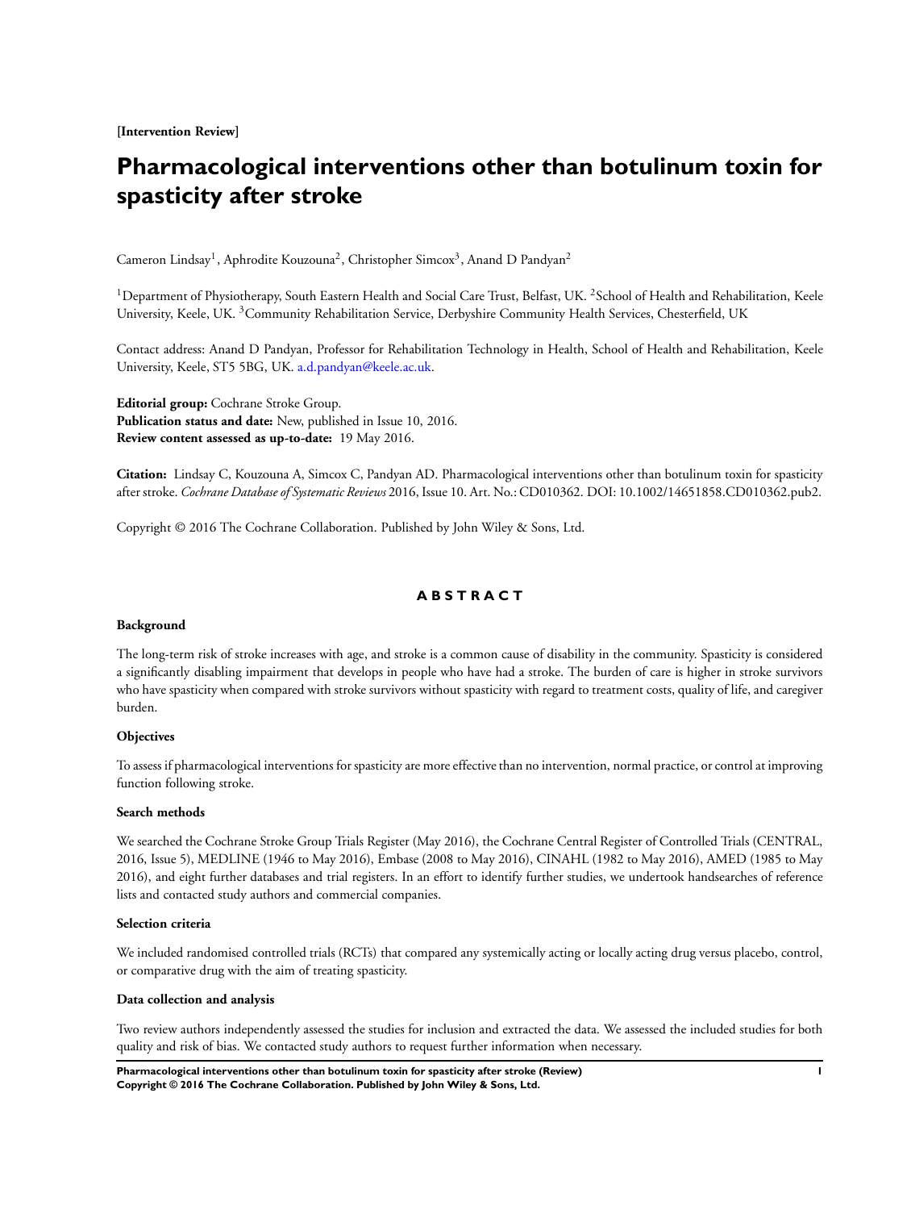**[Intervention Review]**

# Pharmacological interventions other than botulinum toxin for spasticity after stroke

Cameron Lindsay[1], Aphrodite Kouzouna[2], Christopher Simcox[3], Anand D Pandyan[2]

[1]Department of Physiotherapy, South Eastern Health and Social Care Trust, Belfast, UK. [2]School of Health and Rehabilitation, Keele University, Keele, UK. [3]Community Rehabilitation Service, Derbyshire Community Health Services, Chesterfield, UK

Contact address: Anand D Pandyan, Professor for Rehabilitation Technology in Health, School of Health and Rehabilitation, Keele University, Keele, ST5 5BG, UK. a.d.pandyan@keele.ac.uk.

**Editorial group:** Cochrane Stroke Group.
**Publication status and date:** New, published in Issue 10, 2016.
**Review content assessed as up-to-date:** 19 May 2016.

**Citation:** Lindsay C, Kouzouna A, Simcox C, Pandyan AD. Pharmacological interventions other than botulinum toxin for spasticity after stroke. *Cochrane Database of Systematic Reviews* 2016, Issue 10. Art. No.: CD010362. DOI: 10.1002/14651858.CD010362.pub2.

Copyright © 2016 The Cochrane Collaboration. Published by John Wiley & Sons, Ltd.

## ABSTRACT

### Background

The long-term risk of stroke increases with age, and stroke is a common cause of disability in the community. Spasticity is considered a significantly disabling impairment that develops in people who have had a stroke. The burden of care is higher in stroke survivors who have spasticity when compared with stroke survivors without spasticity with regard to treatment costs, quality of life, and caregiver burden.

### Objectives

To assess if pharmacological interventions for spasticity are more effective than no intervention, normal practice, or control at improving function following stroke.

### Search methods

We searched the Cochrane Stroke Group Trials Register (May 2016), the Cochrane Central Register of Controlled Trials (CENTRAL, 2016, Issue 5), MEDLINE (1946 to May 2016), Embase (2008 to May 2016), CINAHL (1982 to May 2016), AMED (1985 to May 2016), and eight further databases and trial registers. In an effort to identify further studies, we undertook handsearches of reference lists and contacted study authors and commercial companies.

### Selection criteria

We included randomised controlled trials (RCTs) that compared any systemically acting or locally acting drug versus placebo, control, or comparative drug with the aim of treating spasticity.

### Data collection and analysis

Two review authors independently assessed the studies for inclusion and extracted the data. We assessed the included studies for both quality and risk of bias. We contacted study authors to request further information when necessary.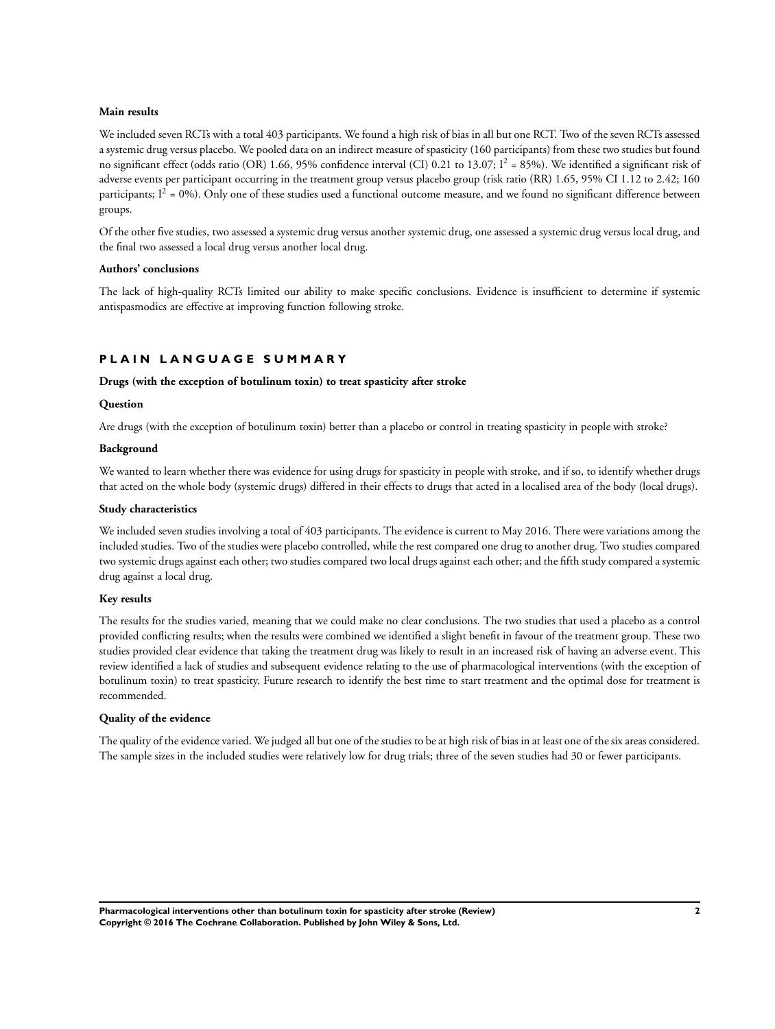**Main results**

We included seven RCTs with a total 403 participants. We found a high risk of bias in all but one RCT. Two of the seven RCTs assessed a systemic drug versus placebo. We pooled data on an indirect measure of spasticity (160 participants) from these two studies but found no significant effect (odds ratio (OR) 1.66, 95% confidence interval (CI) 0.21 to 13.07; $I^2$ = 85%). We identified a significant risk of adverse events per participant occurring in the treatment group versus placebo group (risk ratio (RR) 1.65, 95% CI 1.12 to 2.42; 160 participants; $I^2$ = 0%). Only one of these studies used a functional outcome measure, and we found no significant difference between groups.

Of the other five studies, two assessed a systemic drug versus another systemic drug, one assessed a systemic drug versus local drug, and the final two assessed a local drug versus another local drug.

**Authors' conclusions**

The lack of high-quality RCTs limited our ability to make specific conclusions. Evidence is insufficient to determine if systemic antispasmodics are effective at improving function following stroke.

## PLAIN LANGUAGE SUMMARY

**Drugs (with the exception of botulinum toxin) to treat spasticity after stroke**

**Question**

Are drugs (with the exception of botulinum toxin) better than a placebo or control in treating spasticity in people with stroke?

**Background**

We wanted to learn whether there was evidence for using drugs for spasticity in people with stroke, and if so, to identify whether drugs that acted on the whole body (systemic drugs) differed in their effects to drugs that acted in a localised area of the body (local drugs).

**Study characteristics**

We included seven studies involving a total of 403 participants. The evidence is current to May 2016. There were variations among the included studies. Two of the studies were placebo controlled, while the rest compared one drug to another drug. Two studies compared two systemic drugs against each other; two studies compared two local drugs against each other; and the fifth study compared a systemic drug against a local drug.

**Key results**

The results for the studies varied, meaning that we could make no clear conclusions. The two studies that used a placebo as a control provided conflicting results; when the results were combined we identified a slight benefit in favour of the treatment group. These two studies provided clear evidence that taking the treatment drug was likely to result in an increased risk of having an adverse event. This review identified a lack of studies and subsequent evidence relating to the use of pharmacological interventions (with the exception of botulinum toxin) to treat spasticity. Future research to identify the best time to start treatment and the optimal dose for treatment is recommended.

**Quality of the evidence**

The quality of the evidence varied. We judged all but one of the studies to be at high risk of bias in at least one of the six areas considered. The sample sizes in the included studies were relatively low for drug trials; three of the seven studies had 30 or fewer participants.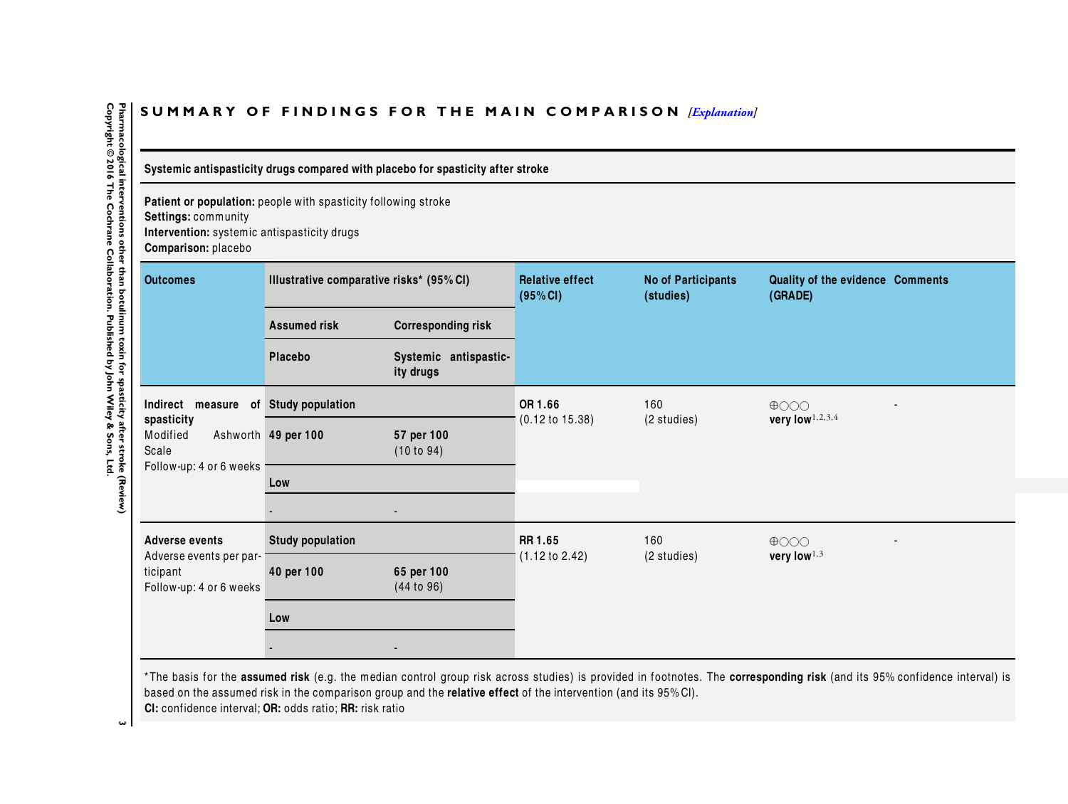## SUMMARY OF FINDINGS FOR THE MAIN COMPARISON *[Explanation]*

**Systemic antispasticity drugs compared with placebo for spasticity after stroke**

**Patient or population:** people with spasticity following stroke
**Settings:** community
**Intervention:** systemic antispasticity drugs
**Comparison:** placebo

| Outcomes | Illustrative comparative risks* (95% CI) | | Relative effect (95% CI) | No of Participants (studies) | Quality of the evidence (GRADE) | Comments |
|---|---|---|---|---|---|---|
| | **Assumed risk** | **Corresponding risk** | | | | |
| | **Placebo** | **Systemic antispasticity drugs** | | | | |
| **Indirect measure of spasticity** Modified Ashworth Scale Follow-up: 4 or 6 weeks | **Study population** | | **OR 1.66** (0.12 to 15.38) | 160 (2 studies) | ⊕○○○ **very low**[1,2,3,4] | - |
| | **49 per 100** | **57 per 100** (10 to 94) | | | | |
| | **Low** | | | | | |
| | - | - | | | | |
| **Adverse events** Adverse events per participant Follow-up: 4 or 6 weeks | **Study population** | | **RR 1.65** (1.12 to 2.42) | 160 (2 studies) | ⊕○○○ **very low**[1,3] | - |
| | **40 per 100** | **65 per 100** (44 to 96) | | | | |
| | **Low** | | | | | |
| | - | - | | | | |

*The basis for the **assumed risk** (e.g. the median control group risk across studies) is provided in footnotes. The **corresponding risk** (and its 95% confidence interval) is based on the assumed risk in the comparison group and the **relative effect** of the intervention (and its 95% CI).
**CI:** confidence interval; **OR:** odds ratio; **RR:** risk ratio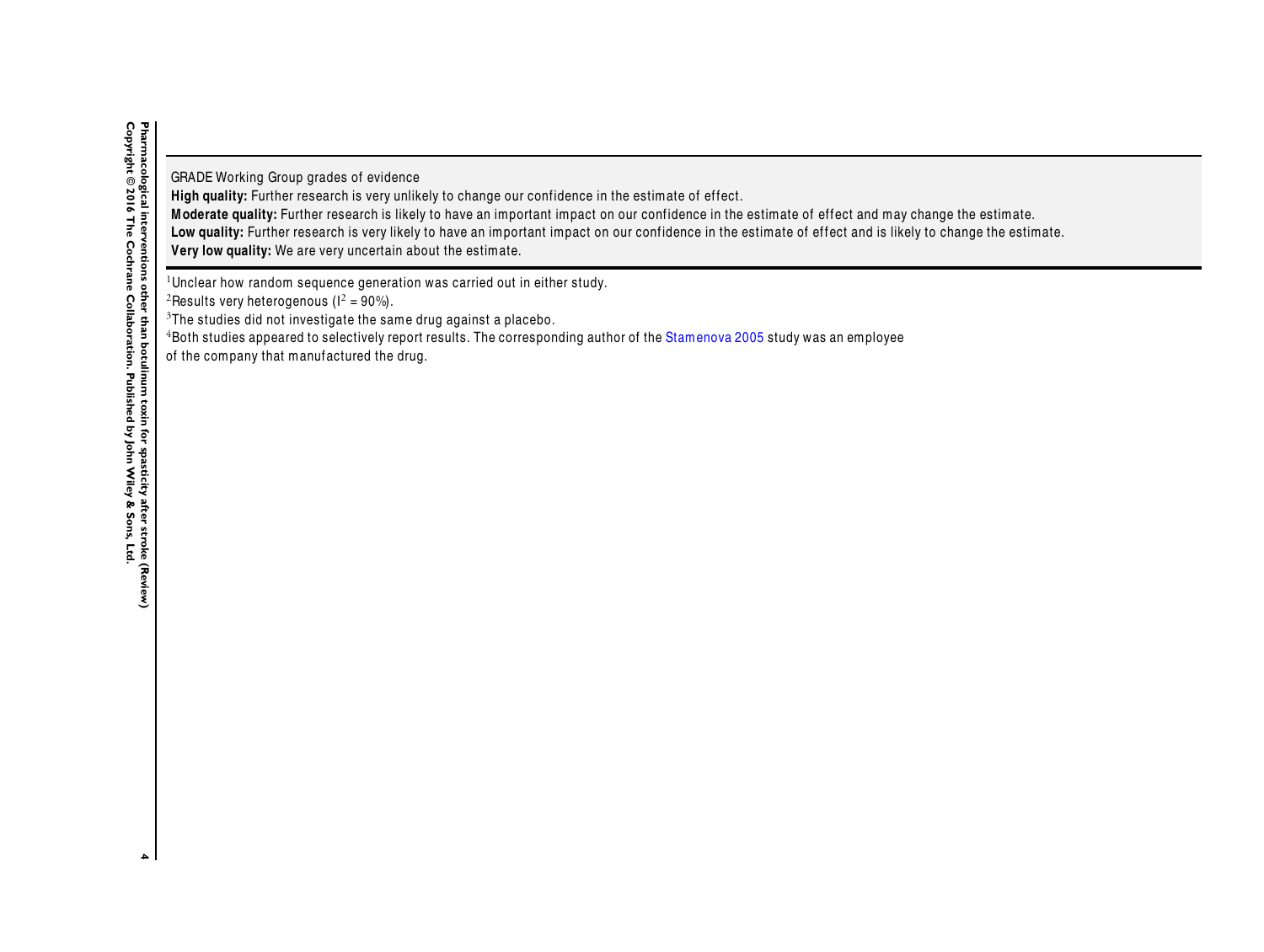GRADE Working Group grades of evidence
**High quality:** Further research is very unlikely to change our confidence in the estimate of effect.
**Moderate quality:** Further research is likely to have an important impact on our confidence in the estimate of effect and may change the estimate.
**Low quality:** Further research is very likely to have an important impact on our confidence in the estimate of effect and is likely to change the estimate.
**Very low quality:** We are very uncertain about the estimate.

[1]Unclear how random sequence generation was carried out in either study.
[2]Results very heterogenous ($I^2$ = 90%).
[3]The studies did not investigate the same drug against a placebo.
[4]Both studies appeared to selectively report results. The corresponding author of the Stamenova 2005 study was an employee of the company that manufactured the drug.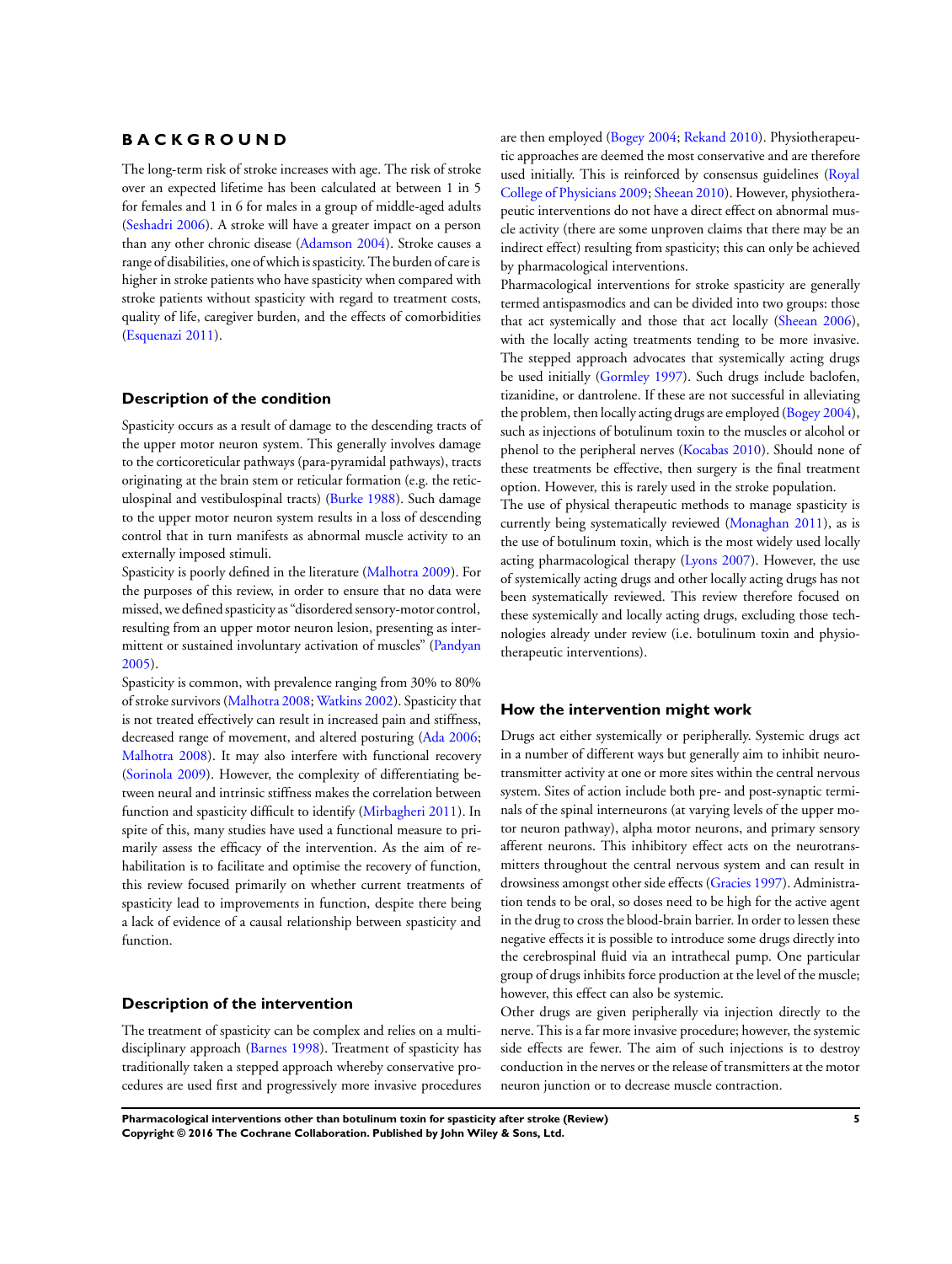# BACKGROUND

The long-term risk of stroke increases with age. The risk of stroke over an expected lifetime has been calculated at between 1 in 5 for females and 1 in 6 for males in a group of middle-aged adults (Seshadri 2006). A stroke will have a greater impact on a person than any other chronic disease (Adamson 2004). Stroke causes a range of disabilities, one of which is spasticity. The burden of care is higher in stroke patients who have spasticity when compared with stroke patients without spasticity with regard to treatment costs, quality of life, caregiver burden, and the effects of comorbidities (Esquenazi 2011).

## Description of the condition

Spasticity occurs as a result of damage to the descending tracts of the upper motor neuron system. This generally involves damage to the corticoreticular pathways (para-pyramidal pathways), tracts originating at the brain stem or reticular formation (e.g. the reticulospinal and vestibulospinal tracts) (Burke 1988). Such damage to the upper motor neuron system results in a loss of descending control that in turn manifests as abnormal muscle activity to an externally imposed stimuli.

Spasticity is poorly defined in the literature (Malhotra 2009). For the purposes of this review, in order to ensure that no data were missed, we defined spasticity as "disordered sensory-motor control, resulting from an upper motor neuron lesion, presenting as intermittent or sustained involuntary activation of muscles" (Pandyan 2005).

Spasticity is common, with prevalence ranging from 30% to 80% of stroke survivors (Malhotra 2008; Watkins 2002). Spasticity that is not treated effectively can result in increased pain and stiffness, decreased range of movement, and altered posturing (Ada 2006; Malhotra 2008). It may also interfere with functional recovery (Sorinola 2009). However, the complexity of differentiating between neural and intrinsic stiffness makes the correlation between function and spasticity difficult to identify (Mirbagheri 2011). In spite of this, many studies have used a functional measure to primarily assess the efficacy of the intervention. As the aim of rehabilitation is to facilitate and optimise the recovery of function, this review focused primarily on whether current treatments of spasticity lead to improvements in function, despite there being a lack of evidence of a causal relationship between spasticity and function.

## Description of the intervention

The treatment of spasticity can be complex and relies on a multidisciplinary approach (Barnes 1998). Treatment of spasticity has traditionally taken a stepped approach whereby conservative procedures are used first and progressively more invasive procedures are then employed (Bogey 2004; Rekand 2010). Physiotherapeutic approaches are deemed the most conservative and are therefore used initially. This is reinforced by consensus guidelines (Royal College of Physicians 2009; Sheean 2010). However, physiotherapeutic interventions do not have a direct effect on abnormal muscle activity (there are some unproven claims that there may be an indirect effect) resulting from spasticity; this can only be achieved by pharmacological interventions.

Pharmacological interventions for stroke spasticity are generally termed antispasmodics and can be divided into two groups: those that act systemically and those that act locally (Sheean 2006), with the locally acting treatments tending to be more invasive. The stepped approach advocates that systemically acting drugs be used initially (Gormley 1997). Such drugs include baclofen, tizanidine, or dantrolene. If these are not successful in alleviating the problem, then locally acting drugs are employed (Bogey 2004), such as injections of botulinum toxin to the muscles or alcohol or phenol to the peripheral nerves (Kocabas 2010). Should none of these treatments be effective, then surgery is the final treatment option. However, this is rarely used in the stroke population.

The use of physical therapeutic methods to manage spasticity is currently being systematically reviewed (Monaghan 2011), as is the use of botulinum toxin, which is the most widely used locally acting pharmacological therapy (Lyons 2007). However, the use of systemically acting drugs and other locally acting drugs has not been systematically reviewed. This review therefore focused on these systemically and locally acting drugs, excluding those technologies already under review (i.e. botulinum toxin and physiotherapeutic interventions).

## How the intervention might work

Drugs act either systemically or peripherally. Systemic drugs act in a number of different ways but generally aim to inhibit neurotransmitter activity at one or more sites within the central nervous system. Sites of action include both pre- and post-synaptic terminals of the spinal interneurons (at varying levels of the upper motor neuron pathway), alpha motor neurons, and primary sensory afferent neurons. This inhibitory effect acts on the neurotransmitters throughout the central nervous system and can result in drowsiness amongst other side effects (Gracies 1997). Administration tends to be oral, so doses need to be high for the active agent in the drug to cross the blood-brain barrier. In order to lessen these negative effects it is possible to introduce some drugs directly into the cerebrospinal fluid via an intrathecal pump. One particular group of drugs inhibits force production at the level of the muscle; however, this effect can also be systemic.

Other drugs are given peripherally via injection directly to the nerve. This is a far more invasive procedure; however, the systemic side effects are fewer. The aim of such injections is to destroy conduction in the nerves or the release of transmitters at the motor neuron junction or to decrease muscle contraction.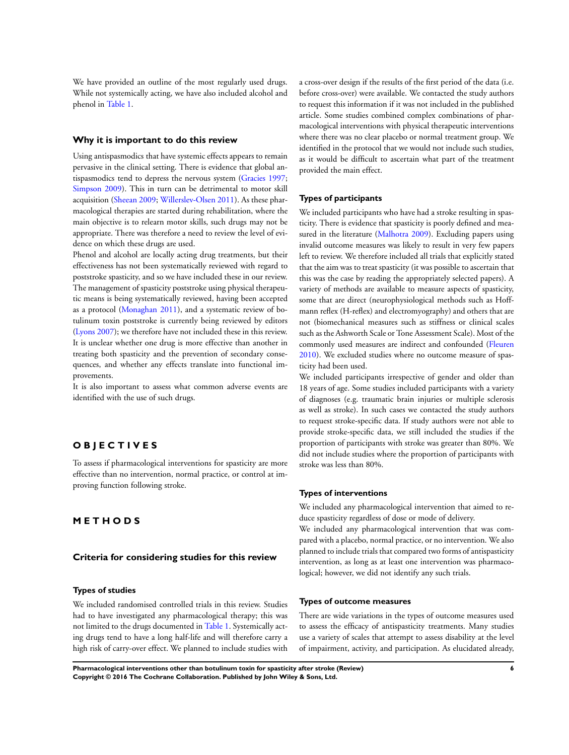We have provided an outline of the most regularly used drugs. While not systemically acting, we have also included alcohol and phenol in Table 1.

### Why it is important to do this review

Using antispasmodics that have systemic effects appears to remain pervasive in the clinical setting. There is evidence that global antispasmodics tend to depress the nervous system (Gracies 1997; Simpson 2009). This in turn can be detrimental to motor skill acquisition (Sheean 2009; Willerslev-Olsen 2011). As these pharmacological therapies are started during rehabilitation, where the main objective is to relearn motor skills, such drugs may not be appropriate. There was therefore a need to review the level of evidence on which these drugs are used.

Phenol and alcohol are locally acting drug treatments, but their effectiveness has not been systematically reviewed with regard to poststroke spasticity, and so we have included these in our review. The management of spasticity poststroke using physical therapeutic means is being systematically reviewed, having been accepted as a protocol (Monaghan 2011), and a systematic review of botulinum toxin poststroke is currently being reviewed by editors (Lyons 2007); we therefore have not included these in this review. It is unclear whether one drug is more effective than another in treating both spasticity and the prevention of secondary consequences, and whether any effects translate into functional improvements.

It is also important to assess what common adverse events are identified with the use of such drugs.

# OBJECTIVES

To assess if pharmacological interventions for spasticity are more effective than no intervention, normal practice, or control at improving function following stroke.

# METHODS

## Criteria for considering studies for this review

### Types of studies

We included randomised controlled trials in this review. Studies had to have investigated any pharmacological therapy; this was not limited to the drugs documented in Table 1. Systemically acting drugs tend to have a long half-life and will therefore carry a high risk of carry-over effect. We planned to include studies with a cross-over design if the results of the first period of the data (i.e. before cross-over) were available. We contacted the study authors to request this information if it was not included in the published article. Some studies combined complex combinations of pharmacological interventions with physical therapeutic interventions where there was no clear placebo or normal treatment group. We identified in the protocol that we would not include such studies, as it would be difficult to ascertain what part of the treatment provided the main effect.

### Types of participants

We included participants who have had a stroke resulting in spasticity. There is evidence that spasticity is poorly defined and measured in the literature (Malhotra 2009). Excluding papers using invalid outcome measures was likely to result in very few papers left to review. We therefore included all trials that explicitly stated that the aim was to treat spasticity (it was possible to ascertain that this was the case by reading the appropriately selected papers). A variety of methods are available to measure aspects of spasticity, some that are direct (neurophysiological methods such as Hoffmann reflex (H-reflex) and electromyography) and others that are not (biomechanical measures such as stiffness or clinical scales such as the Ashworth Scale or Tone Assessment Scale). Most of the commonly used measures are indirect and confounded (Fleuren 2010). We excluded studies where no outcome measure of spasticity had been used.

We included participants irrespective of gender and older than 18 years of age. Some studies included participants with a variety of diagnoses (e.g. traumatic brain injuries or multiple sclerosis as well as stroke). In such cases we contacted the study authors to request stroke-specific data. If study authors were not able to provide stroke-specific data, we still included the studies if the proportion of participants with stroke was greater than 80%. We did not include studies where the proportion of participants with stroke was less than 80%.

### Types of interventions

We included any pharmacological intervention that aimed to reduce spasticity regardless of dose or mode of delivery.

We included any pharmacological intervention that was compared with a placebo, normal practice, or no intervention. We also planned to include trials that compared two forms of antispasticity intervention, as long as at least one intervention was pharmacological; however, we did not identify any such trials.

### Types of outcome measures

There are wide variations in the types of outcome measures used to assess the efficacy of antispasticity treatments. Many studies use a variety of scales that attempt to assess disability at the level of impairment, activity, and participation. As elucidated already,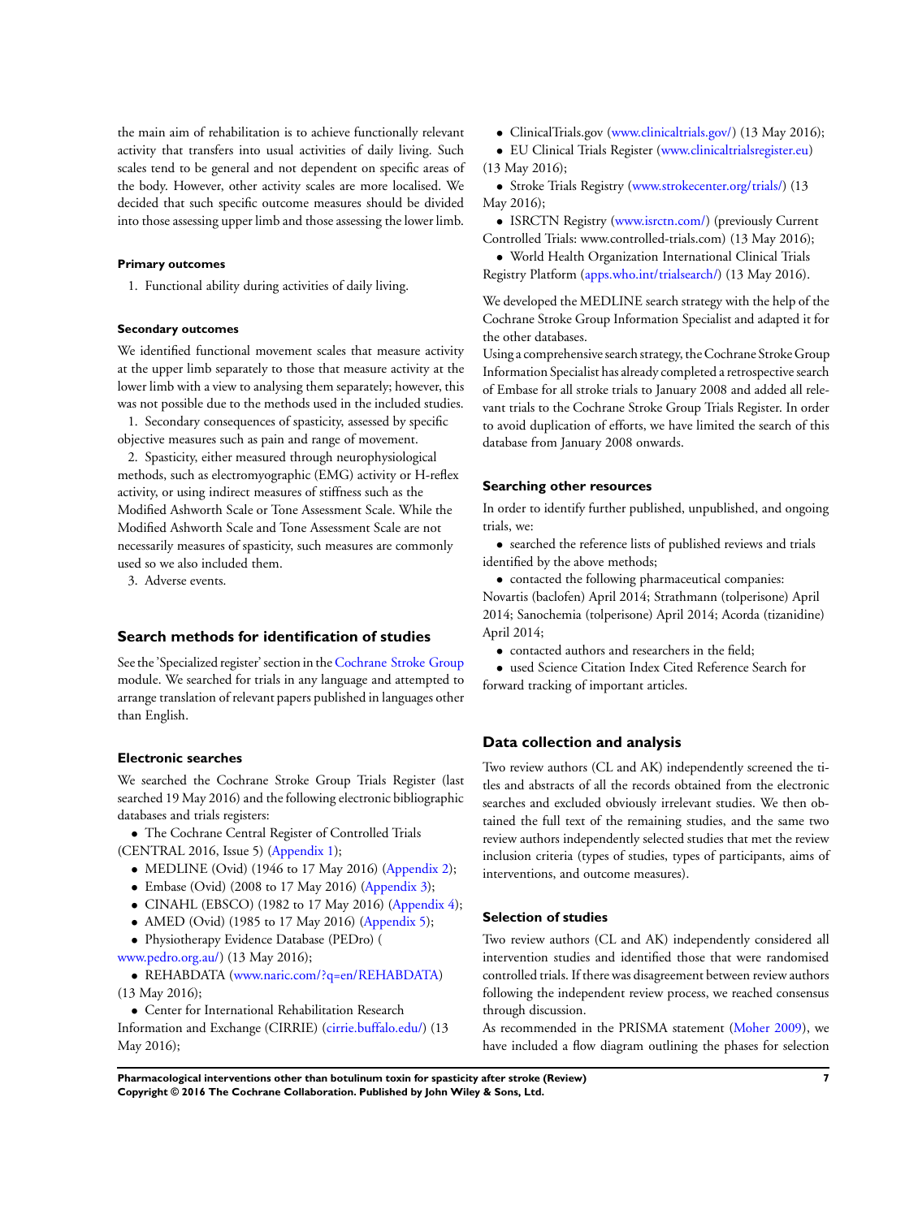the main aim of rehabilitation is to achieve functionally relevant activity that transfers into usual activities of daily living. Such scales tend to be general and not dependent on specific areas of the body. However, other activity scales are more localised. We decided that such specific outcome measures should be divided into those assessing upper limb and those assessing the lower limb.

#### Primary outcomes

1. Functional ability during activities of daily living.

#### Secondary outcomes

We identified functional movement scales that measure activity at the upper limb separately to those that measure activity at the lower limb with a view to analysing them separately; however, this was not possible due to the methods used in the included studies.

1. Secondary consequences of spasticity, assessed by specific objective measures such as pain and range of movement.
2. Spasticity, either measured through neurophysiological methods, such as electromyographic (EMG) activity or H-reflex activity, or using indirect measures of stiffness such as the Modified Ashworth Scale or Tone Assessment Scale. While the Modified Ashworth Scale and Tone Assessment Scale are not necessarily measures of spasticity, such measures are commonly used so we also included them.
3. Adverse events.

## Search methods for identification of studies

See the 'Specialized register' section in the Cochrane Stroke Group module. We searched for trials in any language and attempted to arrange translation of relevant papers published in languages other than English.

#### Electronic searches

We searched the Cochrane Stroke Group Trials Register (last searched 19 May 2016) and the following electronic bibliographic databases and trials registers:

- The Cochrane Central Register of Controlled Trials (CENTRAL 2016, Issue 5) (Appendix 1);
- MEDLINE (Ovid) (1946 to 17 May 2016) (Appendix 2);
- Embase (Ovid) (2008 to 17 May 2016) (Appendix 3);
- CINAHL (EBSCO) (1982 to 17 May 2016) (Appendix 4);
- AMED (Ovid) (1985 to 17 May 2016) (Appendix 5);
- Physiotherapy Evidence Database (PEDro) (www.pedro.org.au/) (13 May 2016);
- REHABDATA (www.naric.com/?q=en/REHABDATA) (13 May 2016);
- Center for International Rehabilitation Research Information and Exchange (CIRRIE) (cirrie.buffalo.edu/) (13 May 2016);
- ClinicalTrials.gov (www.clinicaltrials.gov/) (13 May 2016);
- EU Clinical Trials Register (www.clinicaltrialsregister.eu) (13 May 2016);
- Stroke Trials Registry (www.strokecenter.org/trials/) (13 May 2016);
- ISRCTN Registry (www.isrctn.com/) (previously Current Controlled Trials: www.controlled-trials.com) (13 May 2016);
- World Health Organization International Clinical Trials Registry Platform (apps.who.int/trialsearch/) (13 May 2016).

We developed the MEDLINE search strategy with the help of the Cochrane Stroke Group Information Specialist and adapted it for the other databases.

Using a comprehensive search strategy, the Cochrane Stroke Group Information Specialist has already completed a retrospective search of Embase for all stroke trials to January 2008 and added all relevant trials to the Cochrane Stroke Group Trials Register. In order to avoid duplication of efforts, we have limited the search of this database from January 2008 onwards.

#### Searching other resources

In order to identify further published, unpublished, and ongoing trials, we:

- searched the reference lists of published reviews and trials identified by the above methods;
- contacted the following pharmaceutical companies: Novartis (baclofen) April 2014; Strathmann (tolperisone) April 2014; Sanochemia (tolperisone) April 2014; Acorda (tizanidine) April 2014;
- contacted authors and researchers in the field;
- used Science Citation Index Cited Reference Search for forward tracking of important articles.

## Data collection and analysis

Two review authors (CL and AK) independently screened the titles and abstracts of all the records obtained from the electronic searches and excluded obviously irrelevant studies. We then obtained the full text of the remaining studies, and the same two review authors independently selected studies that met the review inclusion criteria (types of studies, types of participants, aims of interventions, and outcome measures).

#### Selection of studies

Two review authors (CL and AK) independently considered all intervention studies and identified those that were randomised controlled trials. If there was disagreement between review authors following the independent review process, we reached consensus through discussion.

As recommended in the PRISMA statement (Moher 2009), we have included a flow diagram outlining the phases for selection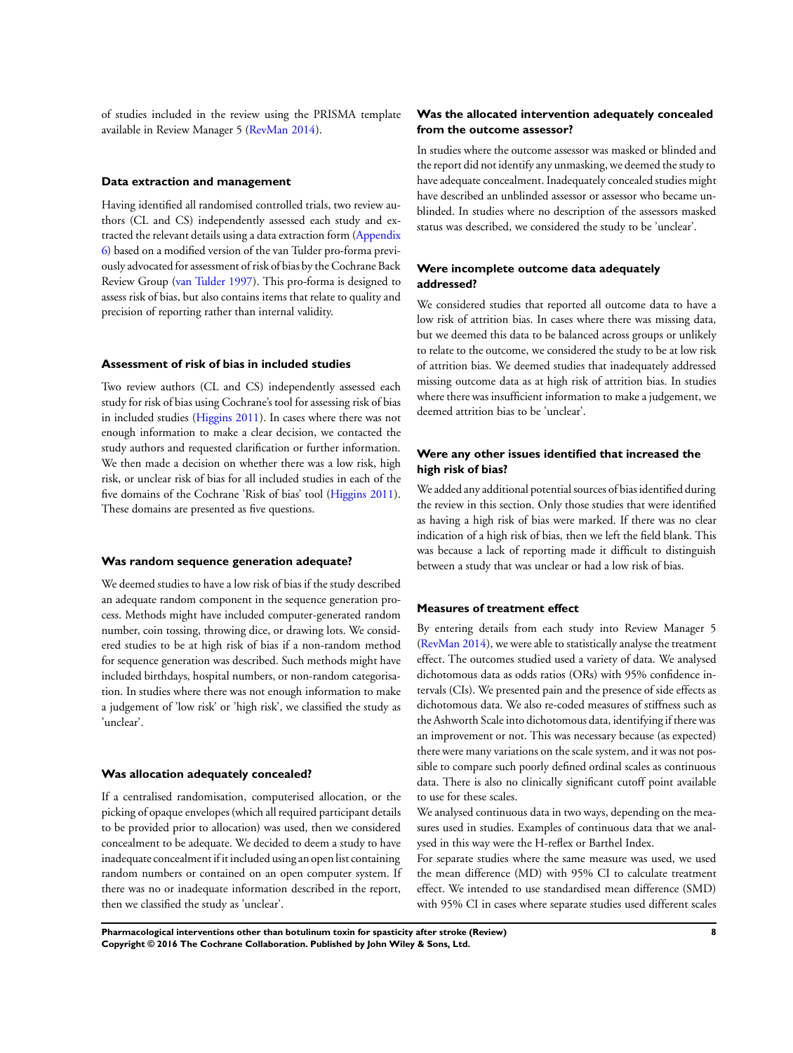of studies included in the review using the PRISMA template available in Review Manager 5 (RevMan 2014).

### Data extraction and management

Having identified all randomised controlled trials, two review authors (CL and CS) independently assessed each study and extracted the relevant details using a data extraction form (Appendix 6) based on a modified version of the van Tulder pro-forma previously advocated for assessment of risk of bias by the Cochrane Back Review Group (van Tulder 1997). This pro-forma is designed to assess risk of bias, but also contains items that relate to quality and precision of reporting rather than internal validity.

### Assessment of risk of bias in included studies

Two review authors (CL and CS) independently assessed each study for risk of bias using Cochrane's tool for assessing risk of bias in included studies (Higgins 2011). In cases where there was not enough information to make a clear decision, we contacted the study authors and requested clarification or further information. We then made a decision on whether there was a low risk, high risk, or unclear risk of bias for all included studies in each of the five domains of the Cochrane 'Risk of bias' tool (Higgins 2011). These domains are presented as five questions.

#### Was random sequence generation adequate?

We deemed studies to have a low risk of bias if the study described an adequate random component in the sequence generation process. Methods might have included computer-generated random number, coin tossing, throwing dice, or drawing lots. We considered studies to be at high risk of bias if a non-random method for sequence generation was described. Such methods might have included birthdays, hospital numbers, or non-random categorisation. In studies where there was not enough information to make a judgement of 'low risk' or 'high risk', we classified the study as 'unclear'.

#### Was allocation adequately concealed?

If a centralised randomisation, computerised allocation, or the picking of opaque envelopes (which all required participant details to be provided prior to allocation) was used, then we considered concealment to be adequate. We decided to deem a study to have inadequate concealment if it included using an open list containing random numbers or contained on an open computer system. If there was no or inadequate information described in the report, then we classified the study as 'unclear'.

#### Was the allocated intervention adequately concealed from the outcome assessor?

In studies where the outcome assessor was masked or blinded and the report did not identify any unmasking, we deemed the study to have adequate concealment. Inadequately concealed studies might have described an unblinded assessor or assessor who became unblinded. In studies where no description of the assessors masked status was described, we considered the study to be 'unclear'.

#### Were incomplete outcome data adequately addressed?

We considered studies that reported all outcome data to have a low risk of attrition bias. In cases where there was missing data, but we deemed this data to be balanced across groups or unlikely to relate to the outcome, we considered the study to be at low risk of attrition bias. We deemed studies that inadequately addressed missing outcome data as at high risk of attrition bias. In studies where there was insufficient information to make a judgement, we deemed attrition bias to be 'unclear'.

#### Were any other issues identified that increased the high risk of bias?

We added any additional potential sources of bias identified during the review in this section. Only those studies that were identified as having a high risk of bias were marked. If there was no clear indication of a high risk of bias, then we left the field blank. This was because a lack of reporting made it difficult to distinguish between a study that was unclear or had a low risk of bias.

### Measures of treatment effect

By entering details from each study into Review Manager 5 (RevMan 2014), we were able to statistically analyse the treatment effect. The outcomes studied used a variety of data. We analysed dichotomous data as odds ratios (ORs) with 95% confidence intervals (CIs). We presented pain and the presence of side effects as dichotomous data. We also re-coded measures of stiffness such as the Ashworth Scale into dichotomous data, identifying if there was an improvement or not. This was necessary because (as expected) there were many variations on the scale system, and it was not possible to compare such poorly defined ordinal scales as continuous data. There is also no clinically significant cutoff point available to use for these scales.

We analysed continuous data in two ways, depending on the measures used in studies. Examples of continuous data that we analysed in this way were the H-reflex or Barthel Index.

For separate studies where the same measure was used, we used the mean difference (MD) with 95% CI to calculate treatment effect. We intended to use standardised mean difference (SMD) with 95% CI in cases where separate studies used different scales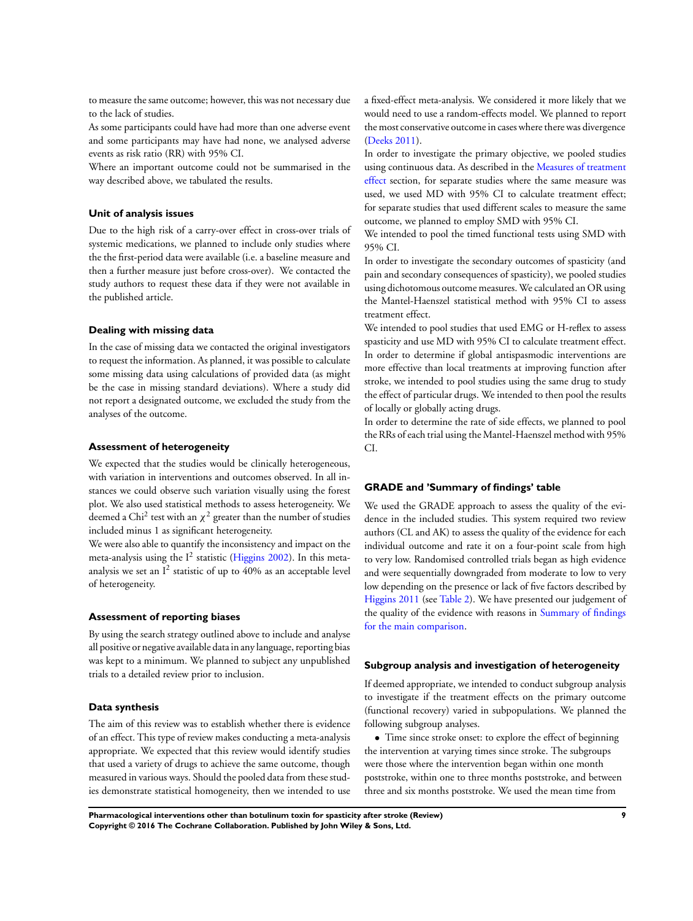to measure the same outcome; however, this was not necessary due to the lack of studies.

As some participants could have had more than one adverse event and some participants may have had none, we analysed adverse events as risk ratio (RR) with 95% CI.

Where an important outcome could not be summarised in the way described above, we tabulated the results.

### Unit of analysis issues

Due to the high risk of a carry-over effect in cross-over trials of systemic medications, we planned to include only studies where the the first-period data were available (i.e. a baseline measure and then a further measure just before cross-over). We contacted the study authors to request these data if they were not available in the published article.

### Dealing with missing data

In the case of missing data we contacted the original investigators to request the information. As planned, it was possible to calculate some missing data using calculations of provided data (as might be the case in missing standard deviations). Where a study did not report a designated outcome, we excluded the study from the analyses of the outcome.

### Assessment of heterogeneity

We expected that the studies would be clinically heterogeneous, with variation in interventions and outcomes observed. In all instances we could observe such variation visually using the forest plot. We also used statistical methods to assess heterogeneity. We deemed a Chi$^2$ test with an $\chi^2$ greater than the number of studies included minus 1 as significant heterogeneity.

We were also able to quantify the inconsistency and impact on the meta-analysis using the I$^2$ statistic (Higgins 2002). In this meta-analysis we set an I$^2$ statistic of up to 40% as an acceptable level of heterogeneity.

### Assessment of reporting biases

By using the search strategy outlined above to include and analyse all positive or negative available data in any language, reporting bias was kept to a minimum. We planned to subject any unpublished trials to a detailed review prior to inclusion.

### Data synthesis

The aim of this review was to establish whether there is evidence of an effect. This type of review makes conducting a meta-analysis appropriate. We expected that this review would identify studies that used a variety of drugs to achieve the same outcome, though measured in various ways. Should the pooled data from these studies demonstrate statistical homogeneity, then we intended to use a fixed-effect meta-analysis. We considered it more likely that we would need to use a random-effects model. We planned to report the most conservative outcome in cases where there was divergence (Deeks 2011).

In order to investigate the primary objective, we pooled studies using continuous data. As described in the Measures of treatment effect section, for separate studies where the same measure was used, we used MD with 95% CI to calculate treatment effect; for separate studies that used different scales to measure the same outcome, we planned to employ SMD with 95% CI.

We intended to pool the timed functional tests using SMD with 95% CI.

In order to investigate the secondary outcomes of spasticity (and pain and secondary consequences of spasticity), we pooled studies using dichotomous outcome measures. We calculated an OR using the Mantel-Haenszel statistical method with 95% CI to assess treatment effect.

We intended to pool studies that used EMG or H-reflex to assess spasticity and use MD with 95% CI to calculate treatment effect.

In order to determine if global antispasmodic interventions are more effective than local treatments at improving function after stroke, we intended to pool studies using the same drug to study the effect of particular drugs. We intended to then pool the results of locally or globally acting drugs.

In order to determine the rate of side effects, we planned to pool the RRs of each trial using the Mantel-Haenszel method with 95% CI.

### GRADE and 'Summary of findings' table

We used the GRADE approach to assess the quality of the evidence in the included studies. This system required two review authors (CL and AK) to assess the quality of the evidence for each individual outcome and rate it on a four-point scale from high to very low. Randomised controlled trials began as high evidence and were sequentially downgraded from moderate to low to very low depending on the presence or lack of five factors described by Higgins 2011 (see Table 2). We have presented our judgement of the quality of the evidence with reasons in Summary of findings for the main comparison.

### Subgroup analysis and investigation of heterogeneity

If deemed appropriate, we intended to conduct subgroup analysis to investigate if the treatment effects on the primary outcome (functional recovery) varied in subpopulations. We planned the following subgroup analyses.

- Time since stroke onset: to explore the effect of beginning the intervention at varying times since stroke. The subgroups were those where the intervention began within one month poststroke, within one to three months poststroke, and between three and six months poststroke. We used the mean time from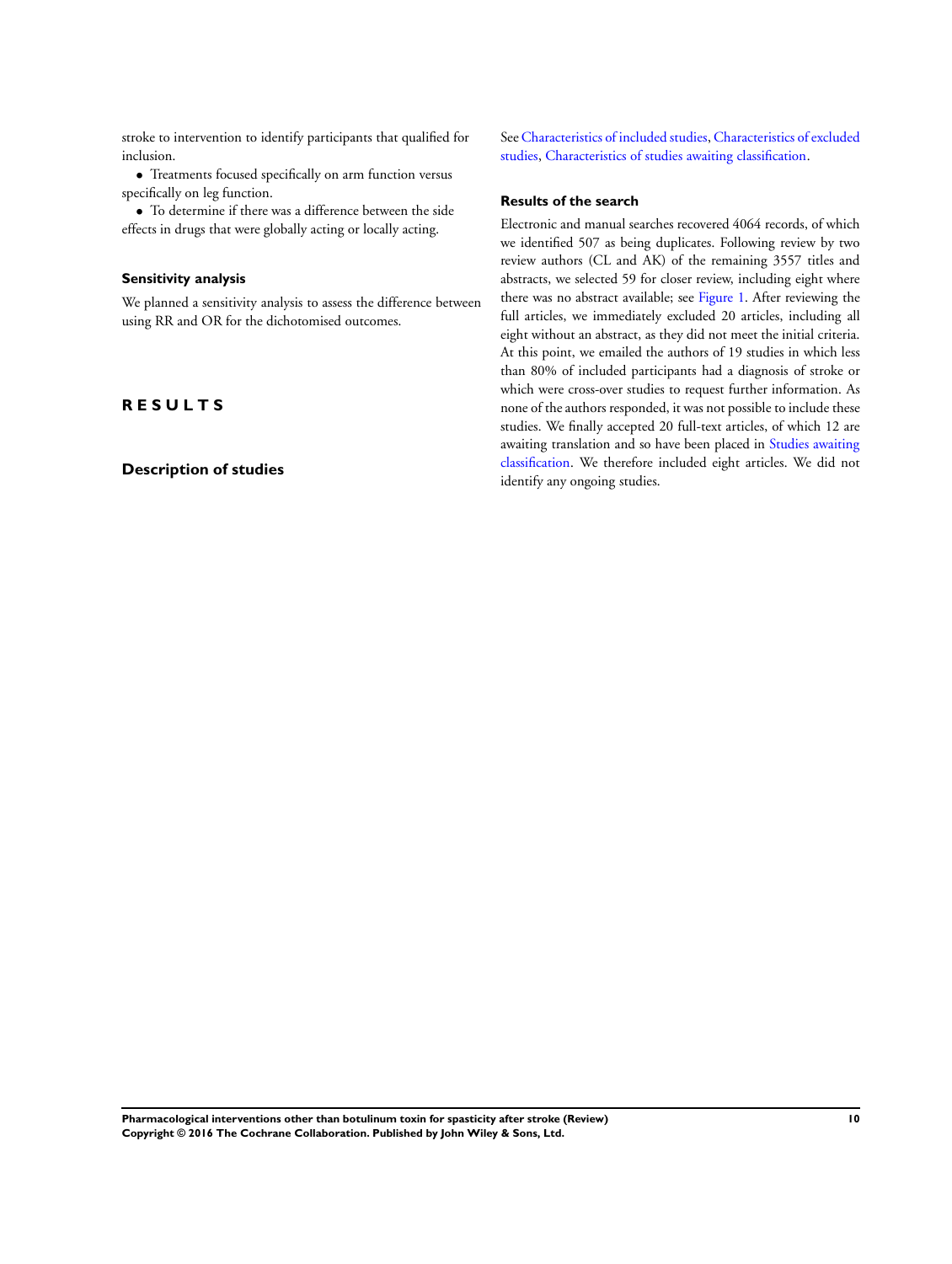stroke to intervention to identify participants that qualified for inclusion.

- Treatments focused specifically on arm function versus specifically on leg function.
- To determine if there was a difference between the side effects in drugs that were globally acting or locally acting.

### Sensitivity analysis

We planned a sensitivity analysis to assess the difference between using RR and OR for the dichotomised outcomes.

# RESULTS

## Description of studies

See Characteristics of included studies, Characteristics of excluded studies, Characteristics of studies awaiting classification.

### Results of the search

Electronic and manual searches recovered 4064 records, of which we identified 507 as being duplicates. Following review by two review authors (CL and AK) of the remaining 3557 titles and abstracts, we selected 59 for closer review, including eight where there was no abstract available; see Figure 1. After reviewing the full articles, we immediately excluded 20 articles, including all eight without an abstract, as they did not meet the initial criteria. At this point, we emailed the authors of 19 studies in which less than 80% of included participants had a diagnosis of stroke or which were cross-over studies to request further information. As none of the authors responded, it was not possible to include these studies. We finally accepted 20 full-text articles, of which 12 are awaiting translation and so have been placed in Studies awaiting classification. We therefore included eight articles. We did not identify any ongoing studies.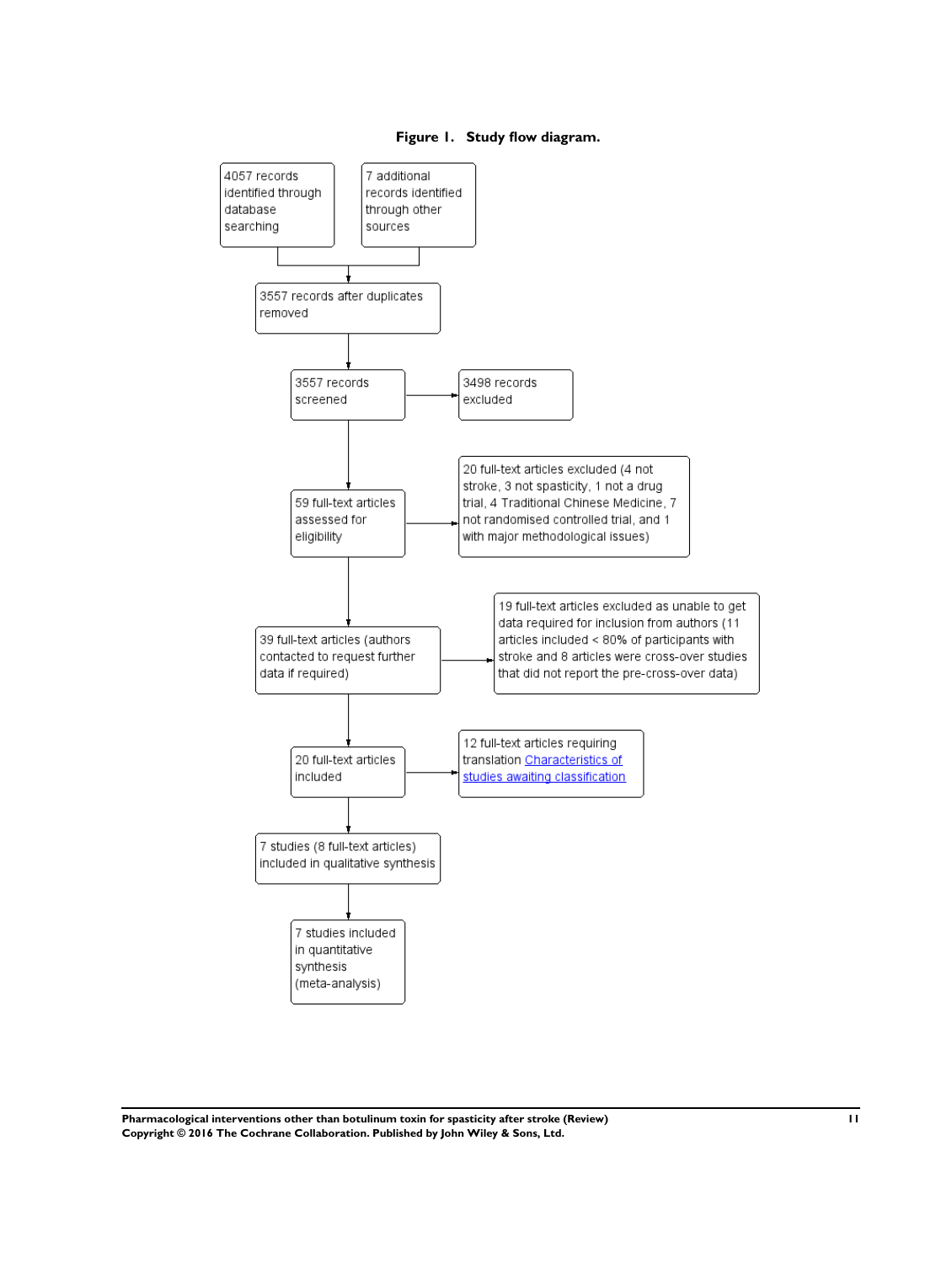**Figure 1. Study flow diagram.**

4057 records identified through database searching

7 additional records identified through other sources

3557 records after duplicates removed

3557 records screened

3498 records excluded

59 full-text articles assessed for eligibility

20 full-text articles excluded (4 not stroke, 3 not spasticity, 1 not a drug trial, 4 Traditional Chinese Medicine, 7 not randomised controlled trial, and 1 with major methodological issues)

39 full-text articles (authors contacted to request further data if required)

19 full-text articles excluded as unable to get data required for inclusion from authors (11 articles included < 80% of participants with stroke and 8 articles were cross-over studies that did not report the pre-cross-over data)

20 full-text articles included

12 full-text articles requiring translation Characteristics of studies awaiting classification

7 studies (8 full-text articles) included in qualitative synthesis

7 studies included in quantitative synthesis (meta-analysis)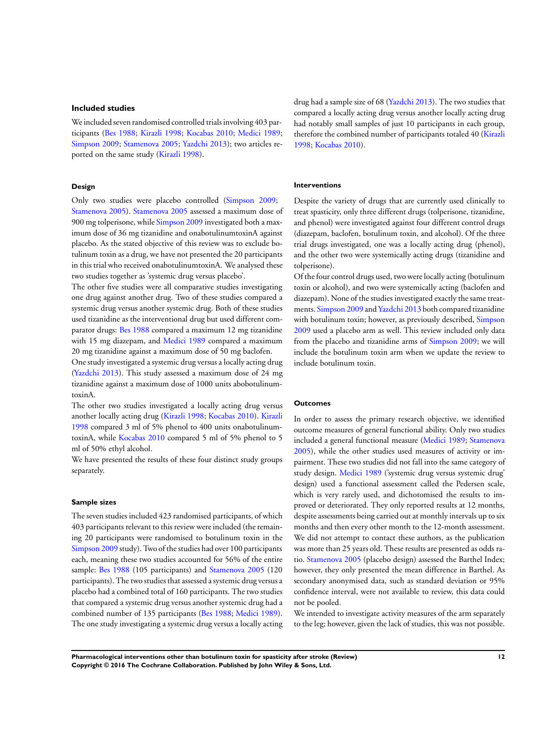### Included studies

We included seven randomised controlled trials involving 403 participants (Bes 1988; Kirazli 1998; Kocabas 2010; Medici 1989; Simpson 2009; Stamenova 2005; Yazdchi 2013); two articles reported on the same study (Kirazli 1998).

#### Design

Only two studies were placebo controlled (Simpson 2009; Stamenova 2005). Stamenova 2005 assessed a maximum dose of 900 mg tolperisone, while Simpson 2009 investigated both a maximum dose of 36 mg tizanidine and onabotulinumtoxinA against placebo. As the stated objective of this review was to exclude botulinum toxin as a drug, we have not presented the 20 participants in this trial who received onabotulinumtoxinA. We analysed these two studies together as 'systemic drug versus placebo'.

The other five studies were all comparative studies investigating one drug against another drug. Two of these studies compared a systemic drug versus another systemic drug. Both of these studies used tizanidine as the interventional drug but used different comparator drugs: Bes 1988 compared a maximum 12 mg tizanidine with 15 mg diazepam, and Medici 1989 compared a maximum 20 mg tizanidine against a maximum dose of 50 mg baclofen.

One study investigated a systemic drug versus a locally acting drug (Yazdchi 2013). This study assessed a maximum dose of 24 mg tizanidine against a maximum dose of 1000 units abobotulinumtoxinA.

The other two studies investigated a locally acting drug versus another locally acting drug (Kirazli 1998; Kocabas 2010). Kirazli 1998 compared 3 ml of 5% phenol to 400 units onabotulinumtoxinA, while Kocabas 2010 compared 5 ml of 5% phenol to 5 ml of 50% ethyl alcohol.

We have presented the results of these four distinct study groups separately.

#### Sample sizes

The seven studies included 423 randomised participants, of which 403 participants relevant to this review were included (the remaining 20 participants were randomised to botulinum toxin in the Simpson 2009 study). Two of the studies had over 100 participants each, meaning these two studies accounted for 56% of the entire sample: Bes 1988 (105 participants) and Stamenova 2005 (120 participants). The two studies that assessed a systemic drug versus a placebo had a combined total of 160 participants. The two studies that compared a systemic drug versus another systemic drug had a combined number of 135 participants (Bes 1988; Medici 1989). The one study investigating a systemic drug versus a locally acting drug had a sample size of 68 (Yazdchi 2013). The two studies that compared a locally acting drug versus another locally acting drug had notably small samples of just 10 participants in each group, therefore the combined number of participants totaled 40 (Kirazli 1998; Kocabas 2010).

#### Interventions

Despite the variety of drugs that are currently used clinically to treat spasticity, only three different drugs (tolperisone, tizanidine, and phenol) were investigated against four different control drugs (diazepam, baclofen, botulinum toxin, and alcohol). Of the three trial drugs investigated, one was a locally acting drug (phenol), and the other two were systemically acting drugs (tizanidine and tolperisone).

Of the four control drugs used, two were locally acting (botulinum toxin or alcohol), and two were systemically acting (baclofen and diazepam). None of the studies investigated exactly the same treatments. Simpson 2009 and Yazdchi 2013 both compared tizanidine with botulinum toxin; however, as previously described, Simpson 2009 used a placebo arm as well. This review included only data from the placebo and tizanidine arms of Simpson 2009; we will include the botulinum toxin arm when we update the review to include botulinum toxin.

#### Outcomes

In order to assess the primary research objective, we identified outcome measures of general functional ability. Only two studies included a general functional measure (Medici 1989; Stamenova 2005), while the other studies used measures of activity or impairment. These two studies did not fall into the same category of study design. Medici 1989 ('systemic drug versus systemic drug' design) used a functional assessment called the Pedersen scale, which is very rarely used, and dichotomised the results to improved or deteriorated. They only reported results at 12 months, despite assessments being carried out at monthly intervals up to six months and then every other month to the 12-month assessment. We did not attempt to contact these authors, as the publication was more than 25 years old. These results are presented as odds ratio. Stamenova 2005 (placebo design) assessed the Barthel Index; however, they only presented the mean difference in Barthel. As secondary anonymised data, such as standard deviation or 95% confidence interval, were not available to review, this data could not be pooled.

We intended to investigate activity measures of the arm separately to the leg; however, given the lack of studies, this was not possible.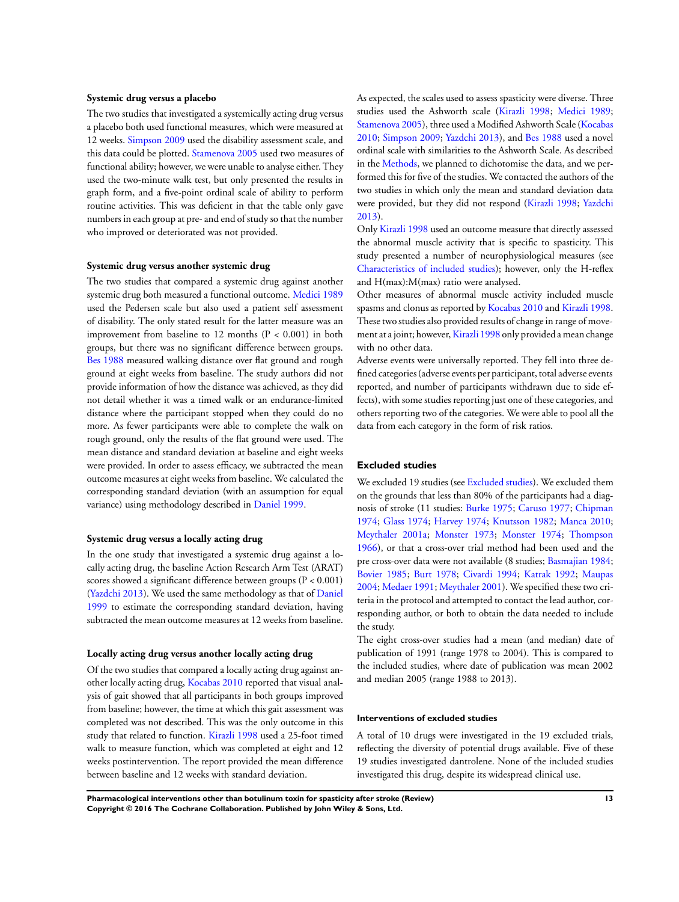#### Systemic drug versus a placebo

The two studies that investigated a systemically acting drug versus a placebo both used functional measures, which were measured at 12 weeks. Simpson 2009 used the disability assessment scale, and this data could be plotted. Stamenova 2005 used two measures of functional ability; however, we were unable to analyse either. They used the two-minute walk test, but only presented the results in graph form, and a five-point ordinal scale of ability to perform routine activities. This was deficient in that the table only gave numbers in each group at pre- and end of study so that the number who improved or deteriorated was not provided.

#### Systemic drug versus another systemic drug

The two studies that compared a systemic drug against another systemic drug both measured a functional outcome. Medici 1989 used the Pedersen scale but also used a patient self assessment of disability. The only stated result for the latter measure was an improvement from baseline to 12 months ($P < 0.001$) in both groups, but there was no significant difference between groups. Bes 1988 measured walking distance over flat ground and rough ground at eight weeks from baseline. The study authors did not provide information of how the distance was achieved, as they did not detail whether it was a timed walk or an endurance-limited distance where the participant stopped when they could do no more. As fewer participants were able to complete the walk on rough ground, only the results of the flat ground were used. The mean distance and standard deviation at baseline and eight weeks were provided. In order to assess efficacy, we subtracted the mean outcome measures at eight weeks from baseline. We calculated the corresponding standard deviation (with an assumption for equal variance) using methodology described in Daniel 1999.

#### Systemic drug versus a locally acting drug

In the one study that investigated a systemic drug against a locally acting drug, the baseline Action Research Arm Test (ARAT) scores showed a significant difference between groups ($P < 0.001$) (Yazdchi 2013). We used the same methodology as that of Daniel 1999 to estimate the corresponding standard deviation, having subtracted the mean outcome measures at 12 weeks from baseline.

#### Locally acting drug versus another locally acting drug

Of the two studies that compared a locally acting drug against another locally acting drug, Kocabas 2010 reported that visual analysis of gait showed that all participants in both groups improved from baseline; however, the time at which this gait assessment was completed was not described. This was the only outcome in this study that related to function. Kirazli 1998 used a 25-foot timed walk to measure function, which was completed at eight and 12 weeks postintervention. The report provided the mean difference between baseline and 12 weeks with standard deviation.

As expected, the scales used to assess spasticity were diverse. Three studies used the Ashworth scale (Kirazli 1998; Medici 1989; Stamenova 2005), three used a Modified Ashworth Scale (Kocabas 2010; Simpson 2009; Yazdchi 2013), and Bes 1988 used a novel ordinal scale with similarities to the Ashworth Scale. As described in the Methods, we planned to dichotomise the data, and we performed this for five of the studies. We contacted the authors of the two studies in which only the mean and standard deviation data were provided, but they did not respond (Kirazli 1998; Yazdchi 2013).

Only Kirazli 1998 used an outcome measure that directly assessed the abnormal muscle activity that is specific to spasticity. This study presented a number of neurophysiological measures (see Characteristics of included studies); however, only the H-reflex and H(max):M(max) ratio were analysed.

Other measures of abnormal muscle activity included muscle spasms and clonus as reported by Kocabas 2010 and Kirazli 1998. These two studies also provided results of change in range of movement at a joint; however, Kirazli 1998 only provided a mean change with no other data.

Adverse events were universally reported. They fell into three defined categories (adverse events per participant, total adverse events reported, and number of participants withdrawn due to side effects), with some studies reporting just one of these categories, and others reporting two of the categories. We were able to pool all the data from each category in the form of risk ratios.

### Excluded studies

We excluded 19 studies (see Excluded studies). We excluded them on the grounds that less than 80% of the participants had a diagnosis of stroke (11 studies: Burke 1975; Caruso 1977; Chipman 1974; Glass 1974; Harvey 1974; Knutsson 1982; Manca 2010; Meythaler 2001a; Monster 1973; Monster 1974; Thompson 1966), or that a cross-over trial method had been used and the pre cross-over data were not available (8 studies; Basmajian 1984; Bovier 1985; Burt 1978; Civardi 1994; Katrak 1992; Maupas 2004; Medaer 1991; Meythaler 2001). We specified these two criteria in the protocol and attempted to contact the lead author, corresponding author, or both to obtain the data needed to include the study.

The eight cross-over studies had a mean (and median) date of publication of 1991 (range 1978 to 2004). This is compared to the included studies, where date of publication was mean 2002 and median 2005 (range 1988 to 2013).

#### Interventions of excluded studies

A total of 10 drugs were investigated in the 19 excluded trials, reflecting the diversity of potential drugs available. Five of these 19 studies investigated dantrolene. None of the included studies investigated this drug, despite its widespread clinical use.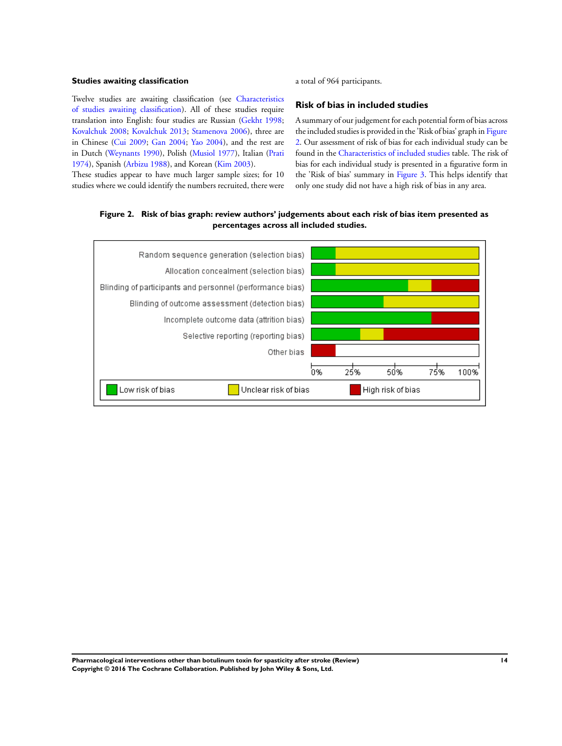### Studies awaiting classification

Twelve studies are awaiting classification (see Characteristics of studies awaiting classification). All of these studies require translation into English: four studies are Russian (Gekht 1998; Kovalchuk 2008; Kovalchuk 2013; Stamenova 2006), three are in Chinese (Cui 2009; Gan 2004; Yao 2004), and the rest are in Dutch (Weynants 1990), Polish (Musiol 1977), Italian (Prati 1974), Spanish (Arbizu 1988), and Korean (Kim 2003).

These studies appear to have much larger sample sizes; for 10 studies where we could identify the numbers recruited, there were a total of 964 participants.

### Risk of bias in included studies

A summary of our judgement for each potential form of bias across the included studies is provided in the 'Risk of bias' graph in Figure 2. Our assessment of risk of bias for each individual study can be found in the Characteristics of included studies table. The risk of bias for each individual study is presented in a figurative form in the 'Risk of bias' summary in Figure 3. This helps identify that only one study did not have a high risk of bias in any area.

**Figure 2. Risk of bias graph: review authors' judgements about each risk of bias item presented as percentages across all included studies.**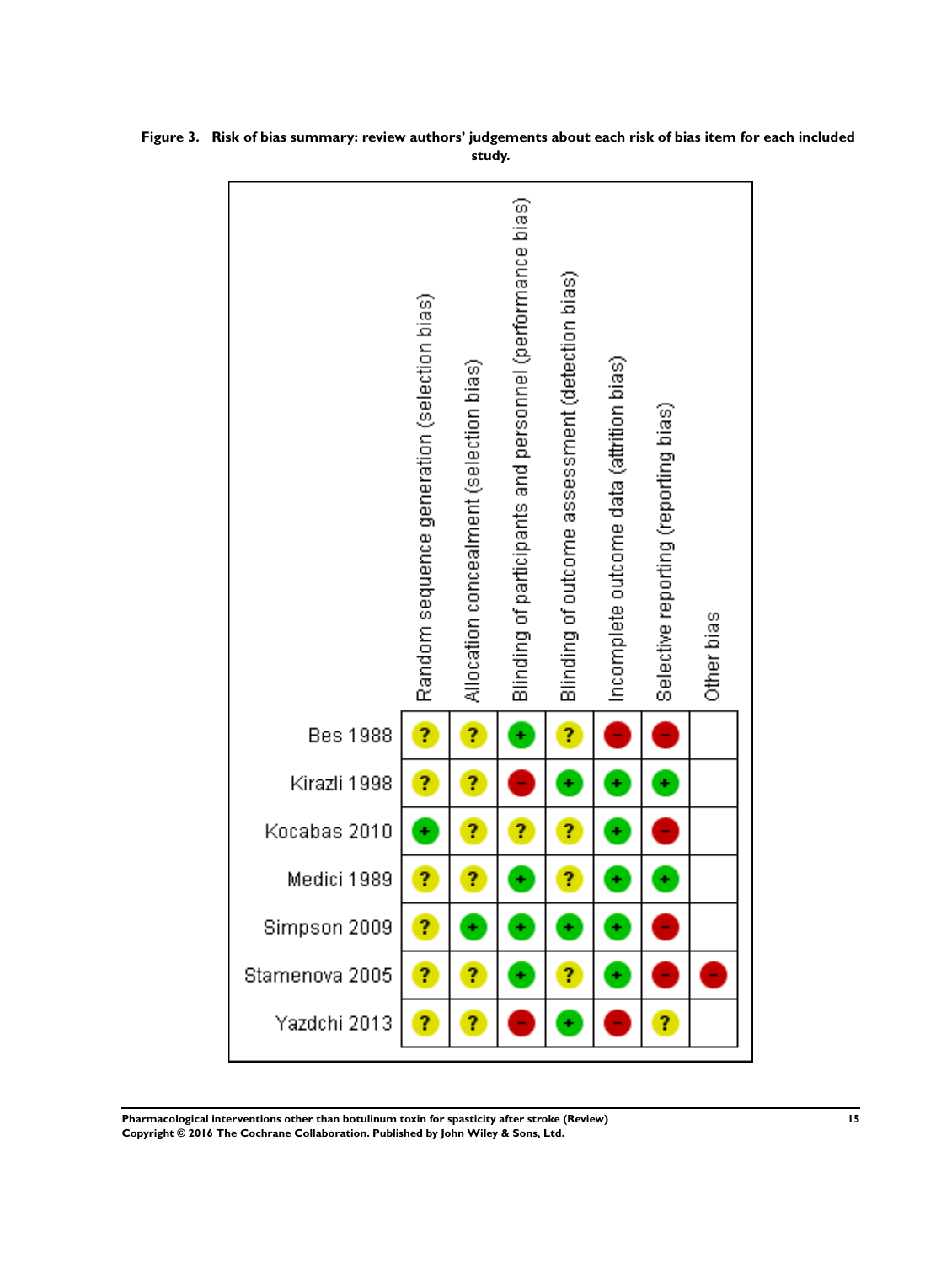**Figure 3. Risk of bias summary: review authors' judgements about each risk of bias item for each included study.**

| | Random sequence generation (selection bias) | Allocation concealment (selection bias) | Blinding of participants and personnel (performance bias) | Blinding of outcome assessment (detection bias) | Incomplete outcome data (attrition bias) | Selective reporting (reporting bias) | Other bias |
|---|---|---|---|---|---|---|---|
| Bes 1988 | ? | ? | + | ? | − | − | |
| Kirazli 1998 | ? | ? | − | + | + | + | |
| Kocabas 2010 | + | ? | ? | ? | + | − | |
| Medici 1989 | ? | ? | + | ? | + | + | |
| Simpson 2009 | ? | + | + | + | + | − | |
| Stamenova 2005 | ? | ? | + | ? | + | − | − |
| Yazdchi 2013 | ? | ? | − | + | − | ? | |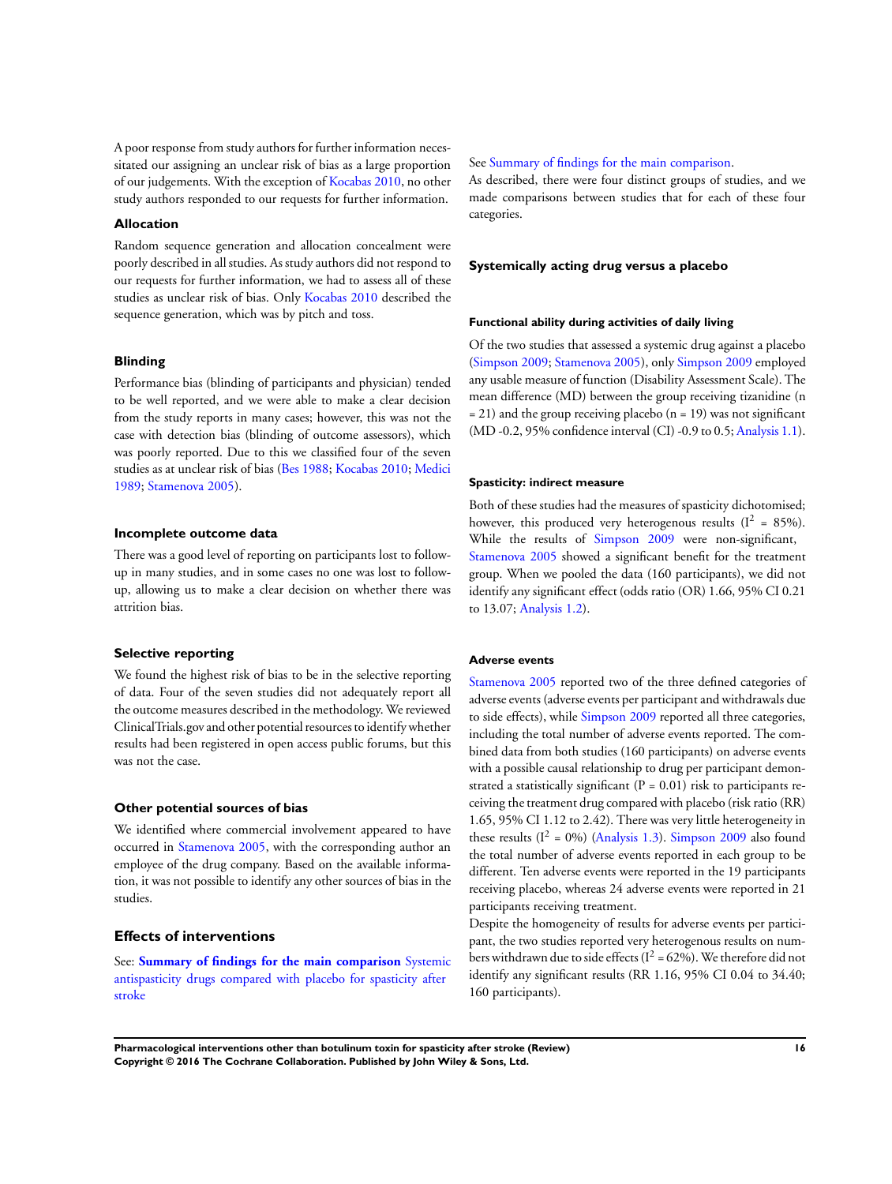A poor response from study authors for further information necessitated our assigning an unclear risk of bias as a large proportion of our judgements. With the exception of Kocabas 2010, no other study authors responded to our requests for further information.

### Allocation

Random sequence generation and allocation concealment were poorly described in all studies. As study authors did not respond to our requests for further information, we had to assess all of these studies as unclear risk of bias. Only Kocabas 2010 described the sequence generation, which was by pitch and toss.

### Blinding

Performance bias (blinding of participants and physician) tended to be well reported, and we were able to make a clear decision from the study reports in many cases; however, this was not the case with detection bias (blinding of outcome assessors), which was poorly reported. Due to this we classified four of the seven studies as at unclear risk of bias (Bes 1988; Kocabas 2010; Medici 1989; Stamenova 2005).

### Incomplete outcome data

There was a good level of reporting on participants lost to follow-up in many studies, and in some cases no one was lost to follow-up, allowing us to make a clear decision on whether there was attrition bias.

### Selective reporting

We found the highest risk of bias to be in the selective reporting of data. Four of the seven studies did not adequately report all the outcome measures described in the methodology. We reviewed ClinicalTrials.gov and other potential resources to identify whether results had been registered in open access public forums, but this was not the case.

### Other potential sources of bias

We identified where commercial involvement appeared to have occurred in Stamenova 2005, with the corresponding author an employee of the drug company. Based on the available information, it was not possible to identify any other sources of bias in the studies.

## Effects of interventions

See: **Summary of findings for the main comparison** Systemic antispasticity drugs compared with placebo for spasticity after stroke

See Summary of findings for the main comparison.

As described, there were four distinct groups of studies, and we made comparisons between studies that for each of these four categories.

### Systemically acting drug versus a placebo

#### Functional ability during activities of daily living

Of the two studies that assessed a systemic drug against a placebo (Simpson 2009; Stamenova 2005), only Simpson 2009 employed any usable measure of function (Disability Assessment Scale). The mean difference (MD) between the group receiving tizanidine (n = 21) and the group receiving placebo (n = 19) was not significant (MD -0.2, 95% confidence interval (CI) -0.9 to 0.5; Analysis 1.1).

#### Spasticity: indirect measure

Both of these studies had the measures of spasticity dichotomised; however, this produced very heterogenous results ($I^2$ = 85%). While the results of Simpson 2009 were non-significant, Stamenova 2005 showed a significant benefit for the treatment group. When we pooled the data (160 participants), we did not identify any significant effect (odds ratio (OR) 1.66, 95% CI 0.21 to 13.07; Analysis 1.2).

#### Adverse events

Stamenova 2005 reported two of the three defined categories of adverse events (adverse events per participant and withdrawals due to side effects), while Simpson 2009 reported all three categories, including the total number of adverse events reported. The combined data from both studies (160 participants) on adverse events with a possible causal relationship to drug per participant demonstrated a statistically significant (P = 0.01) risk to participants receiving the treatment drug compared with placebo (risk ratio (RR) 1.65, 95% CI 1.12 to 2.42). There was very little heterogeneity in these results ($I^2$ = 0%) (Analysis 1.3). Simpson 2009 also found the total number of adverse events reported in each group to be different. Ten adverse events were reported in the 19 participants receiving placebo, whereas 24 adverse events were reported in 21 participants receiving treatment.

Despite the homogeneity of results for adverse events per participant, the two studies reported very heterogenous results on numbers withdrawn due to side effects ($I^2$ = 62%). We therefore did not identify any significant results (RR 1.16, 95% CI 0.04 to 34.40; 160 participants).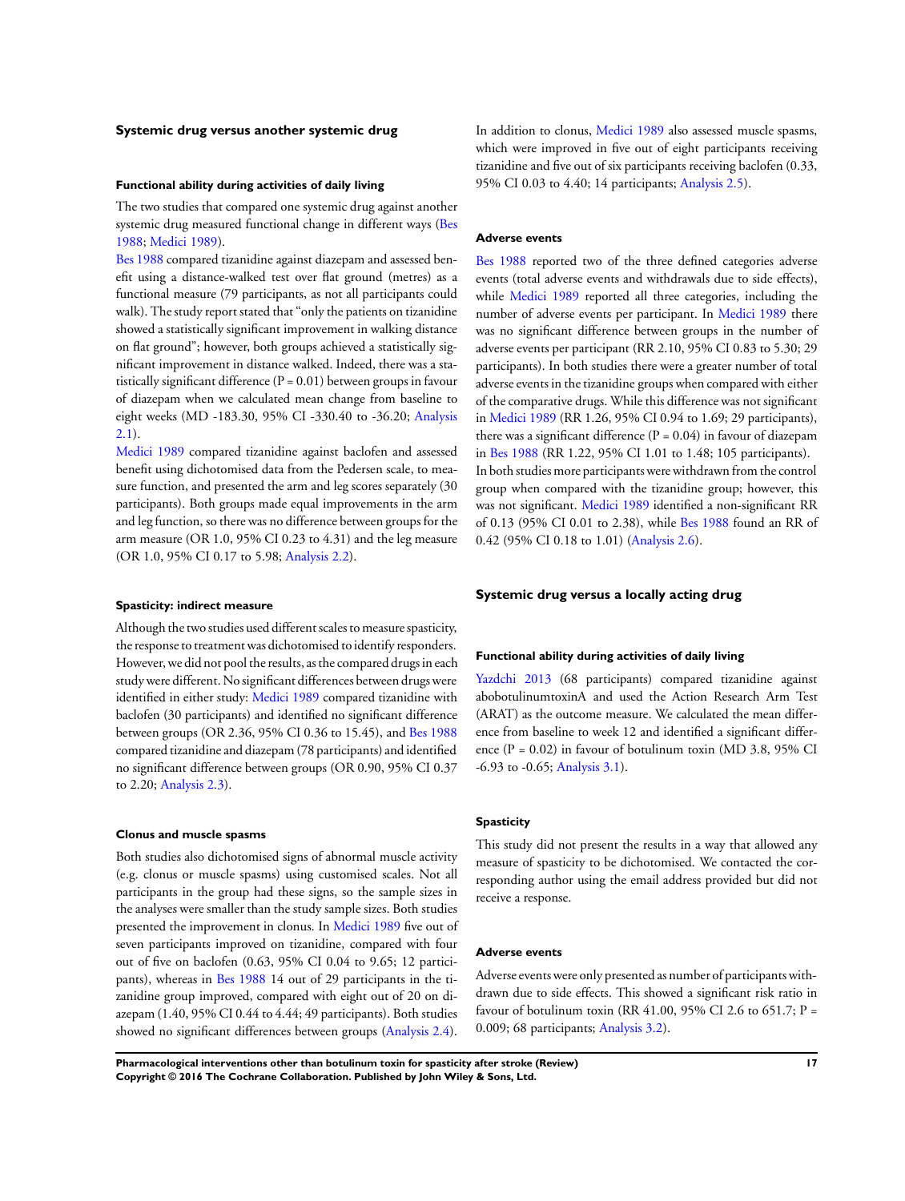### Systemic drug versus another systemic drug

#### Functional ability during activities of daily living

The two studies that compared one systemic drug against another systemic drug measured functional change in different ways (Bes 1988; Medici 1989).

Bes 1988 compared tizanidine against diazepam and assessed benefit using a distance-walked test over flat ground (metres) as a functional measure (79 participants, as not all participants could walk). The study report stated that "only the patients on tizanidine showed a statistically significant improvement in walking distance on flat ground"; however, both groups achieved a statistically significant improvement in distance walked. Indeed, there was a statistically significant difference (P = 0.01) between groups in favour of diazepam when we calculated mean change from baseline to eight weeks (MD -183.30, 95% CI -330.40 to -36.20; Analysis 2.1).

Medici 1989 compared tizanidine against baclofen and assessed benefit using dichotomised data from the Pedersen scale, to measure function, and presented the arm and leg scores separately (30 participants). Both groups made equal improvements in the arm and leg function, so there was no difference between groups for the arm measure (OR 1.0, 95% CI 0.23 to 4.31) and the leg measure (OR 1.0, 95% CI 0.17 to 5.98; Analysis 2.2).

#### Spasticity: indirect measure

Although the two studies used different scales to measure spasticity, the response to treatment was dichotomised to identify responders. However, we did not pool the results, as the compared drugs in each study were different. No significant differences between drugs were identified in either study: Medici 1989 compared tizanidine with baclofen (30 participants) and identified no significant difference between groups (OR 2.36, 95% CI 0.36 to 15.45), and Bes 1988 compared tizanidine and diazepam (78 participants) and identified no significant difference between groups (OR 0.90, 95% CI 0.37 to 2.20; Analysis 2.3).

#### Clonus and muscle spasms

Both studies also dichotomised signs of abnormal muscle activity (e.g. clonus or muscle spasms) using customised scales. Not all participants in the group had these signs, so the sample sizes in the analyses were smaller than the study sample sizes. Both studies presented the improvement in clonus. In Medici 1989 five out of seven participants improved on tizanidine, compared with four out of five on baclofen (0.63, 95% CI 0.04 to 9.65; 12 participants), whereas in Bes 1988 14 out of 29 participants in the tizanidine group improved, compared with eight out of 20 on diazepam (1.40, 95% CI 0.44 to 4.44; 49 participants). Both studies showed no significant differences between groups (Analysis 2.4).

In addition to clonus, Medici 1989 also assessed muscle spasms, which were improved in five out of eight participants receiving tizanidine and five out of six participants receiving baclofen (0.33, 95% CI 0.03 to 4.40; 14 participants; Analysis 2.5).

#### Adverse events

Bes 1988 reported two of the three defined categories adverse events (total adverse events and withdrawals due to side effects), while Medici 1989 reported all three categories, including the number of adverse events per participant. In Medici 1989 there was no significant difference between groups in the number of adverse events per participant (RR 2.10, 95% CI 0.83 to 5.30; 29 participants). In both studies there were a greater number of total adverse events in the tizanidine groups when compared with either of the comparative drugs. While this difference was not significant in Medici 1989 (RR 1.26, 95% CI 0.94 to 1.69; 29 participants), there was a significant difference (P = 0.04) in favour of diazepam in Bes 1988 (RR 1.22, 95% CI 1.01 to 1.48; 105 participants). In both studies more participants were withdrawn from the control group when compared with the tizanidine group; however, this was not significant. Medici 1989 identified a non-significant RR of 0.13 (95% CI 0.01 to 2.38), while Bes 1988 found an RR of 0.42 (95% CI 0.18 to 1.01) (Analysis 2.6).

### Systemic drug versus a locally acting drug

#### Functional ability during activities of daily living

Yazdchi 2013 (68 participants) compared tizanidine against abobotulinumtoxinA and used the Action Research Arm Test (ARAT) as the outcome measure. We calculated the mean difference from baseline to week 12 and identified a significant difference (P = 0.02) in favour of botulinum toxin (MD 3.8, 95% CI -6.93 to -0.65; Analysis 3.1).

#### Spasticity

This study did not present the results in a way that allowed any measure of spasticity to be dichotomised. We contacted the corresponding author using the email address provided but did not receive a response.

#### Adverse events

Adverse events were only presented as number of participants withdrawn due to side effects. This showed a significant risk ratio in favour of botulinum toxin (RR 41.00, 95% CI 2.6 to 651.7; P = 0.009; 68 participants; Analysis 3.2).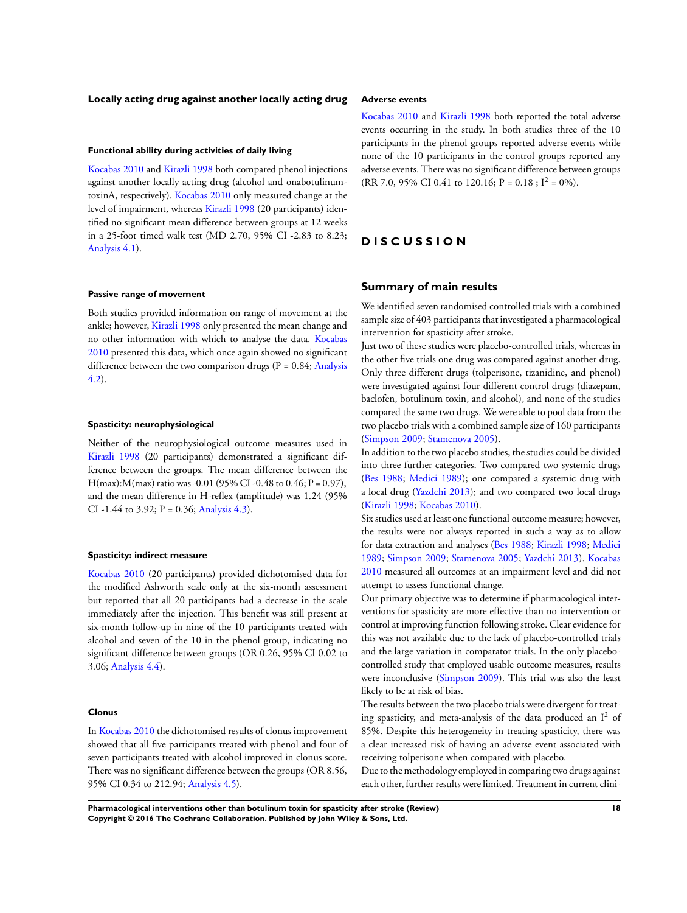### Locally acting drug against another locally acting drug

#### Functional ability during activities of daily living

Kocabas 2010 and Kirazli 1998 both compared phenol injections against another locally acting drug (alcohol and onabotulinumtoxinA, respectively). Kocabas 2010 only measured change at the level of impairment, whereas Kirazli 1998 (20 participants) identified no significant mean difference between groups at 12 weeks in a 25-foot timed walk test (MD 2.70, 95% CI -2.83 to 8.23; Analysis 4.1).

#### Passive range of movement

Both studies provided information on range of movement at the ankle; however, Kirazli 1998 only presented the mean change and no other information with which to analyse the data. Kocabas 2010 presented this data, which once again showed no significant difference between the two comparison drugs (P = 0.84; Analysis 4.2).

#### Spasticity: neurophysiological

Neither of the neurophysiological outcome measures used in Kirazli 1998 (20 participants) demonstrated a significant difference between the groups. The mean difference between the H(max):M(max) ratio was -0.01 (95% CI -0.48 to 0.46; P = 0.97), and the mean difference in H-reflex (amplitude) was 1.24 (95% CI -1.44 to 3.92; P = 0.36; Analysis 4.3).

#### Spasticity: indirect measure

Kocabas 2010 (20 participants) provided dichotomised data for the modified Ashworth scale only at the six-month assessment but reported that all 20 participants had a decrease in the scale immediately after the injection. This benefit was still present at six-month follow-up in nine of the 10 participants treated with alcohol and seven of the 10 in the phenol group, indicating no significant difference between groups (OR 0.26, 95% CI 0.02 to 3.06; Analysis 4.4).

#### Clonus

In Kocabas 2010 the dichotomised results of clonus improvement showed that all five participants treated with phenol and four of seven participants treated with alcohol improved in clonus score. There was no significant difference between the groups (OR 8.56, 95% CI 0.34 to 212.94; Analysis 4.5).

#### Adverse events

Kocabas 2010 and Kirazli 1998 both reported the total adverse events occurring in the study. In both studies three of the 10 participants in the phenol groups reported adverse events while none of the 10 participants in the control groups reported any adverse events. There was no significant difference between groups (RR 7.0, 95% CI 0.41 to 120.16; P = 0.18 ; $I^2$ = 0%).

# DISCUSSION

## Summary of main results

We identified seven randomised controlled trials with a combined sample size of 403 participants that investigated a pharmacological intervention for spasticity after stroke.

Just two of these studies were placebo-controlled trials, whereas in the other five trials one drug was compared against another drug. Only three different drugs (tolperisone, tizanidine, and phenol) were investigated against four different control drugs (diazepam, baclofen, botulinum toxin, and alcohol), and none of the studies compared the same two drugs. We were able to pool data from the two placebo trials with a combined sample size of 160 participants (Simpson 2009; Stamenova 2005).

In addition to the two placebo studies, the studies could be divided into three further categories. Two compared two systemic drugs (Bes 1988; Medici 1989); one compared a systemic drug with a local drug (Yazdchi 2013); and two compared two local drugs (Kirazli 1998; Kocabas 2010).

Six studies used at least one functional outcome measure; however, the results were not always reported in such a way as to allow for data extraction and analyses (Bes 1988; Kirazli 1998; Medici 1989; Simpson 2009; Stamenova 2005; Yazdchi 2013). Kocabas 2010 measured all outcomes at an impairment level and did not attempt to assess functional change.

Our primary objective was to determine if pharmacological interventions for spasticity are more effective than no intervention or control at improving function following stroke. Clear evidence for this was not available due to the lack of placebo-controlled trials and the large variation in comparator trials. In the only placebo-controlled study that employed usable outcome measures, results were inconclusive (Simpson 2009). This trial was also the least likely to be at risk of bias.

The results between the two placebo trials were divergent for treating spasticity, and meta-analysis of the data produced an $I^2$ of 85%. Despite this heterogeneity in treating spasticity, there was a clear increased risk of having an adverse event associated with receiving tolperisone when compared with placebo.

Due to the methodology employed in comparing two drugs against each other, further results were limited. Treatment in current clini-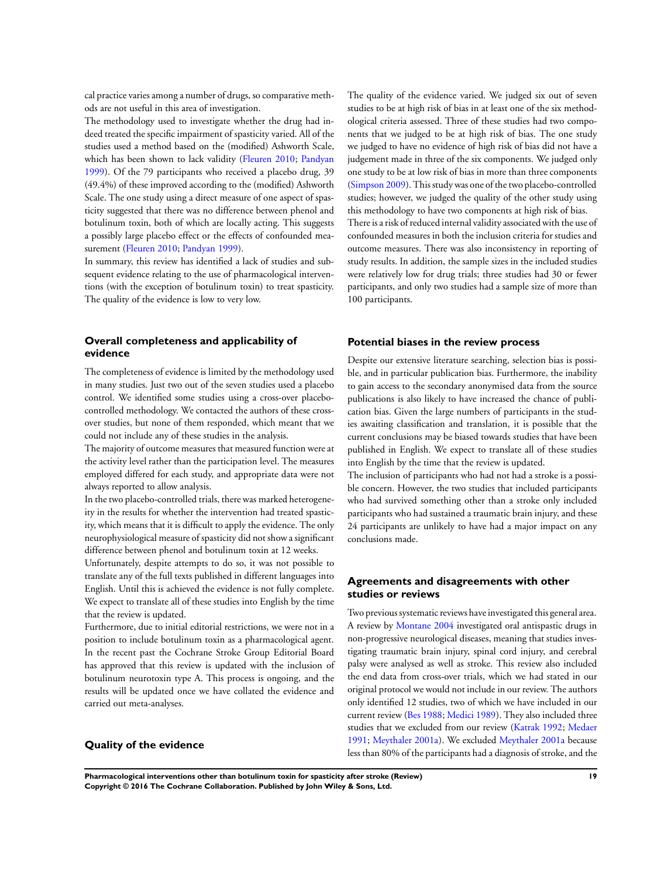cal practice varies among a number of drugs, so comparative methods are not useful in this area of investigation.

The methodology used to investigate whether the drug had indeed treated the specific impairment of spasticity varied. All of the studies used a method based on the (modified) Ashworth Scale, which has been shown to lack validity (Fleuren 2010; Pandyan 1999). Of the 79 participants who received a placebo drug, 39 (49.4%) of these improved according to the (modified) Ashworth Scale. The one study using a direct measure of one aspect of spasticity suggested that there was no difference between phenol and botulinum toxin, both of which are locally acting. This suggests a possibly large placebo effect or the effects of confounded measurement (Fleuren 2010; Pandyan 1999).

In summary, this review has identified a lack of studies and subsequent evidence relating to the use of pharmacological interventions (with the exception of botulinum toxin) to treat spasticity. The quality of the evidence is low to very low.

## Overall completeness and applicability of evidence

The completeness of evidence is limited by the methodology used in many studies. Just two out of the seven studies used a placebo control. We identified some studies using a cross-over placebo-controlled methodology. We contacted the authors of these cross-over studies, but none of them responded, which meant that we could not include any of these studies in the analysis.

The majority of outcome measures that measured function were at the activity level rather than the participation level. The measures employed differed for each study, and appropriate data were not always reported to allow analysis.

In the two placebo-controlled trials, there was marked heterogeneity in the results for whether the intervention had treated spasticity, which means that it is difficult to apply the evidence. The only neurophysiological measure of spasticity did not show a significant difference between phenol and botulinum toxin at 12 weeks.

Unfortunately, despite attempts to do so, it was not possible to translate any of the full texts published in different languages into English. Until this is achieved the evidence is not fully complete. We expect to translate all of these studies into English by the time that the review is updated.

Furthermore, due to initial editorial restrictions, we were not in a position to include botulinum toxin as a pharmacological agent. In the recent past the Cochrane Stroke Group Editorial Board has approved that this review is updated with the inclusion of botulinum neurotoxin type A. This process is ongoing, and the results will be updated once we have collated the evidence and carried out meta-analyses.

## Quality of the evidence

The quality of the evidence varied. We judged six out of seven studies to be at high risk of bias in at least one of the six methodological criteria assessed. Three of these studies had two components that we judged to be at high risk of bias. The one study we judged to have no evidence of high risk of bias did not have a judgement made in three of the six components. We judged only one study to be at low risk of bias in more than three components (Simpson 2009). This study was one of the two placebo-controlled studies; however, we judged the quality of the other study using this methodology to have two components at high risk of bias.

There is a risk of reduced internal validity associated with the use of confounded measures in both the inclusion criteria for studies and outcome measures. There was also inconsistency in reporting of study results. In addition, the sample sizes in the included studies were relatively low for drug trials; three studies had 30 or fewer participants, and only two studies had a sample size of more than 100 participants.

## Potential biases in the review process

Despite our extensive literature searching, selection bias is possible, and in particular publication bias. Furthermore, the inability to gain access to the secondary anonymised data from the source publications is also likely to have increased the chance of publication bias. Given the large numbers of participants in the studies awaiting classification and translation, it is possible that the current conclusions may be biased towards studies that have been published in English. We expect to translate all of these studies into English by the time that the review is updated.

The inclusion of participants who had not had a stroke is a possible concern. However, the two studies that included participants who had survived something other than a stroke only included participants who had sustained a traumatic brain injury, and these 24 participants are unlikely to have had a major impact on any conclusions made.

## Agreements and disagreements with other studies or reviews

Two previous systematic reviews have investigated this general area. A review by Montane 2004 investigated oral antispastic drugs in non-progressive neurological diseases, meaning that studies investigating traumatic brain injury, spinal cord injury, and cerebral palsy were analysed as well as stroke. This review also included the end data from cross-over trials, which we had stated in our original protocol we would not include in our review. The authors only identified 12 studies, two of which we have included in our current review (Bes 1988; Medici 1989). They also included three studies that we excluded from our review (Katrak 1992; Medaer 1991; Meythaler 2001a). We excluded Meythaler 2001a because less than 80% of the participants had a diagnosis of stroke, and the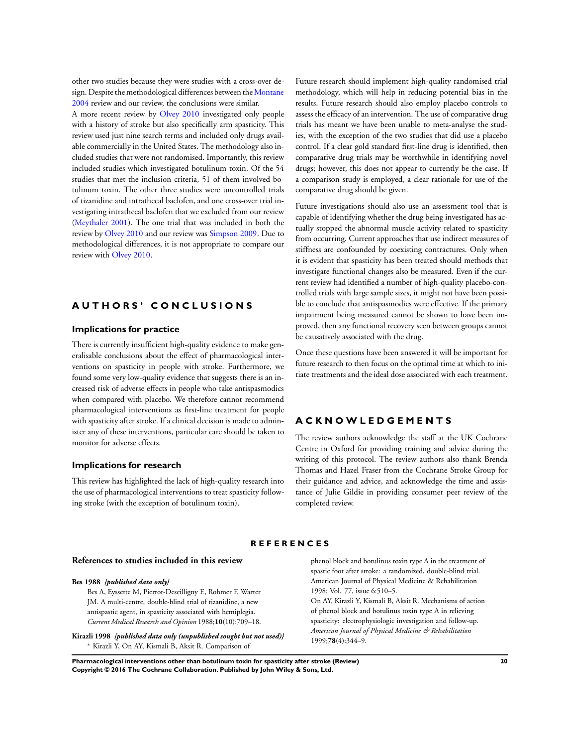other two studies because they were studies with a cross-over design. Despite the methodological differences between the Montane 2004 review and our review, the conclusions were similar.

A more recent review by Olvey 2010 investigated only people with a history of stroke but also specifically arm spasticity. This review used just nine search terms and included only drugs available commercially in the United States. The methodology also included studies that were not randomised. Importantly, this review included studies which investigated botulinum toxin. Of the 54 studies that met the inclusion criteria, 51 of them involved botulinum toxin. The other three studies were uncontrolled trials of tizanidine and intrathecal baclofen, and one cross-over trial investigating intrathecal baclofen that we excluded from our review (Meythaler 2001). The one trial that was included in both the review by Olvey 2010 and our review was Simpson 2009. Due to methodological differences, it is not appropriate to compare our review with Olvey 2010.

# AUTHORS' CONCLUSIONS

## Implications for practice

There is currently insufficient high-quality evidence to make generalisable conclusions about the effect of pharmacological interventions on spasticity in people with stroke. Furthermore, we found some very low-quality evidence that suggests there is an increased risk of adverse effects in people who take antispasmodics when compared with placebo. We therefore cannot recommend pharmacological interventions as first-line treatment for people with spasticity after stroke. If a clinical decision is made to administer any of these interventions, particular care should be taken to monitor for adverse effects.

## Implications for research

This review has highlighted the lack of high-quality research into the use of pharmacological interventions to treat spasticity following stroke (with the exception of botulinum toxin).

Future research should implement high-quality randomised trial methodology, which will help in reducing potential bias in the results. Future research should also employ placebo controls to assess the efficacy of an intervention. The use of comparative drug trials has meant we have been unable to meta-analyse the studies, with the exception of the two studies that did use a placebo control. If a clear gold standard first-line drug is identified, then comparative drug trials may be worthwhile in identifying novel drugs; however, this does not appear to currently be the case. If a comparison study is employed, a clear rationale for use of the comparative drug should be given.

Future investigations should also use an assessment tool that is capable of identifying whether the drug being investigated has actually stopped the abnormal muscle activity related to spasticity from occurring. Current approaches that use indirect measures of stiffness are confounded by coexisting contractures. Only when it is evident that spasticity has been treated should methods that investigate functional changes also be measured. Even if the current review had identified a number of high-quality placebo-controlled trials with large sample sizes, it might not have been possible to conclude that antispasmodics were effective. If the primary impairment being measured cannot be shown to have been improved, then any functional recovery seen between groups cannot be causatively associated with the drug.

Once these questions have been answered it will be important for future research to then focus on the optimal time at which to initiate treatments and the ideal dose associated with each treatment.

# ACKNOWLEDGEMENTS

The review authors acknowledge the staff at the UK Cochrane Centre in Oxford for providing training and advice during the writing of this protocol. The review authors also thank Brenda Thomas and Hazel Fraser from the Cochrane Stroke Group for their guidance and advice, and acknowledge the time and assistance of Julie Gildie in providing consumer peer review of the completed review.

# REFERENCES

## References to studies included in this review

**Bes 1988** ***{published data only}***

Bes A, Eyssette M, Pierrot-Deseilligny E, Rohmer F, Warter JM. A multi-centre, double-blind trial of tizanidine, a new antispastic agent, in spasticity associated with hemiplegia. *Current Medical Research and Opinion* 1988;**10**(10):709–18.

**Kirazli 1998** ***{published data only (unpublished sought but not used)}***

\* Kirazli Y, On AY, Kismali B, Aksit R. Comparison of phenol block and botulinus toxin type A in the treatment of spastic foot after stroke: a randomized, double-blind trial. American Journal of Physical Medicine & Rehabilitation 1998; Vol. 77, issue 6:510–5.

On AY, Kirazli Y, Kismali B, Aksit R. Mechanisms of action of phenol block and botulinus toxin type A in relieving spasticity: electrophysiologic investigation and follow-up. *American Journal of Physical Medicine & Rehabilitation* 1999;**78**(4):344–9.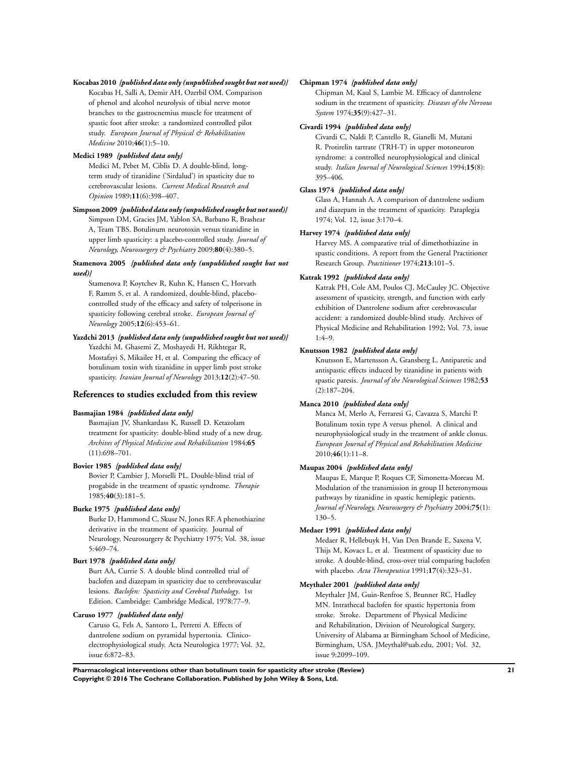**Kocabas 2010** *{published data only (unpublished sought but not used)}*

Kocabas H, Salli A, Demir AH, Ozerbil OM. Comparison of phenol and alcohol neurolysis of tibial nerve motor branches to the gastrocnemius muscle for treatment of spastic foot after stroke: a randomized controlled pilot study. *European Journal of Physical & Rehabilitation Medicine* 2010;**46**(1):5–10.

**Medici 1989** *{published data only}*

Medici M, Pebet M, Ciblis D. A double-blind, long-term study of tizanidine ('Sirdalud') in spasticity due to cerebrovascular lesions. *Current Medical Research and Opinion* 1989;**11**(6):398–407.

**Simpson 2009** *{published data only (unpublished sought but not used)}*

Simpson DM, Gracies JM, Yablon SA, Barbano R, Brashear A, Team TBS. Botulinum neurotoxin versus tizanidine in upper limb spasticity: a placebo-controlled study. *Journal of Neurology, Neurosurgery & Psychiatry* 2009;**80**(4):380–5.

**Stamenova 2005** *{published data only (unpublished sought but not used)}*

Stamenova P, Koytchev R, Kuhn K, Hansen C, Horvath F, Ramm S, et al. A randomized, double-blind, placebo-controlled study of the efficacy and safety of tolperisone in spasticity following cerebral stroke. *European Journal of Neurology* 2005;**12**(6):453–61.

**Yazdchi 2013** *{published data only (unpublished sought but not used)}*

Yazdchi M, Ghasemi Z, Moshayedi H, Rikhtegar R, Mostafayi S, Mikailee H, et al. Comparing the efficacy of botulinum toxin with tizanidine in upper limb post stroke spasticity. *Iranian Journal of Neurology* 2013;**12**(2):47–50.

## References to studies excluded from this review

**Basmajian 1984** *{published data only}*

Basmajian JV, Shankardass K, Russell D. Ketazolam treatment for spasticity: double-blind study of a new drug. *Archives of Physical Medicine and Rehabilitation* 1984;**65**(11):698–701.

**Bovier 1985** *{published data only}*

Bovier P, Cambier J, Morselli PL. Double-blind trial of progabide in the treatment of spastic syndrome. *Therapie* 1985;**40**(3):181–5.

**Burke 1975** *{published data only}*

Burke D, Hammond C, Skuse N, Jones RF. A phenothiazine derivative in the treatment of spasticity. Journal of Neurology, Neurosurgery & Psychiatry 1975; Vol. 38, issue 5:469–74.

**Burt 1978** *{published data only}*

Burt AA, Currie S. A double blind controlled trial of baclofen and diazepam in spasticity due to cerebrovascular lesions. *Baclofen: Spasticity and Cerebral Pathology*. 1st Edition. Cambridge: Cambridge Medical, 1978:77–9.

**Caruso 1977** *{published data only}*

Caruso G, Fels A, Santoro L, Perretti A. Effects of dantrolene sodium on pyramidal hypertonia. Clinico-electrophysiological study. Acta Neurologica 1977; Vol. 32, issue 6:872–83.

**Chipman 1974** *{published data only}*

Chipman M, Kaul S, Lambie M. Efficacy of dantrolene sodium in the treatment of spasticity. *Diseases of the Nervous System* 1974;**35**(9):427–31.

**Civardi 1994** *{published data only}*

Civardi C, Naldi P, Cantello R, Gianelli M, Mutani R. Protirelin tartrate (TRH-T) in upper motoneuron syndrome: a controlled neurophysiological and clinical study. *Italian Journal of Neurological Sciences* 1994;**15**(8):395–406.

**Glass 1974** *{published data only}*

Glass A, Hannah A. A comparison of dantrolene sodium and diazepam in the treatment of spasticity. Paraplegia 1974; Vol. 12, issue 3:170–4.

**Harvey 1974** *{published data only}*

Harvey MS. A comparative trial of dimethothiazine in spastic conditions. A report from the General Practitioner Research Group. *Practitioner* 1974;**213**:101–5.

**Katrak 1992** *{published data only}*

Katrak PH, Cole AM, Poulos CJ, McCauley JC. Objective assessment of spasticity, strength, and function with early exhibition of Dantrolene sodium after cerebrovascular accident: a randomized double-blind study. Archives of Physical Medicine and Rehabilitation 1992; Vol. 73, issue 1:4–9.

**Knutsson 1982** *{published data only}*

Knutsson E, Martensson A, Gransberg L. Antiparetic and antispastic effects induced by tizanidine in patients with spastic paresis. *Journal of the Neurological Sciences* 1982;**53**(2):187–204.

**Manca 2010** *{published data only}*

Manca M, Merlo A, Ferraresi G, Cavazza S, Marchi P. Botulinum toxin type A versus phenol. A clinical and neurophysiological study in the treatment of ankle clonus. *European Journal of Physical and Rehabilitation Medicine* 2010;**46**(1):11–8.

**Maupas 2004** *{published data only}*

Maupas E, Marque P, Roques CF, Simonetta-Moreau M. Modulation of the transmission in group II heteronymous pathways by tizanidine in spastic hemiplegic patients. *Journal of Neurology, Neurosurgery & Psychiatry* 2004;**75**(1):130–5.

**Medaer 1991** *{published data only}*

Medaer R, Hellebuyk H, Van Den Brande E, Saxena V, Thijs M, Kovacs L, et al. Treatment of spasticity due to stroke. A double-blind, cross-over trial comparing baclofen with placebo. *Acta Therapeutica* 1991;**17**(4):323–31.

**Meythaler 2001** *{published data only}*

Meythaler JM, Guin-Renfroe S, Brunner RC, Hadley MN. Intrathecal baclofen for spastic hypertonia from stroke. Stroke. Department of Physical Medicine and Rehabilitation, Division of Neurological Surgery, University of Alabama at Birmingham School of Medicine, Birmingham, USA. JMeythal@uab.edu, 2001; Vol. 32, issue 9:2099–109.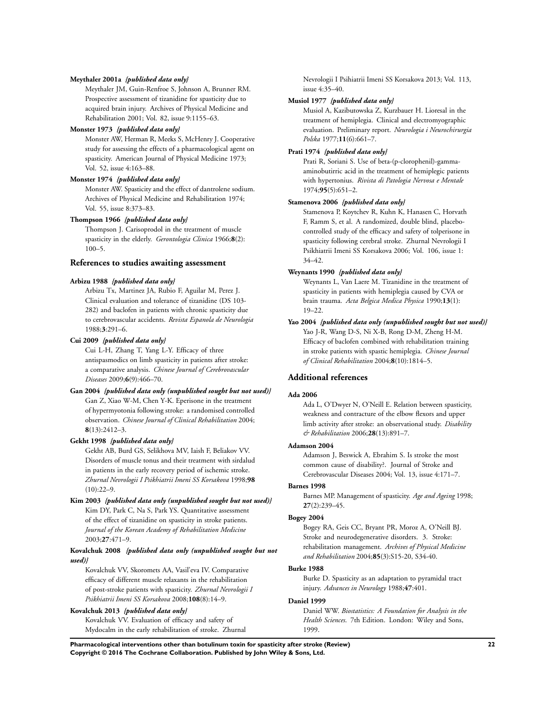**Meythaler 2001a** *{published data only}*

Meythaler JM, Guin-Renfroe S, Johnson A, Brunner RM. Prospective assessment of tizanidine for spasticity due to acquired brain injury. Archives of Physical Medicine and Rehabilitation 2001; Vol. 82, issue 9:1155–63.

**Monster 1973** *{published data only}*

Monster AW, Herman R, Meeks S, McHenry J. Cooperative study for assessing the effects of a pharmacological agent on spasticity. American Journal of Physical Medicine 1973; Vol. 52, issue 4:163–88.

**Monster 1974** *{published data only}*

Monster AW. Spasticity and the effect of dantrolene sodium. Archives of Physical Medicine and Rehabilitation 1974; Vol. 55, issue 8:373–83.

**Thompson 1966** *{published data only}*

Thompson J. Carisoprodol in the treatment of muscle spasticity in the elderly. *Gerontologia Clinica* 1966;**8**(2): 100–5.

## References to studies awaiting assessment

**Arbizu 1988** *{published data only}*

Arbizu Tx, Martinez JA, Rubio F, Aguilar M, Perez J. Clinical evaluation and tolerance of tizanidine (DS 103-282) and baclofen in patients with chronic spasticity due to cerebrovascular accidents. *Revista Espanola de Neurologia* 1988;**3**:291–6.

**Cui 2009** *{published data only}*

Cui L-H, Zhang T, Yang L-Y. Efficacy of three antispasmodics on limb spasticity in patients after stroke: a comparative analysis. *Chinese Journal of Cerebrovascular Diseases* 2009;**6**(9):466–70.

**Gan 2004** *{published data only (unpublished sought but not used)}*

Gan Z, Xiao W-M, Chen Y-K. Eperisone in the treatment of hypermyotonia following stroke: a randomised controlled observation. *Chinese Journal of Clinical Rehabilitation* 2004; **8**(13):2412–3.

**Gekht 1998** *{published data only}*

Gekht AB, Burd GS, Selikhova MV, Iaish F, Beliakov VV. Disorders of muscle tonus and their treatment with sirdalud in patients in the early recovery period of ischemic stroke. *Zhurnal Nevrologii I Psikhiatrii Imeni SS Korsakova* 1998;**98** (10):22–9.

**Kim 2003** *{published data only (unpublished sought but not used)}*

Kim DY, Park C, Na S, Park YS. Quantitative assessment of the effect of tizanidine on spasticity in stroke patients. *Journal of the Korean Academy of Rehabilitation Medicine* 2003;**27**:471–9.

**Kovalchuk 2008** *{published data only (unpublished sought but not used)}*

Kovalchuk VV, Skoromets AA, Vasil'eva IV. Comparative efficacy of different muscle relaxants in the rehabilitation of post-stroke patients with spasticity. *Zhurnal Nevrologii I Psikhiatrii Imeni SS Korsakova* 2008;**108**(8):14–9.

**Kovalchuk 2013** *{published data only}*

Kovalchuk VV. Evaluation of efficacy and safety of Mydocalm in the early rehabilitation of stroke. Zhurnal Nevrologii I Psihiatrii Imeni SS Korsakova 2013; Vol. 113, issue 4:35–40.

**Musiol 1977** *{published data only}*

Musiol A, Kazibutowska Z, Kurzbauer H. Lioresal in the treatment of hemiplegia. Clinical and electromyographic evaluation. Preliminary report. *Neurologia i Neurochirurgia Polska* 1977;**11**(6):661–7.

**Prati 1974** *{published data only}*

Prati R, Soriani S. Use of beta-(p-clorophenil)-gamma-aminobutirric acid in the treatment of hemiplegic patients with hypertonius. *Rivista di Patologia Nervosa e Mentale* 1974;**95**(5):651–2.

**Stamenova 2006** *{published data only}*

Stamenova P, Koytchev R, Kuhn K, Hanasen C, Horvath F, Ramm S, et al. A randomized, double blind, placebo-controlled study of the efficacy and safety of tolperisone in spasticity following cerebral stroke. Zhurnal Nevrologii I Psikhiatrii Imeni SS Korsakova 2006; Vol. 106, issue 1: 34–42.

**Weynants 1990** *{published data only}*

Weynants L, Van Laere M. Tizanidine in the treatment of spasticity in patients with hemiplegia caused by CVA or brain trauma. *Acta Belgica Medica Physica* 1990;**13**(1): 19–22.

**Yao 2004** *{published data only (unpublished sought but not used)}*

Yao J-R, Wang D-S, Ni X-B, Rong D-M, Zheng H-M. Efficacy of baclofen combined with rehabilitation training in stroke patients with spastic hemiplegia. *Chinese Journal of Clinical Rehabilitation* 2004;**8**(10):1814–5.

## Additional references

**Ada 2006**

Ada L, O'Dwyer N, O'Neill E. Relation between spasticity, weakness and contracture of the elbow flexors and upper limb activity after stroke: an observational study. *Disability & Rehabilitation* 2006;**28**(13):891–7.

**Adamson 2004**

Adamson J, Beswick A, Ebrahim S. Is stroke the most common cause of disability?. Journal of Stroke and Cerebrovascular Diseases 2004; Vol. 13, issue 4:171–7.

**Barnes 1998**

Barnes MP. Management of spasticity. *Age and Ageing* 1998; **27**(2):239–45.

**Bogey 2004**

Bogey RA, Geis CC, Bryant PR, Moroz A, O'Neill BJ. Stroke and neurodegenerative disorders. 3. Stroke: rehabilitation management. *Archives of Physical Medicine and Rehabilitation* 2004;**85**(3):S15-20, S34-40.

**Burke 1988**

Burke D. Spasticity as an adaptation to pyramidal tract injury. *Advances in Neurology* 1988;**47**:401.

**Daniel 1999**

Daniel WW. *Biostatistics: A Foundation for Analysis in the Health Sciences*. 7th Edition. London: Wiley and Sons, 1999.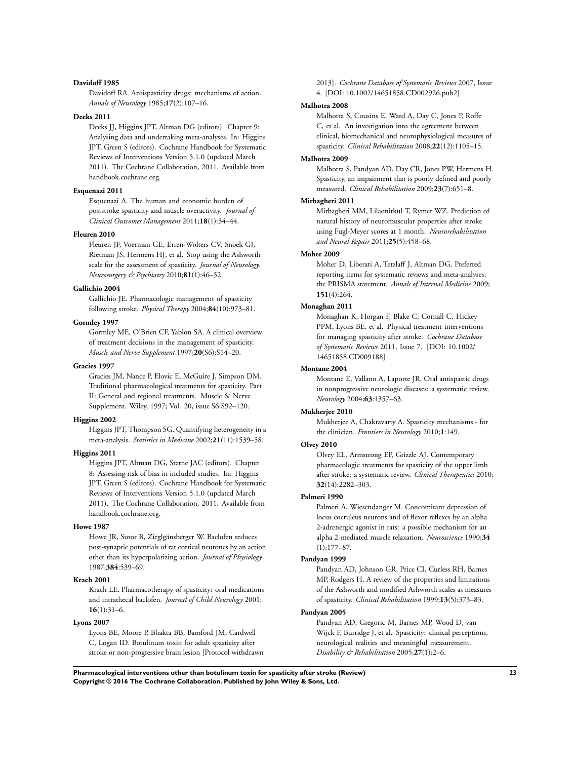**Davidoff 1985**

Davidoff RA. Antispasticity drugs: mechanisms of action. *Annals of Neurology* 1985;**17**(2):107–16.

**Deeks 2011**

Deeks JJ, Higgins JPT, Altman DG (editors). Chapter 9: Analysing data and undertaking meta-analyses. In: Higgins JPT, Green S (editors). Cochrane Handbook for Systematic Reviews of Interventions Version 5.1.0 (updated March 2011). The Cochrane Collaboration, 2011. Available from handbook.cochrane.org.

**Esquenazi 2011**

Esquenazi A. The human and economic burden of poststroke spasticity and muscle overactivity. *Journal of Clinical Outcomes Management* 2011;**18**(1):34–44.

**Fleuren 2010**

Fleuren JF, Voerman GE, Erren-Wolters CV, Snoek GJ, Rietman JS, Hermens HJ, et al. Stop using the Ashworth scale for the assessment of spasticity. *Journal of Neurology, Neurosurgery & Psychiatry* 2010;**81**(1):46–52.

**Gallichio 2004**

Gallichio JE. Pharmacologic management of spasticity following stroke. *Physical Therapy* 2004;**84**(10):973–81.

**Gormley 1997**

Gormley ME, O'Brien CF, Yablon SA. A clinical overview of treatment decisions in the management of spasticity. *Muscle and Nerve Supplement* 1997;**20**(S6):S14–20.

**Gracies 1997**

Gracies JM, Nance P, Elovic E, McGuire J, Simpson DM. Traditional pharmacological treatments for spasticity. Part II: General and regional treatments. Muscle & Nerve Supplement. Wiley, 1997; Vol. 20, issue S6:S92–120.

**Higgins 2002**

Higgins JPT, Thompson SG. Quantifying heterogeneity in a meta-analysis. *Statistics in Medicine* 2002;**21**(11):1539–58.

**Higgins 2011**

Higgins JPT, Altman DG, Sterne JAC (editors). Chapter 8: Assessing risk of bias in included studies. In: Higgins JPT, Green S (editors). Cochrane Handbook for Systematic Reviews of Interventions Version 5.1.0 (updated March 2011). The Cochrane Collaboration, 2011. Available from handbook.cochrane.org.

**Howe 1987**

Howe JR, Sutor B, Zieglgänsberger W. Baclofen reduces post-synaptic potentials of rat cortical neurones by an action other than its hyperpolarizing action. *Journal of Physiology* 1987;**384**:539–69.

**Krach 2001**

Krach LE. Pharmacotherapy of spasticity: oral medications and intrathecal baclofen. *Journal of Child Neurology* 2001; **16**(1):31–6.

**Lyons 2007**

Lyons BE, Moore P, Bhakta BB, Bamford JM, Cardwell C, Logan ID. Botulinum toxin for adult spasticity after stroke or non-progressive brain lesion [Protocol withdrawn 2013]. *Cochrane Database of Systematic Reviews* 2007, Issue 4. [DOI: 10.1002/14651858.CD002926.pub2]

**Malhotra 2008**

Malhotra S, Cousins E, Ward A, Day C, Jones P, Roffe C, et al. An investigation into the agreement between clinical, biomechanical and neurophysiological measures of spasticity. *Clinical Rehabilitation* 2008;**22**(12):1105–15.

**Malhotra 2009**

Malhotra S, Pandyan AD, Day CR, Jones PW, Hermens H. Spasticity, an impairment that is poorly defined and poorly measured. *Clinical Rehabilitation* 2009;**23**(7):651–8.

**Mirbagheri 2011**

Mirbagheri MM, Lilaonitkul T, Rymer WZ. Prediction of natural history of neuromuscular properties after stroke using Fugl-Meyer scores at 1 month. *Neurorehabilitation and Neural Repair* 2011;**25**(5):458–68.

**Moher 2009**

Moher D, Liberati A, Tetzlaff J, Altman DG. Preferred reporting items for systematic reviews and meta-analyses: the PRISMA statement. *Annals of Internal Medicine* 2009; **151**(4):264.

**Monaghan 2011**

Monaghan K, Horgan F, Blake C, Cornall C, Hickey PPM, Lyons BE, et al. Physical treatment interventions for managing spasticity after stroke. *Cochrane Database of Systematic Reviews* 2011, Issue 7. [DOI: 10.1002/14651858.CD009188]

**Montane 2004**

Montane E, Vallano A, Laporte JR. Oral antispastic drugs in nonprogressive neurologic diseases: a systematic review. *Neurology* 2004;**63**:1357–63.

**Mukherjee 2010**

Mukherjee A, Chakravarty A. Spasticity mechanisms - for the clinician. *Frontiers in Neurology* 2010;**1**:149.

**Olvey 2010**

Olvey EL, Armstrong EP, Grizzle AJ. Contemporary pharmacologic treatments for spasticity of the upper limb after stroke: a systematic review. *Clinical Therapeutics* 2010; **32**(14):2282–303.

**Palmeri 1990**

Palmeri A, Wiesendanger M. Concomitant depression of locus coeruleus neurons and of flexor reflexes by an alpha 2-adrenergic agonist in rats: a possible mechanism for an alpha 2-mediated muscle relaxation. *Neuroscience* 1990;**34**(1):177–87.

**Pandyan 1999**

Pandyan AD, Johnson GR, Price CI, Curless RH, Barnes MP, Rodgers H. A review of the properties and limitations of the Ashworth and modified Ashworth scales as measures of spasticity. *Clinical Rehabilitation* 1999;**13**(5):373–83.

**Pandyan 2005**

Pandyan AD, Gregoric M, Barnes MP, Wood D, van Wijck F, Burridge J, et al. Spasticity: clinical perceptions, neurological realities and meaningful measurement. *Disability & Rehabilitation* 2005;**27**(1):2–6.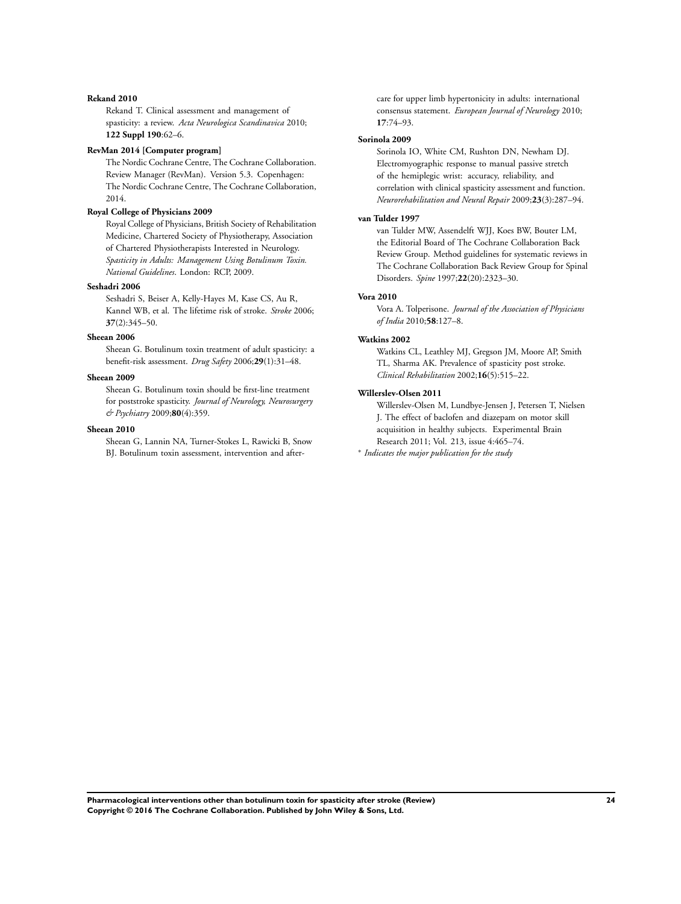**Rekand 2010**

Rekand T. Clinical assessment and management of spasticity: a review. *Acta Neurologica Scandinavica* 2010; **122 Suppl 190**:62–6.

**RevMan 2014 [Computer program]**

The Nordic Cochrane Centre, The Cochrane Collaboration. Review Manager (RevMan). Version 5.3. Copenhagen: The Nordic Cochrane Centre, The Cochrane Collaboration, 2014.

**Royal College of Physicians 2009**

Royal College of Physicians, British Society of Rehabilitation Medicine, Chartered Society of Physiotherapy, Association of Chartered Physiotherapists Interested in Neurology. *Spasticity in Adults: Management Using Botulinum Toxin. National Guidelines*. London: RCP, 2009.

**Seshadri 2006**

Seshadri S, Beiser A, Kelly-Hayes M, Kase CS, Au R, Kannel WB, et al. The lifetime risk of stroke. *Stroke* 2006; **37**(2):345–50.

**Sheean 2006**

Sheean G. Botulinum toxin treatment of adult spasticity: a benefit-risk assessment. *Drug Safety* 2006;**29**(1):31–48.

**Sheean 2009**

Sheean G. Botulinum toxin should be first-line treatment for poststroke spasticity. *Journal of Neurology, Neurosurgery & Psychiatry* 2009;**80**(4):359.

**Sheean 2010**

Sheean G, Lannin NA, Turner-Stokes L, Rawicki B, Snow BJ. Botulinum toxin assessment, intervention and after-care for upper limb hypertonicity in adults: international consensus statement. *European Journal of Neurology* 2010; **17**:74–93.

**Sorinola 2009**

Sorinola IO, White CM, Rushton DN, Newham DJ. Electromyographic response to manual passive stretch of the hemiplegic wrist: accuracy, reliability, and correlation with clinical spasticity assessment and function. *Neurorehabilitation and Neural Repair* 2009;**23**(3):287–94.

**van Tulder 1997**

van Tulder MW, Assendelft WJJ, Koes BW, Bouter LM, the Editorial Board of The Cochrane Collaboration Back Review Group. Method guidelines for systematic reviews in The Cochrane Collaboration Back Review Group for Spinal Disorders. *Spine* 1997;**22**(20):2323–30.

**Vora 2010**

Vora A. Tolperisone. *Journal of the Association of Physicians of India* 2010;**58**:127–8.

**Watkins 2002**

Watkins CL, Leathley MJ, Gregson JM, Moore AP, Smith TL, Sharma AK. Prevalence of spasticity post stroke. *Clinical Rehabilitation* 2002;**16**(5):515–22.

**Willerslev-Olsen 2011**

Willerslev-Olsen M, Lundbye-Jensen J, Petersen T, Nielsen J. The effect of baclofen and diazepam on motor skill acquisition in healthy subjects. Experimental Brain Research 2011; Vol. 213, issue 4:465–74.

* *Indicates the major publication for the study*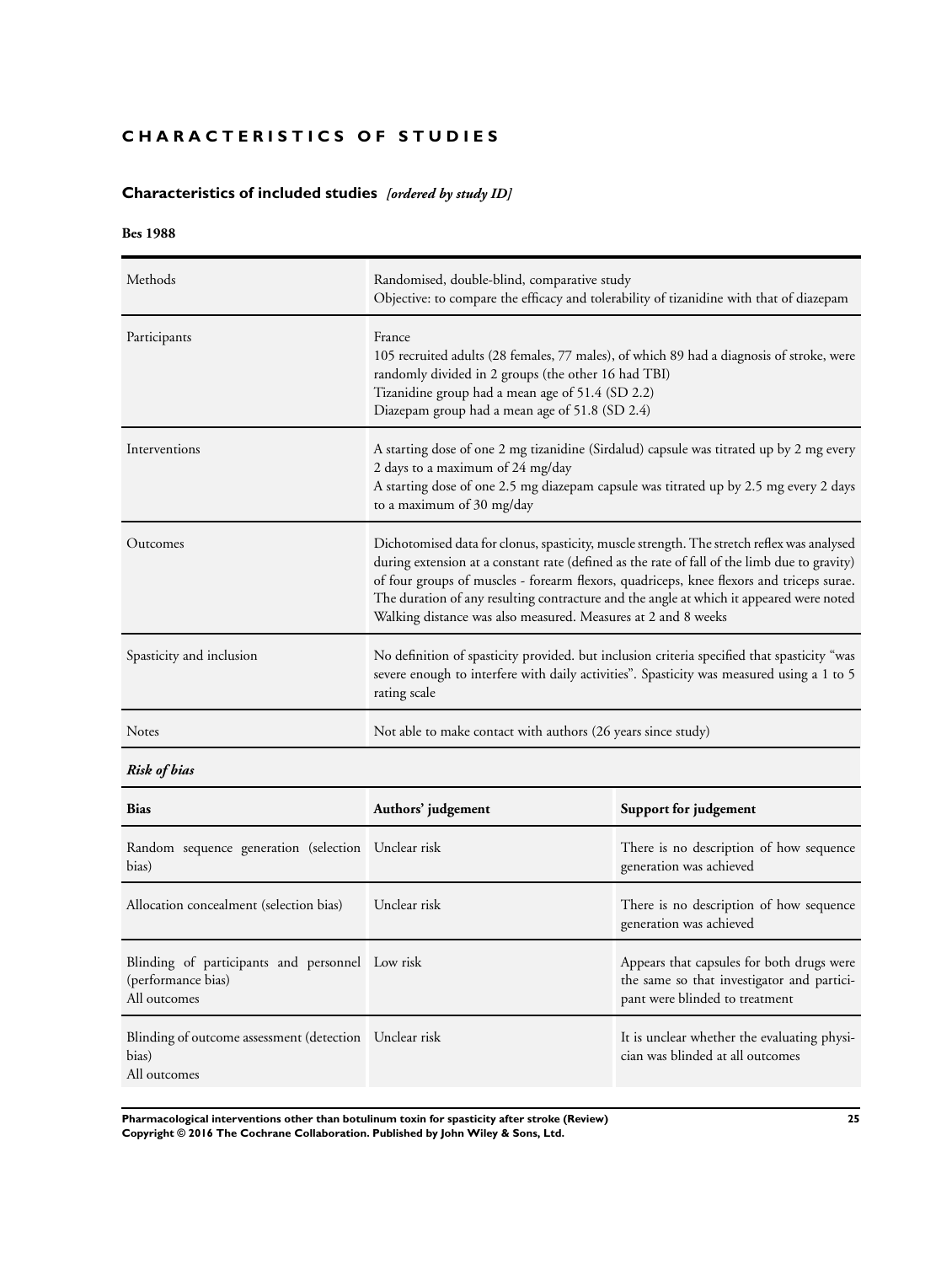# CHARACTERISTICS OF STUDIES

## Characteristics of included studies *[ordered by study ID]*

**Bes 1988**

| | |
|---|---|
| Methods | Randomised, double-blind, comparative study<br>Objective: to compare the efficacy and tolerability of tizanidine with that of diazepam |
| Participants | France<br>105 recruited adults (28 females, 77 males), of which 89 had a diagnosis of stroke, were randomly divided in 2 groups (the other 16 had TBI)<br>Tizanidine group had a mean age of 51.4 (SD 2.2)<br>Diazepam group had a mean age of 51.8 (SD 2.4) |
| Interventions | A starting dose of one 2 mg tizanidine (Sirdalud) capsule was titrated up by 2 mg every 2 days to a maximum of 24 mg/day<br>A starting dose of one 2.5 mg diazepam capsule was titrated up by 2.5 mg every 2 days to a maximum of 30 mg/day |
| Outcomes | Dichotomised data for clonus, spasticity, muscle strength. The stretch reflex was analysed during extension at a constant rate (defined as the rate of fall of the limb due to gravity) of four groups of muscles - forearm flexors, quadriceps, knee flexors and triceps surae. The duration of any resulting contracture and the angle at which it appeared were noted Walking distance was also measured. Measures at 2 and 8 weeks |
| Spasticity and inclusion | No definition of spasticity provided. but inclusion criteria specified that spasticity "was severe enough to interfere with daily activities". Spasticity was measured using a 1 to 5 rating scale |
| Notes | Not able to make contact with authors (26 years since study) |

***Risk of bias***

| Bias | Authors' judgement | Support for judgement |
|---|---|---|
| Random sequence generation (selection bias) | Unclear risk | There is no description of how sequence generation was achieved |
| Allocation concealment (selection bias) | Unclear risk | There is no description of how sequence generation was achieved |
| Blinding of participants and personnel (performance bias)<br>All outcomes | Low risk | Appears that capsules for both drugs were the same so that investigator and participant were blinded to treatment |
| Blinding of outcome assessment (detection bias)<br>All outcomes | Unclear risk | It is unclear whether the evaluating physician was blinded at all outcomes |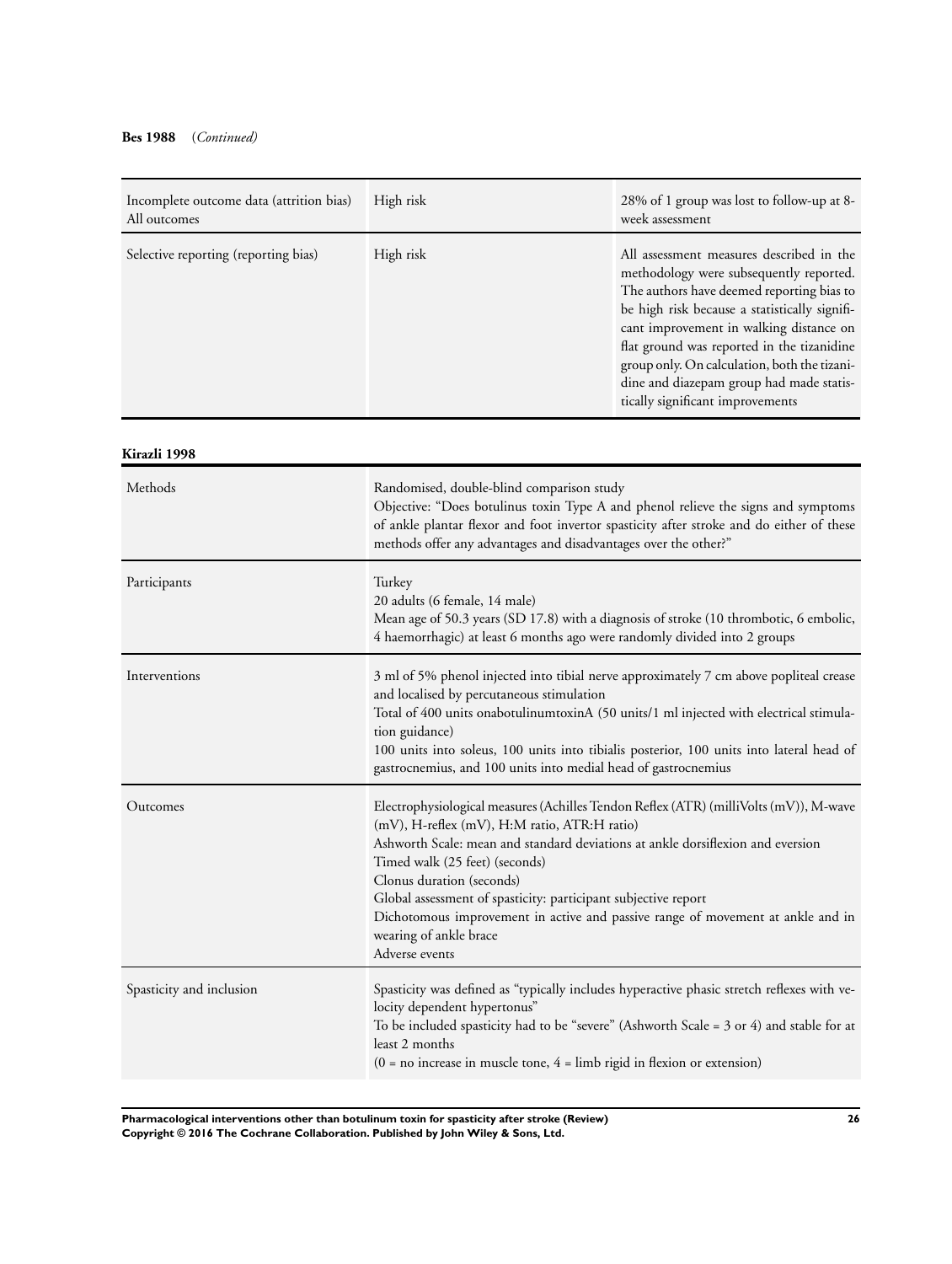**Bes 1988** (*Continued*)

| | | |
|---|---|---|
| Incomplete outcome data (attrition bias) All outcomes | High risk | 28% of 1 group was lost to follow-up at 8-week assessment |
| Selective reporting (reporting bias) | High risk | All assessment measures described in the methodology were subsequently reported. The authors have deemed reporting bias to be high risk because a statistically significant improvement in walking distance on flat ground was reported in the tizanidine group only. On calculation, both the tizanidine and diazepam group had made statistically significant improvements |

**Kirazli 1998**

| | |
|---|---|
| Methods | Randomised, double-blind comparison study<br>Objective: "Does botulinus toxin Type A and phenol relieve the signs and symptoms of ankle plantar flexor and foot invertor spasticity after stroke and do either of these methods offer any advantages and disadvantages over the other?" |
| Participants | Turkey<br>20 adults (6 female, 14 male)<br>Mean age of 50.3 years (SD 17.8) with a diagnosis of stroke (10 thrombotic, 6 embolic, 4 haemorrhagic) at least 6 months ago were randomly divided into 2 groups |
| Interventions | 3 ml of 5% phenol injected into tibial nerve approximately 7 cm above popliteal crease and localised by percutaneous stimulation<br>Total of 400 units onabotulinumtoxinA (50 units/1 ml injected with electrical stimulation guidance)<br>100 units into soleus, 100 units into tibialis posterior, 100 units into lateral head of gastrocnemius, and 100 units into medial head of gastrocnemius |
| Outcomes | Electrophysiological measures (Achilles Tendon Reflex (ATR) (milliVolts (mV)), M-wave (mV), H-reflex (mV), H:M ratio, ATR:H ratio)<br>Ashworth Scale: mean and standard deviations at ankle dorsiflexion and eversion<br>Timed walk (25 feet) (seconds)<br>Clonus duration (seconds)<br>Global assessment of spasticity: participant subjective report<br>Dichotomous improvement in active and passive range of movement at ankle and in wearing of ankle brace<br>Adverse events |
| Spasticity and inclusion | Spasticity was defined as "typically includes hyperactive phasic stretch reflexes with velocity dependent hypertonus"<br>To be included spasticity had to be "severe" (Ashworth Scale = 3 or 4) and stable for at least 2 months<br>(0 = no increase in muscle tone, 4 = limb rigid in flexion or extension) |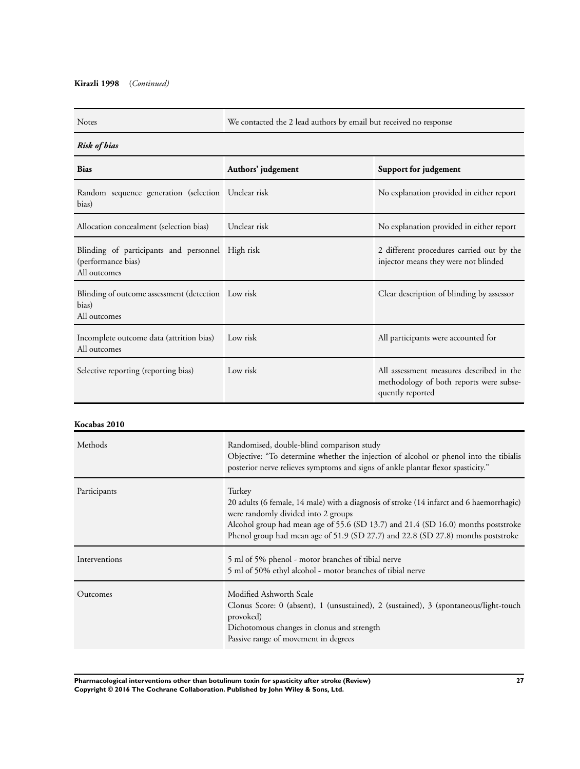**Kirazli 1998** *(Continued)*

| Notes | We contacted the 2 lead authors by email but received no response | |
|---|---|---|
| ***Risk of bias*** | | |
| **Bias** | **Authors' judgement** | **Support for judgement** |
| Random sequence generation (selection bias) | Unclear risk | No explanation provided in either report |
| Allocation concealment (selection bias) | Unclear risk | No explanation provided in either report |
| Blinding of participants and personnel (performance bias) All outcomes | High risk | 2 different procedures carried out by the injector means they were not blinded |
| Blinding of outcome assessment (detection bias) All outcomes | Low risk | Clear description of blinding by assessor |
| Incomplete outcome data (attrition bias) All outcomes | Low risk | All participants were accounted for |
| Selective reporting (reporting bias) | Low risk | All assessment measures described in the methodology of both reports were subsequently reported |

**Kocabas 2010**

| | |
|---|---|
| Methods | Randomised, double-blind comparison study<br>Objective: "To determine whether the injection of alcohol or phenol into the tibialis posterior nerve relieves symptoms and signs of ankle plantar flexor spasticity." |
| Participants | Turkey<br>20 adults (6 female, 14 male) with a diagnosis of stroke (14 infarct and 6 haemorrhagic) were randomly divided into 2 groups<br>Alcohol group had mean age of 55.6 (SD 13.7) and 21.4 (SD 16.0) months poststroke<br>Phenol group had mean age of 51.9 (SD 27.7) and 22.8 (SD 27.8) months poststroke |
| Interventions | 5 ml of 5% phenol - motor branches of tibial nerve<br>5 ml of 50% ethyl alcohol - motor branches of tibial nerve |
| Outcomes | Modified Ashworth Scale<br>Clonus Score: 0 (absent), 1 (unsustained), 2 (sustained), 3 (spontaneous/light-touch provoked)<br>Dichotomous changes in clonus and strength<br>Passive range of movement in degrees |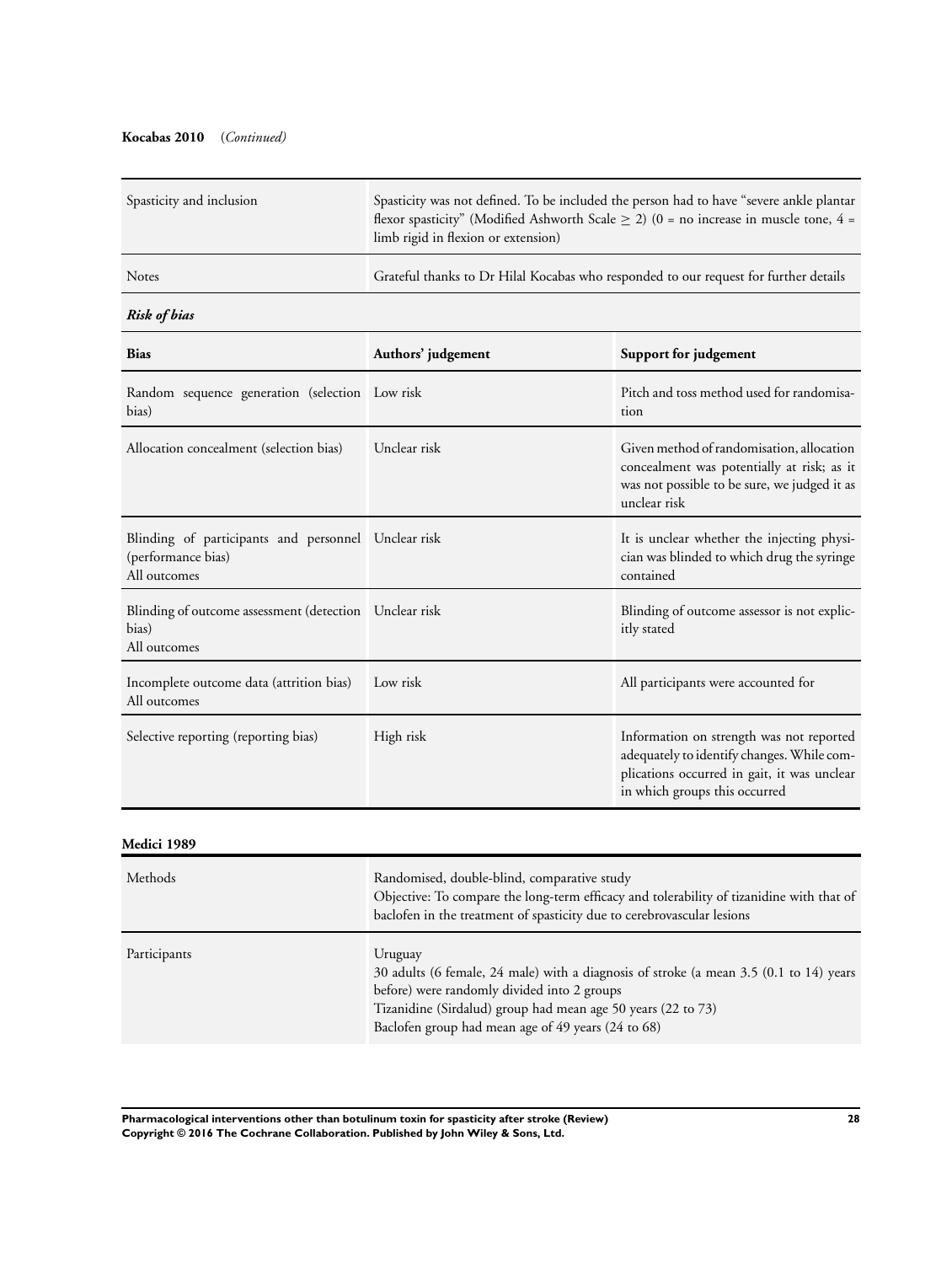**Kocabas 2010** *(Continued)*

| | |
|---|---|
| Spasticity and inclusion | Spasticity was not defined. To be included the person had to have "severe ankle plantar flexor spasticity" (Modified Ashworth Scale ≥ 2) (0 = no increase in muscle tone, 4 = limb rigid in flexion or extension) |
| Notes | Grateful thanks to Dr Hilal Kocabas who responded to our request for further details |

***Risk of bias***

| Bias | Authors' judgement | Support for judgement |
|---|---|---|
| Random sequence generation (selection bias) | Low risk | Pitch and toss method used for randomisation |
| Allocation concealment (selection bias) | Unclear risk | Given method of randomisation, allocation concealment was potentially at risk; as it was not possible to be sure, we judged it as unclear risk |
| Blinding of participants and personnel (performance bias)<br>All outcomes | Unclear risk | It is unclear whether the injecting physician was blinded to which drug the syringe contained |
| Blinding of outcome assessment (detection bias)<br>All outcomes | Unclear risk | Blinding of outcome assessor is not explicitly stated |
| Incomplete outcome data (attrition bias)<br>All outcomes | Low risk | All participants were accounted for |
| Selective reporting (reporting bias) | High risk | Information on strength was not reported adequately to identify changes. While complications occurred in gait, it was unclear in which groups this occurred |

**Medici 1989**

| | |
|---|---|
| Methods | Randomised, double-blind, comparative study<br>Objective: To compare the long-term efficacy and tolerability of tizanidine with that of baclofen in the treatment of spasticity due to cerebrovascular lesions |
| Participants | Uruguay<br>30 adults (6 female, 24 male) with a diagnosis of stroke (a mean 3.5 (0.1 to 14) years before) were randomly divided into 2 groups<br>Tizanidine (Sirdalud) group had mean age 50 years (22 to 73)<br>Baclofen group had mean age of 49 years (24 to 68) |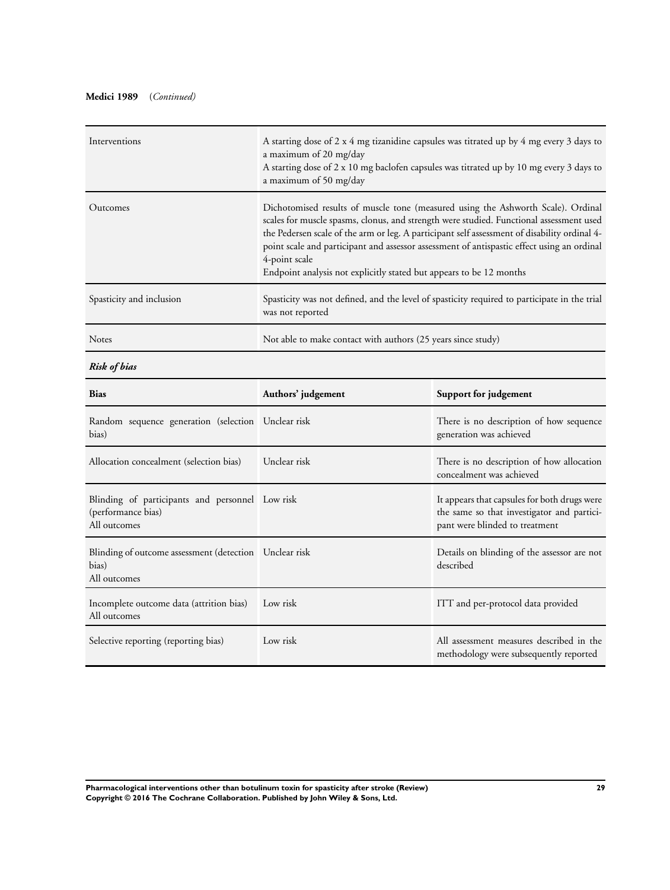**Medici 1989** (*Continued*)

| | |
|---|---|
| Interventions | A starting dose of 2 x 4 mg tizanidine capsules was titrated up by 4 mg every 3 days to a maximum of 20 mg/day<br>A starting dose of 2 x 10 mg baclofen capsules was titrated up by 10 mg every 3 days to a maximum of 50 mg/day |
| Outcomes | Dichotomised results of muscle tone (measured using the Ashworth Scale). Ordinal scales for muscle spasms, clonus, and strength were studied. Functional assessment used the Pedersen scale of the arm or leg. A participant self assessment of disability ordinal 4-point scale and participant and assessor assessment of antispastic effect using an ordinal 4-point scale<br>Endpoint analysis not explicitly stated but appears to be 12 months |
| Spasticity and inclusion | Spasticity was not defined, and the level of spasticity required to participate in the trial was not reported |
| Notes | Not able to make contact with authors (25 years since study) |

***Risk of bias***

| Bias | Authors' judgement | Support for judgement |
|---|---|---|
| Random sequence generation (selection bias) | Unclear risk | There is no description of how sequence generation was achieved |
| Allocation concealment (selection bias) | Unclear risk | There is no description of how allocation concealment was achieved |
| Blinding of participants and personnel (performance bias)<br>All outcomes | Low risk | It appears that capsules for both drugs were the same so that investigator and participant were blinded to treatment |
| Blinding of outcome assessment (detection bias)<br>All outcomes | Unclear risk | Details on blinding of the assessor are not described |
| Incomplete outcome data (attrition bias)<br>All outcomes | Low risk | ITT and per-protocol data provided |
| Selective reporting (reporting bias) | Low risk | All assessment measures described in the methodology were subsequently reported |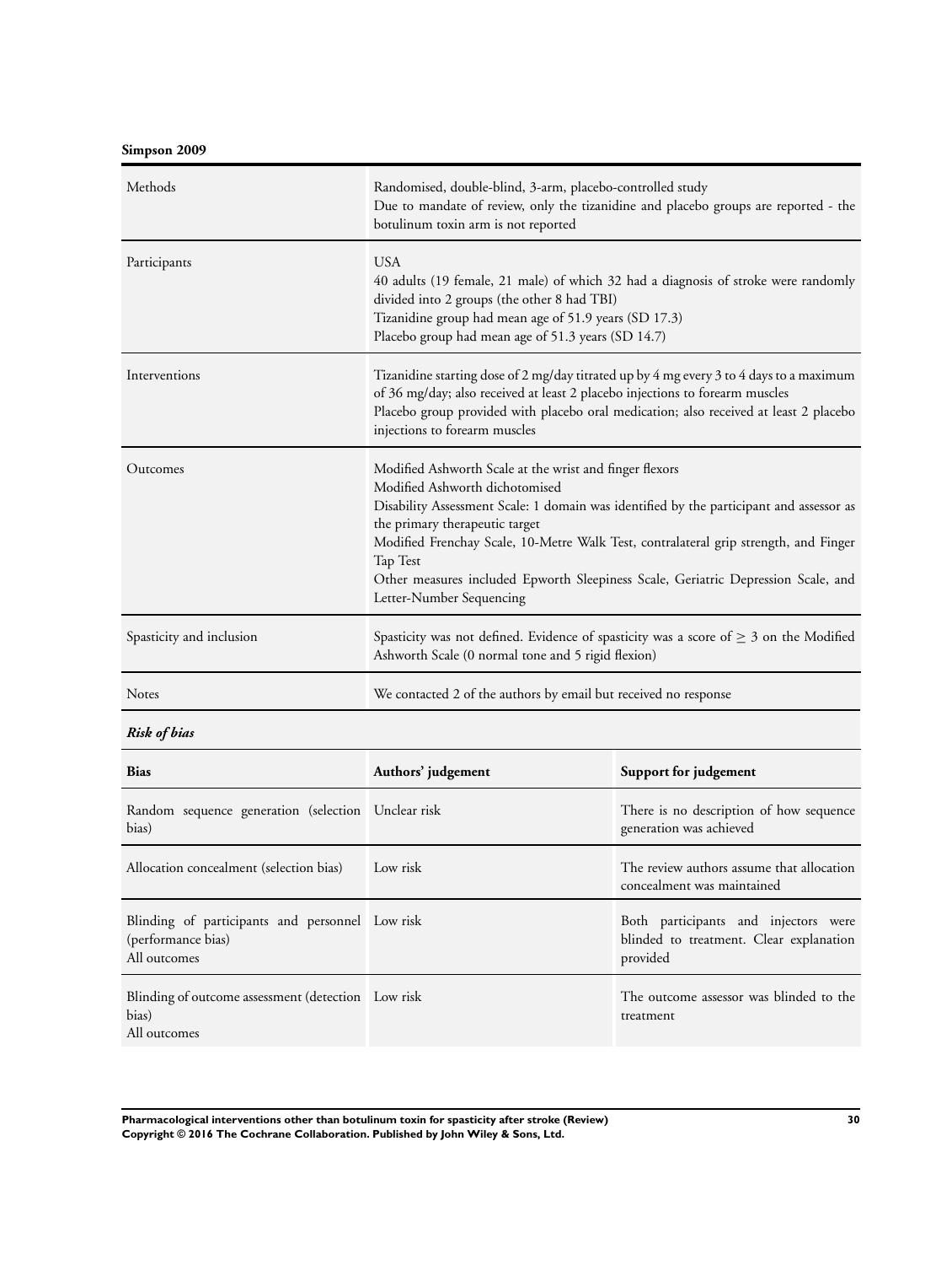**Simpson 2009**

| | |
|---|---|
| Methods | Randomised, double-blind, 3-arm, placebo-controlled study<br>Due to mandate of review, only the tizanidine and placebo groups are reported - the botulinum toxin arm is not reported |
| Participants | USA<br>40 adults (19 female, 21 male) of which 32 had a diagnosis of stroke were randomly divided into 2 groups (the other 8 had TBI)<br>Tizanidine group had mean age of 51.9 years (SD 17.3)<br>Placebo group had mean age of 51.3 years (SD 14.7) |
| Interventions | Tizanidine starting dose of 2 mg/day titrated up by 4 mg every 3 to 4 days to a maximum of 36 mg/day; also received at least 2 placebo injections to forearm muscles<br>Placebo group provided with placebo oral medication; also received at least 2 placebo injections to forearm muscles |
| Outcomes | Modified Ashworth Scale at the wrist and finger flexors<br>Modified Ashworth dichotomised<br>Disability Assessment Scale: 1 domain was identified by the participant and assessor as the primary therapeutic target<br>Modified Frenchay Scale, 10-Metre Walk Test, contralateral grip strength, and Finger Tap Test<br>Other measures included Epworth Sleepiness Scale, Geriatric Depression Scale, and Letter-Number Sequencing |
| Spasticity and inclusion | Spasticity was not defined. Evidence of spasticity was a score of ≥ 3 on the Modified Ashworth Scale (0 normal tone and 5 rigid flexion) |
| Notes | We contacted 2 of the authors by email but received no response |

***Risk of bias***

| Bias | Authors' judgement | Support for judgement |
|---|---|---|
| Random sequence generation (selection bias) | Unclear risk | There is no description of how sequence generation was achieved |
| Allocation concealment (selection bias) | Low risk | The review authors assume that allocation concealment was maintained |
| Blinding of participants and personnel (performance bias)<br>All outcomes | Low risk | Both participants and injectors were blinded to treatment. Clear explanation provided |
| Blinding of outcome assessment (detection bias)<br>All outcomes | Low risk | The outcome assessor was blinded to the treatment |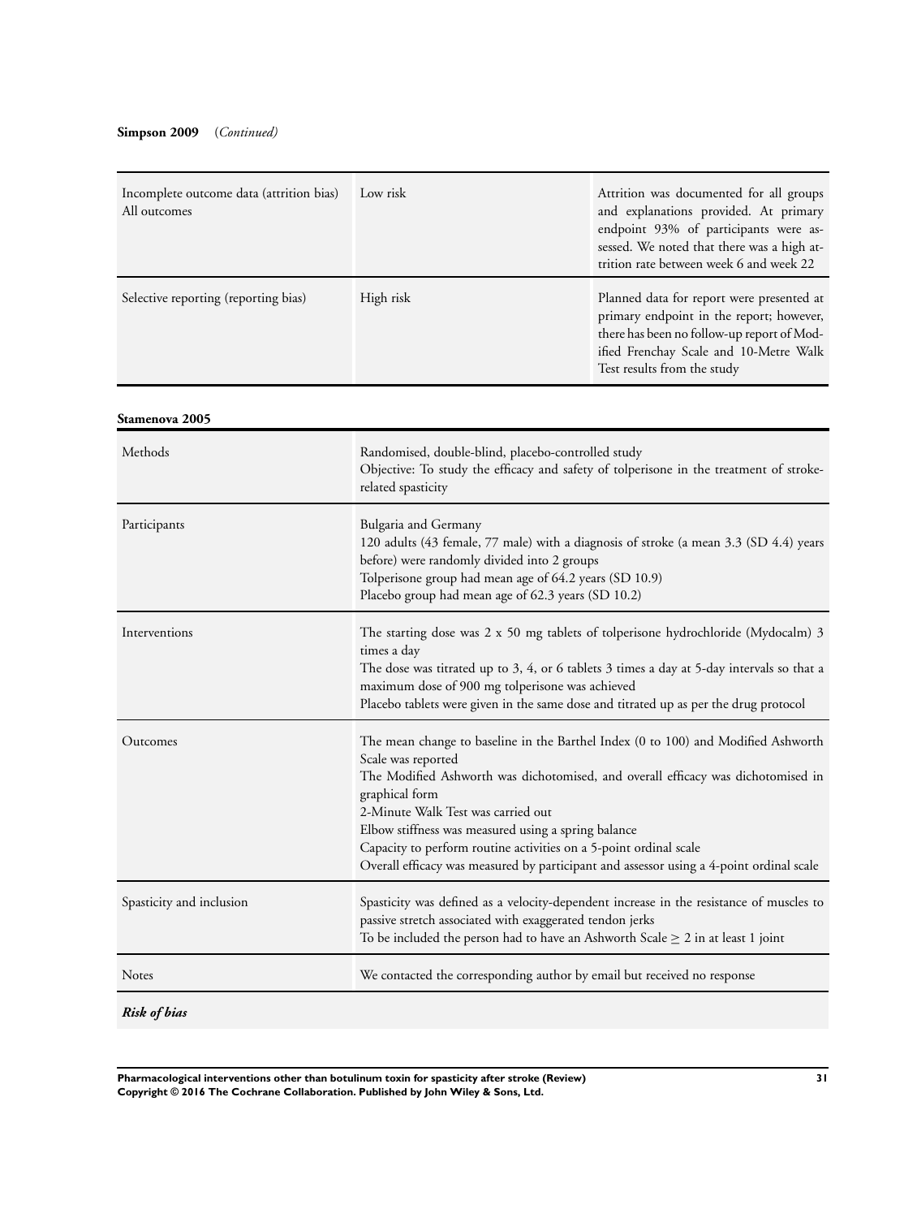**Simpson 2009** (*Continued*)

| | | |
|---|---|---|
| Incomplete outcome data (attrition bias) All outcomes | Low risk | Attrition was documented for all groups and explanations provided. At primary endpoint 93% of participants were assessed. We noted that there was a high attrition rate between week 6 and week 22 |
| Selective reporting (reporting bias) | High risk | Planned data for report were presented at primary endpoint in the report; however, there has been no follow-up report of Modified Frenchay Scale and 10-Metre Walk Test results from the study |

**Stamenova 2005**

| | |
|---|---|
| Methods | Randomised, double-blind, placebo-controlled study<br>Objective: To study the efficacy and safety of tolperisone in the treatment of stroke-related spasticity |
| Participants | Bulgaria and Germany<br>120 adults (43 female, 77 male) with a diagnosis of stroke (a mean 3.3 (SD 4.4) years before) were randomly divided into 2 groups<br>Tolperisone group had mean age of 64.2 years (SD 10.9)<br>Placebo group had mean age of 62.3 years (SD 10.2) |
| Interventions | The starting dose was 2 x 50 mg tablets of tolperisone hydrochloride (Mydocalm) 3 times a day<br>The dose was titrated up to 3, 4, or 6 tablets 3 times a day at 5-day intervals so that a maximum dose of 900 mg tolperisone was achieved<br>Placebo tablets were given in the same dose and titrated up as per the drug protocol |
| Outcomes | The mean change to baseline in the Barthel Index (0 to 100) and Modified Ashworth Scale was reported<br>The Modified Ashworth was dichotomised, and overall efficacy was dichotomised in graphical form<br>2-Minute Walk Test was carried out<br>Elbow stiffness was measured using a spring balance<br>Capacity to perform routine activities on a 5-point ordinal scale<br>Overall efficacy was measured by participant and assessor using a 4-point ordinal scale |
| Spasticity and inclusion | Spasticity was defined as a velocity-dependent increase in the resistance of muscles to passive stretch associated with exaggerated tendon jerks<br>To be included the person had to have an Ashworth Scale $\geq$ 2 in at least 1 joint |
| Notes | We contacted the corresponding author by email but received no response |

***Risk of bias***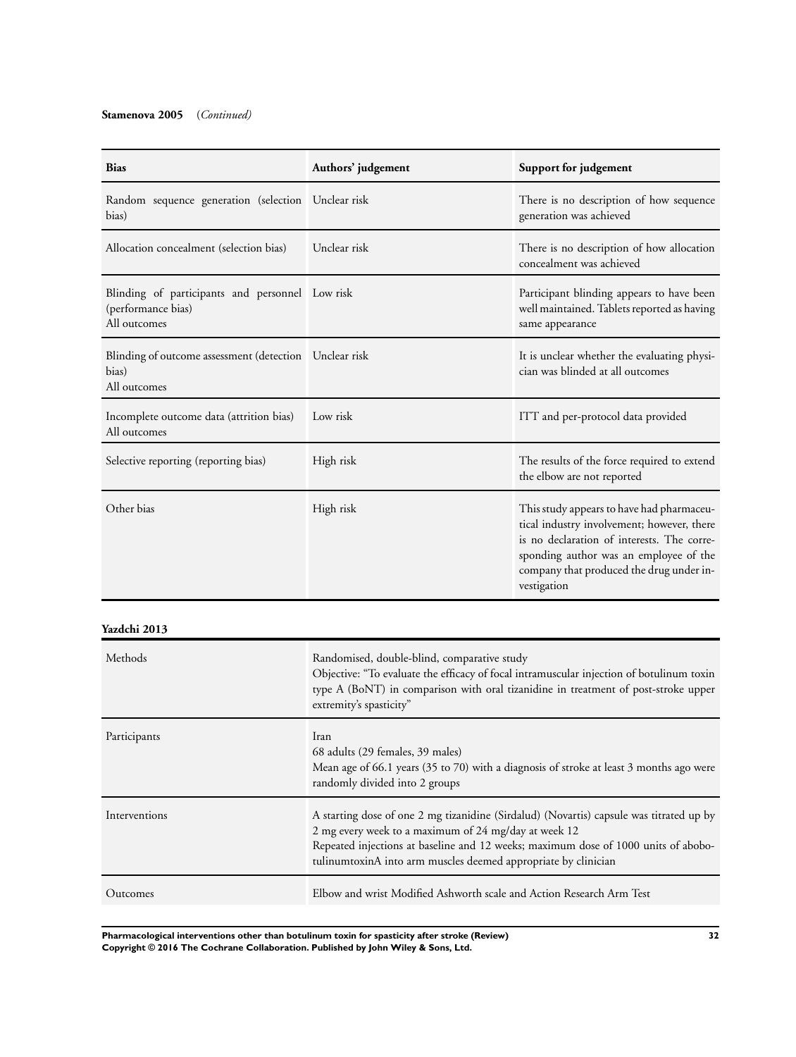**Stamenova 2005** (*Continued*)

| Bias | Authors' judgement | Support for judgement |
|---|---|---|
| Random sequence generation (selection bias) | Unclear risk | There is no description of how sequence generation was achieved |
| Allocation concealment (selection bias) | Unclear risk | There is no description of how allocation concealment was achieved |
| Blinding of participants and personnel (performance bias)<br>All outcomes | Low risk | Participant blinding appears to have been well maintained. Tablets reported as having same appearance |
| Blinding of outcome assessment (detection bias)<br>All outcomes | Unclear risk | It is unclear whether the evaluating physician was blinded at all outcomes |
| Incomplete outcome data (attrition bias)<br>All outcomes | Low risk | ITT and per-protocol data provided |
| Selective reporting (reporting bias) | High risk | The results of the force required to extend the elbow are not reported |
| Other bias | High risk | This study appears to have had pharmaceutical industry involvement; however, there is no declaration of interests. The corresponding author was an employee of the company that produced the drug under investigation |

**Yazdchi 2013**

| | |
|---|---|
| Methods | Randomised, double-blind, comparative study<br>Objective: "To evaluate the efficacy of focal intramuscular injection of botulinum toxin type A (BoNT) in comparison with oral tizanidine in treatment of post-stroke upper extremity's spasticity" |
| Participants | Iran<br>68 adults (29 females, 39 males)<br>Mean age of 66.1 years (35 to 70) with a diagnosis of stroke at least 3 months ago were randomly divided into 2 groups |
| Interventions | A starting dose of one 2 mg tizanidine (Sirdalud) (Novartis) capsule was titrated up by 2 mg every week to a maximum of 24 mg/day at week 12<br>Repeated injections at baseline and 12 weeks; maximum dose of 1000 units of abobotulinumtoxinA into arm muscles deemed appropriate by clinician |
| Outcomes | Elbow and wrist Modified Ashworth scale and Action Research Arm Test |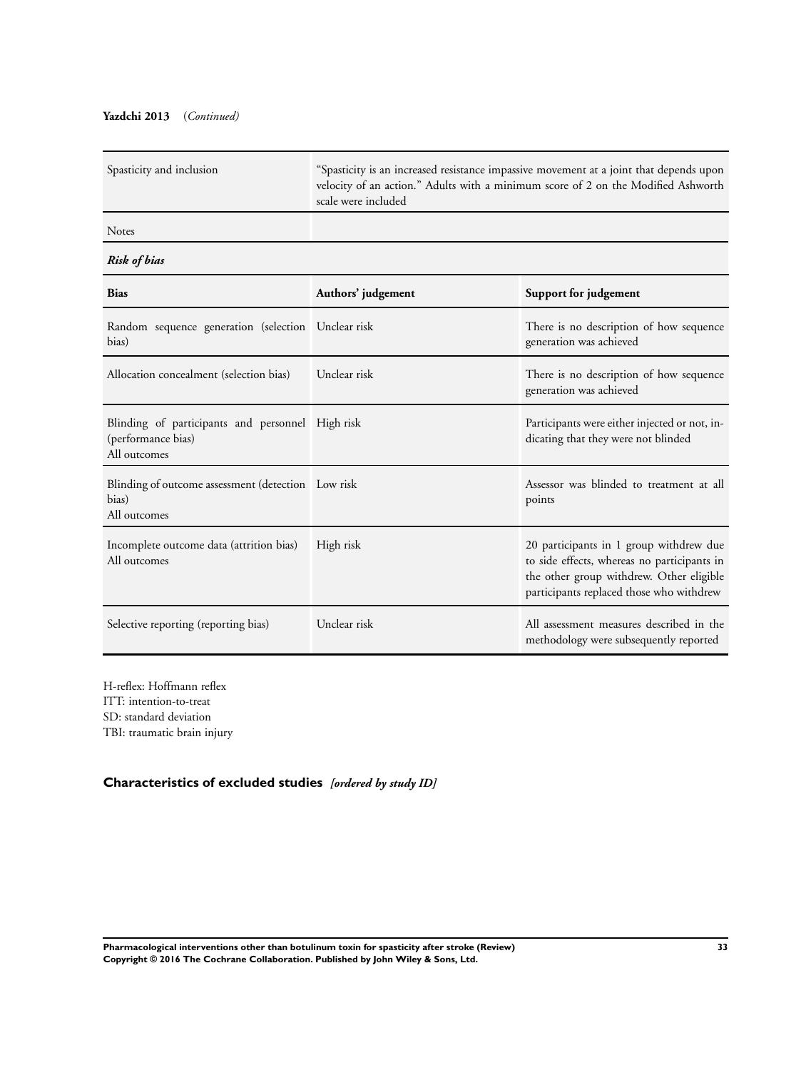**Yazdchi 2013** (*Continued*)

| | |
|---|---|
| Spasticity and inclusion | "Spasticity is an increased resistance impassive movement at a joint that depends upon velocity of an action." Adults with a minimum score of 2 on the Modified Ashworth scale were included |
| Notes | |

***Risk of bias***

| Bias | Authors' judgement | Support for judgement |
|---|---|---|
| Random sequence generation (selection bias) | Unclear risk | There is no description of how sequence generation was achieved |
| Allocation concealment (selection bias) | Unclear risk | There is no description of how sequence generation was achieved |
| Blinding of participants and personnel (performance bias)<br>All outcomes | High risk | Participants were either injected or not, indicating that they were not blinded |
| Blinding of outcome assessment (detection bias)<br>All outcomes | Low risk | Assessor was blinded to treatment at all points |
| Incomplete outcome data (attrition bias)<br>All outcomes | High risk | 20 participants in 1 group withdrew due to side effects, whereas no participants in the other group withdrew. Other eligible participants replaced those who withdrew |
| Selective reporting (reporting bias) | Unclear risk | All assessment measures described in the methodology were subsequently reported |

H-reflex: Hoffmann reflex
ITT: intention-to-treat
SD: standard deviation
TBI: traumatic brain injury

## Characteristics of excluded studies *[ordered by study ID]*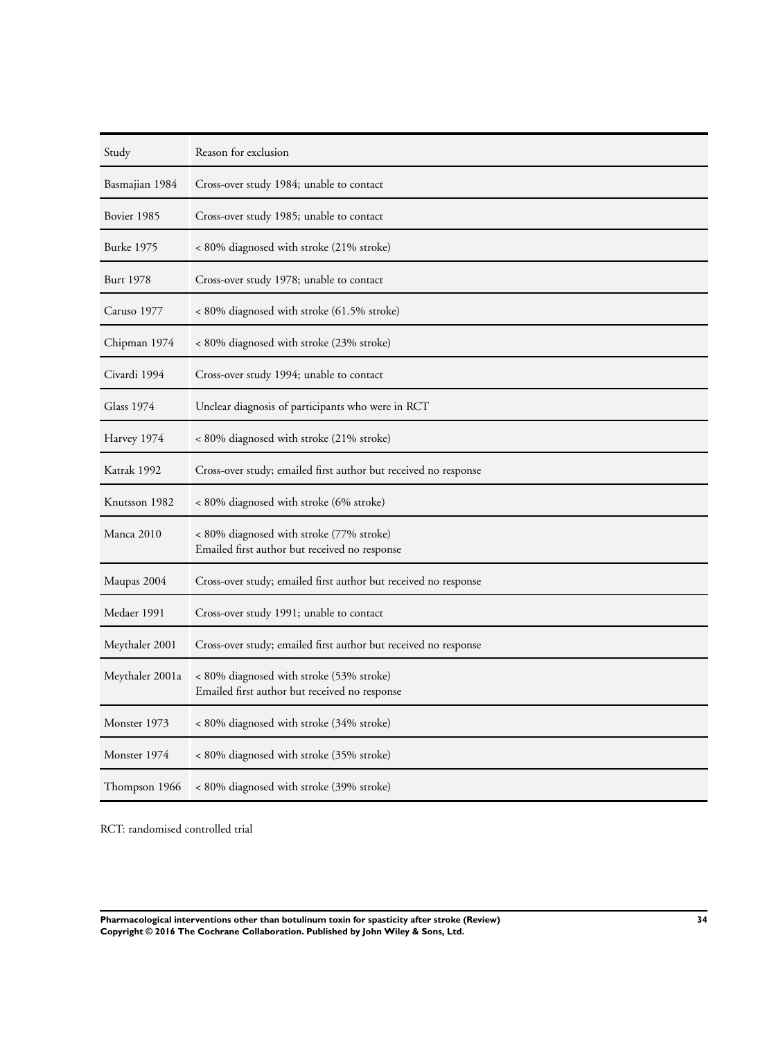| Study | Reason for exclusion |
| --- | --- |
| Basmajian 1984 | Cross-over study 1984; unable to contact |
| Bovier 1985 | Cross-over study 1985; unable to contact |
| Burke 1975 | < 80% diagnosed with stroke (21% stroke) |
| Burt 1978 | Cross-over study 1978; unable to contact |
| Caruso 1977 | < 80% diagnosed with stroke (61.5% stroke) |
| Chipman 1974 | < 80% diagnosed with stroke (23% stroke) |
| Civardi 1994 | Cross-over study 1994; unable to contact |
| Glass 1974 | Unclear diagnosis of participants who were in RCT |
| Harvey 1974 | < 80% diagnosed with stroke (21% stroke) |
| Katrak 1992 | Cross-over study; emailed first author but received no response |
| Knutsson 1982 | < 80% diagnosed with stroke (6% stroke) |
| Manca 2010 | < 80% diagnosed with stroke (77% stroke)<br>Emailed first author but received no response |
| Maupas 2004 | Cross-over study; emailed first author but received no response |
| Medaer 1991 | Cross-over study 1991; unable to contact |
| Meythaler 2001 | Cross-over study; emailed first author but received no response |
| Meythaler 2001a | < 80% diagnosed with stroke (53% stroke)<br>Emailed first author but received no response |
| Monster 1973 | < 80% diagnosed with stroke (34% stroke) |
| Monster 1974 | < 80% diagnosed with stroke (35% stroke) |
| Thompson 1966 | < 80% diagnosed with stroke (39% stroke) |

RCT: randomised controlled trial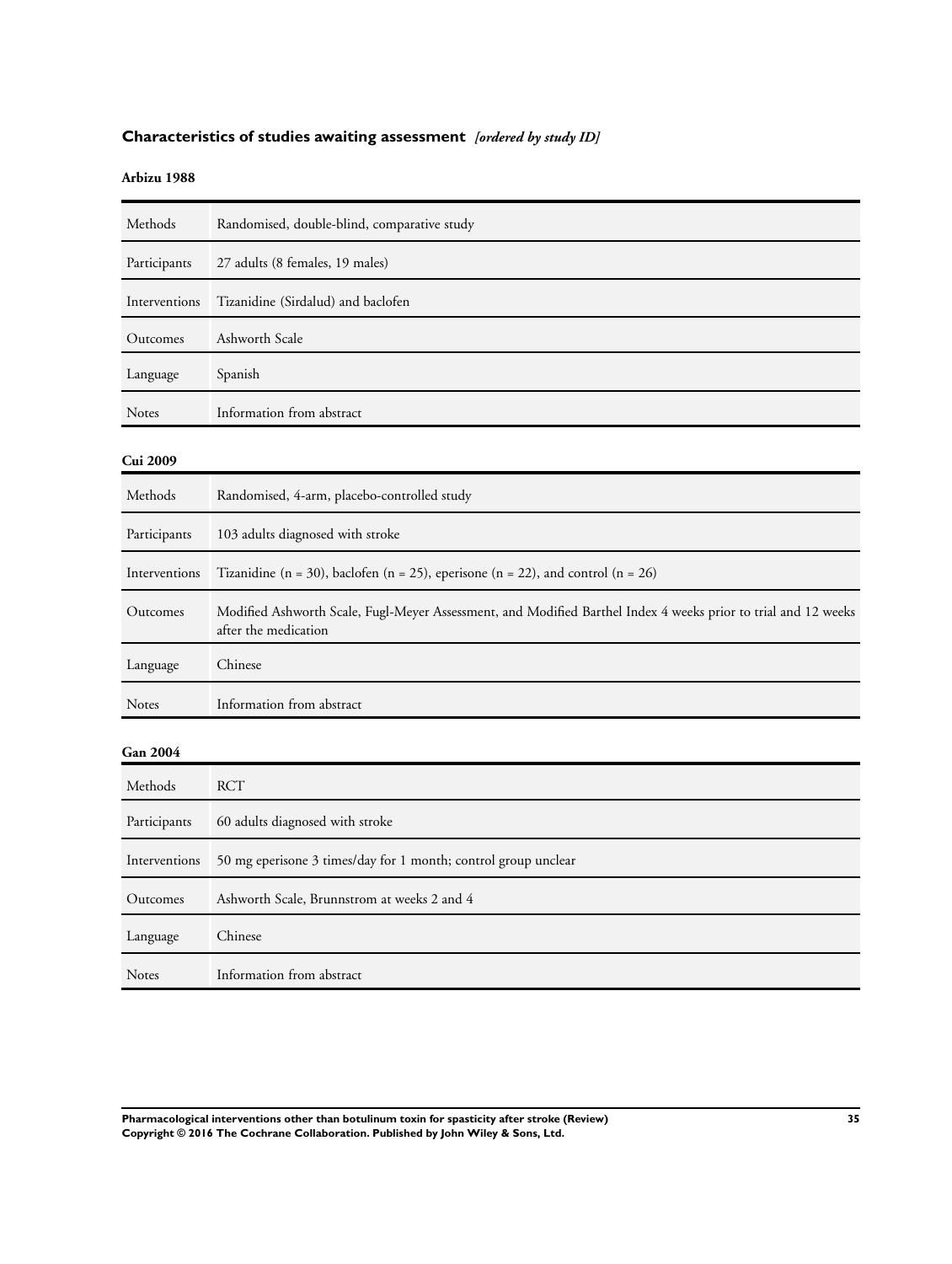## Characteristics of studies awaiting assessment *[ordered by study ID]*

**Arbizu 1988**

| | |
|---|---|
| Methods | Randomised, double-blind, comparative study |
| Participants | 27 adults (8 females, 19 males) |
| Interventions | Tizanidine (Sirdalud) and baclofen |
| Outcomes | Ashworth Scale |
| Language | Spanish |
| Notes | Information from abstract |

**Cui 2009**

| | |
|---|---|
| Methods | Randomised, 4-arm, placebo-controlled study |
| Participants | 103 adults diagnosed with stroke |
| Interventions | Tizanidine (n = 30), baclofen (n = 25), eperisone (n = 22), and control (n = 26) |
| Outcomes | Modified Ashworth Scale, Fugl-Meyer Assessment, and Modified Barthel Index 4 weeks prior to trial and 12 weeks after the medication |
| Language | Chinese |
| Notes | Information from abstract |

**Gan 2004**

| | |
|---|---|
| Methods | RCT |
| Participants | 60 adults diagnosed with stroke |
| Interventions | 50 mg eperisone 3 times/day for 1 month; control group unclear |
| Outcomes | Ashworth Scale, Brunnstrom at weeks 2 and 4 |
| Language | Chinese |
| Notes | Information from abstract |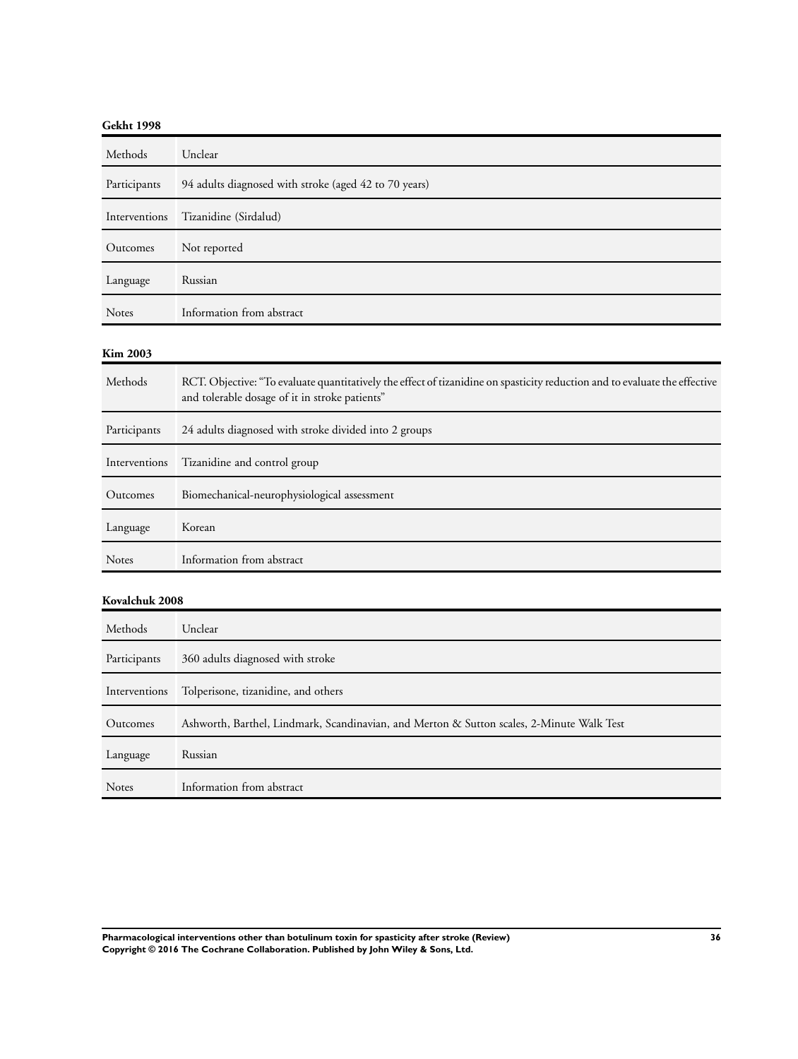**Gekht 1998**

| Methods | Unclear |
|---|---|
| Participants | 94 adults diagnosed with stroke (aged 42 to 70 years) |
| Interventions | Tizanidine (Sirdalud) |
| Outcomes | Not reported |
| Language | Russian |
| Notes | Information from abstract |

**Kim 2003**

| Methods | RCT. Objective: "To evaluate quantitatively the effect of tizanidine on spasticity reduction and to evaluate the effective and tolerable dosage of it in stroke patients" |
|---|---|
| Participants | 24 adults diagnosed with stroke divided into 2 groups |
| Interventions | Tizanidine and control group |
| Outcomes | Biomechanical-neurophysiological assessment |
| Language | Korean |
| Notes | Information from abstract |

**Kovalchuk 2008**

| Methods | Unclear |
|---|---|
| Participants | 360 adults diagnosed with stroke |
| Interventions | Tolperisone, tizanidine, and others |
| Outcomes | Ashworth, Barthel, Lindmark, Scandinavian, and Merton & Sutton scales, 2-Minute Walk Test |
| Language | Russian |
| Notes | Information from abstract |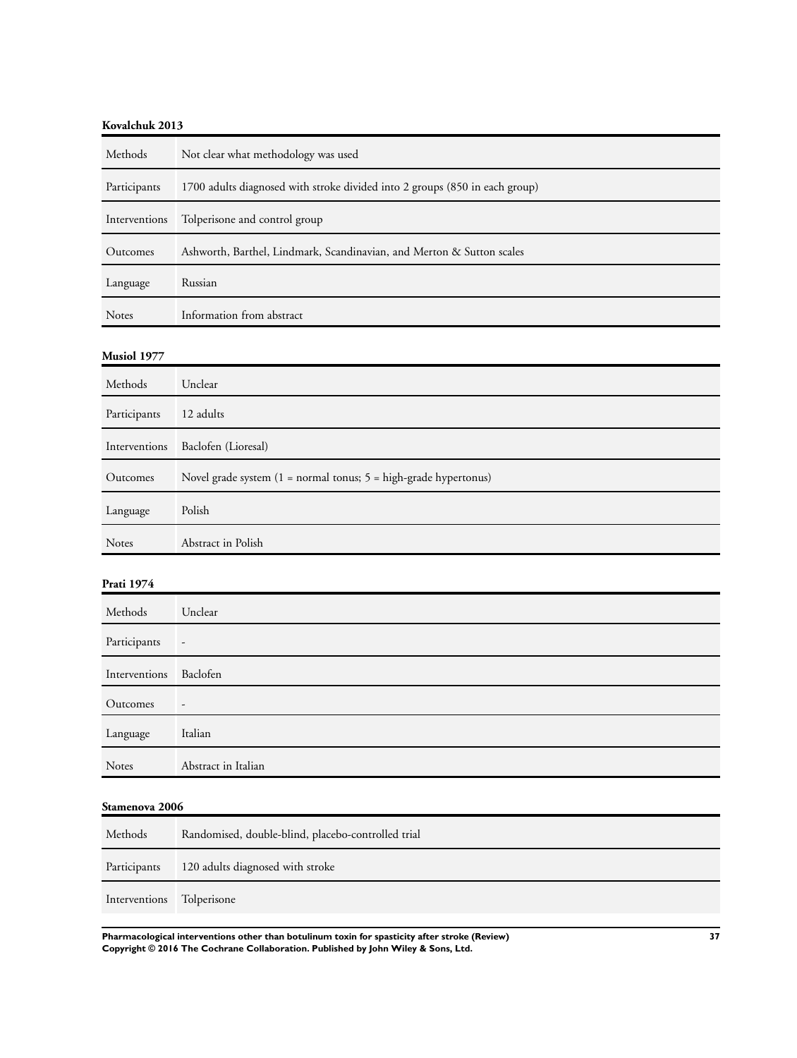**Kovalchuk 2013**

| | |
|---|---|
| Methods | Not clear what methodology was used |
| Participants | 1700 adults diagnosed with stroke divided into 2 groups (850 in each group) |
| Interventions | Tolperisone and control group |
| Outcomes | Ashworth, Barthel, Lindmark, Scandinavian, and Merton & Sutton scales |
| Language | Russian |
| Notes | Information from abstract |

**Musiol 1977**

| | |
|---|---|
| Methods | Unclear |
| Participants | 12 adults |
| Interventions | Baclofen (Lioresal) |
| Outcomes | Novel grade system (1 = normal tonus; 5 = high-grade hypertonus) |
| Language | Polish |
| Notes | Abstract in Polish |

**Prati 1974**

| | |
|---|---|
| Methods | Unclear |
| Participants | - |
| Interventions | Baclofen |
| Outcomes | - |
| Language | Italian |
| Notes | Abstract in Italian |

**Stamenova 2006**

| | |
|---|---|
| Methods | Randomised, double-blind, placebo-controlled trial |
| Participants | 120 adults diagnosed with stroke |
| Interventions | Tolperisone |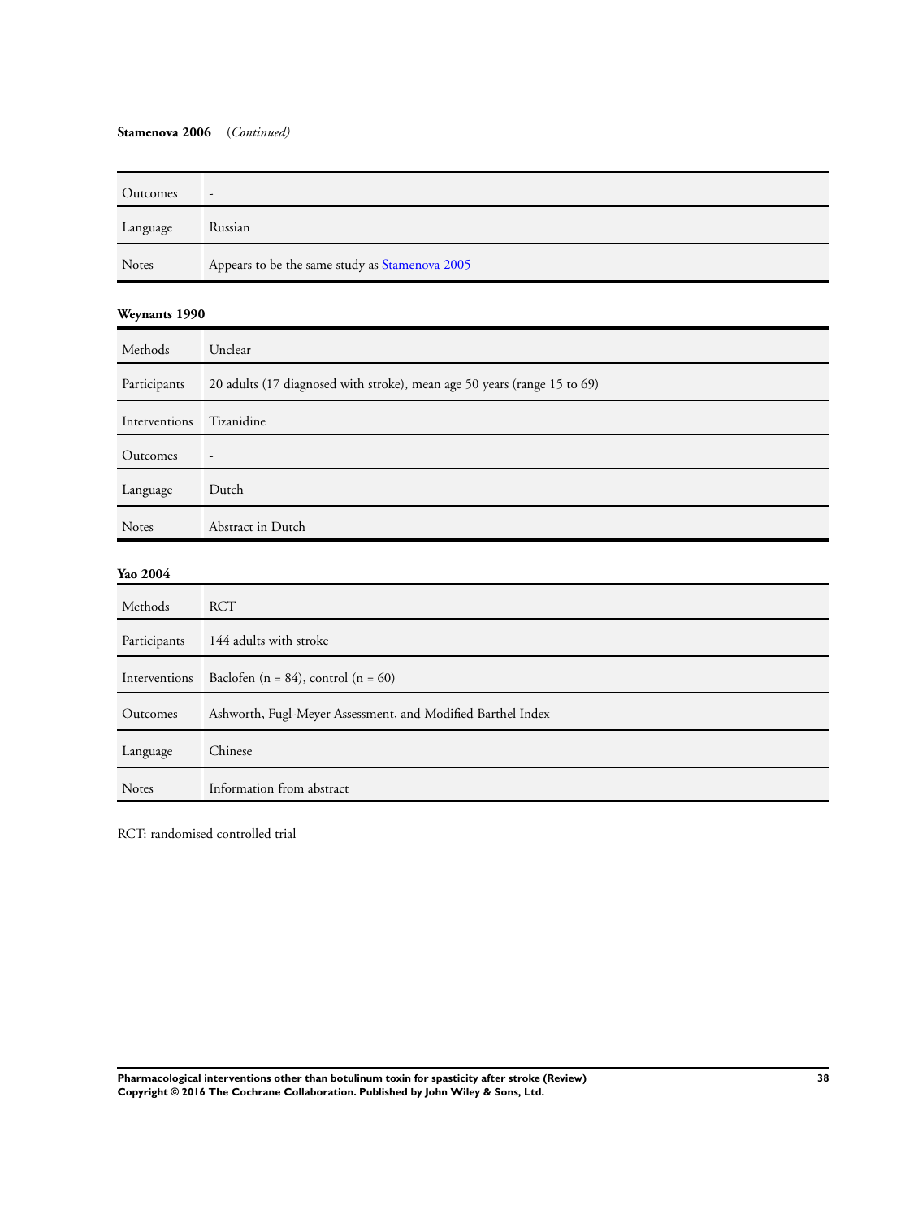**Stamenova 2006** *(Continued)*

| | |
|---|---|
| Outcomes | - |
| Language | Russian |
| Notes | Appears to be the same study as Stamenova 2005 |

**Weynants 1990**

| | |
|---|---|
| Methods | Unclear |
| Participants | 20 adults (17 diagnosed with stroke), mean age 50 years (range 15 to 69) |
| Interventions | Tizanidine |
| Outcomes | - |
| Language | Dutch |
| Notes | Abstract in Dutch |

**Yao 2004**

| | |
|---|---|
| Methods | RCT |
| Participants | 144 adults with stroke |
| Interventions | Baclofen (n = 84), control (n = 60) |
| Outcomes | Ashworth, Fugl-Meyer Assessment, and Modified Barthel Index |
| Language | Chinese |
| Notes | Information from abstract |

RCT: randomised controlled trial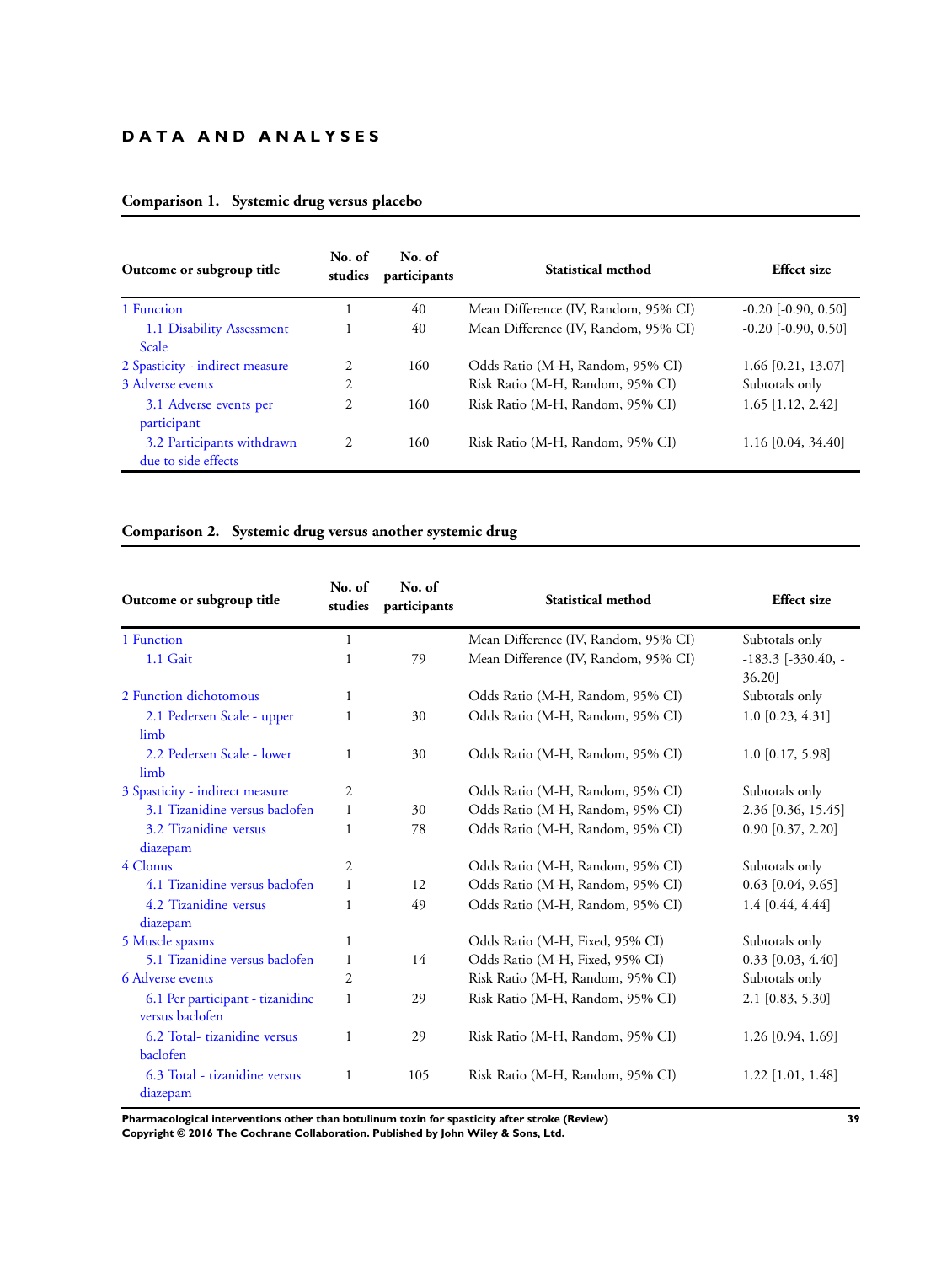# DATA AND ANALYSES

### Comparison 1. Systemic drug versus placebo

| Outcome or subgroup title | No. of studies | No. of participants | Statistical method | Effect size |
|---|---|---|---|---|
| 1 Function | 1 | 40 | Mean Difference (IV, Random, 95% CI) | -0.20 [-0.90, 0.50] |
| 1.1 Disability Assessment Scale | 1 | 40 | Mean Difference (IV, Random, 95% CI) | -0.20 [-0.90, 0.50] |
| 2 Spasticity - indirect measure | 2 | 160 | Odds Ratio (M-H, Random, 95% CI) | 1.66 [0.21, 13.07] |
| 3 Adverse events | 2 | | Risk Ratio (M-H, Random, 95% CI) | Subtotals only |
| 3.1 Adverse events per participant | 2 | 160 | Risk Ratio (M-H, Random, 95% CI) | 1.65 [1.12, 2.42] |
| 3.2 Participants withdrawn due to side effects | 2 | 160 | Risk Ratio (M-H, Random, 95% CI) | 1.16 [0.04, 34.40] |

### Comparison 2. Systemic drug versus another systemic drug

| Outcome or subgroup title | No. of studies | No. of participants | Statistical method | Effect size |
|---|---|---|---|---|
| 1 Function | 1 | | Mean Difference (IV, Random, 95% CI) | Subtotals only |
| 1.1 Gait | 1 | 79 | Mean Difference (IV, Random, 95% CI) | -183.3 [-330.40, -36.20] |
| 2 Function dichotomous | 1 | | Odds Ratio (M-H, Random, 95% CI) | Subtotals only |
| 2.1 Pedersen Scale - upper limb | 1 | 30 | Odds Ratio (M-H, Random, 95% CI) | 1.0 [0.23, 4.31] |
| 2.2 Pedersen Scale - lower limb | 1 | 30 | Odds Ratio (M-H, Random, 95% CI) | 1.0 [0.17, 5.98] |
| 3 Spasticity - indirect measure | 2 | | Odds Ratio (M-H, Random, 95% CI) | Subtotals only |
| 3.1 Tizanidine versus baclofen | 1 | 30 | Odds Ratio (M-H, Random, 95% CI) | 2.36 [0.36, 15.45] |
| 3.2 Tizanidine versus diazepam | 1 | 78 | Odds Ratio (M-H, Random, 95% CI) | 0.90 [0.37, 2.20] |
| 4 Clonus | 2 | | Odds Ratio (M-H, Random, 95% CI) | Subtotals only |
| 4.1 Tizanidine versus baclofen | 1 | 12 | Odds Ratio (M-H, Random, 95% CI) | 0.63 [0.04, 9.65] |
| 4.2 Tizanidine versus diazepam | 1 | 49 | Odds Ratio (M-H, Random, 95% CI) | 1.4 [0.44, 4.44] |
| 5 Muscle spasms | 1 | | Odds Ratio (M-H, Fixed, 95% CI) | Subtotals only |
| 5.1 Tizanidine versus baclofen | 1 | 14 | Odds Ratio (M-H, Fixed, 95% CI) | 0.33 [0.03, 4.40] |
| 6 Adverse events | 2 | | Risk Ratio (M-H, Random, 95% CI) | Subtotals only |
| 6.1 Per participant - tizanidine versus baclofen | 1 | 29 | Risk Ratio (M-H, Random, 95% CI) | 2.1 [0.83, 5.30] |
| 6.2 Total- tizanidine versus baclofen | 1 | 29 | Risk Ratio (M-H, Random, 95% CI) | 1.26 [0.94, 1.69] |
| 6.3 Total - tizanidine versus diazepam | 1 | 105 | Risk Ratio (M-H, Random, 95% CI) | 1.22 [1.01, 1.48] |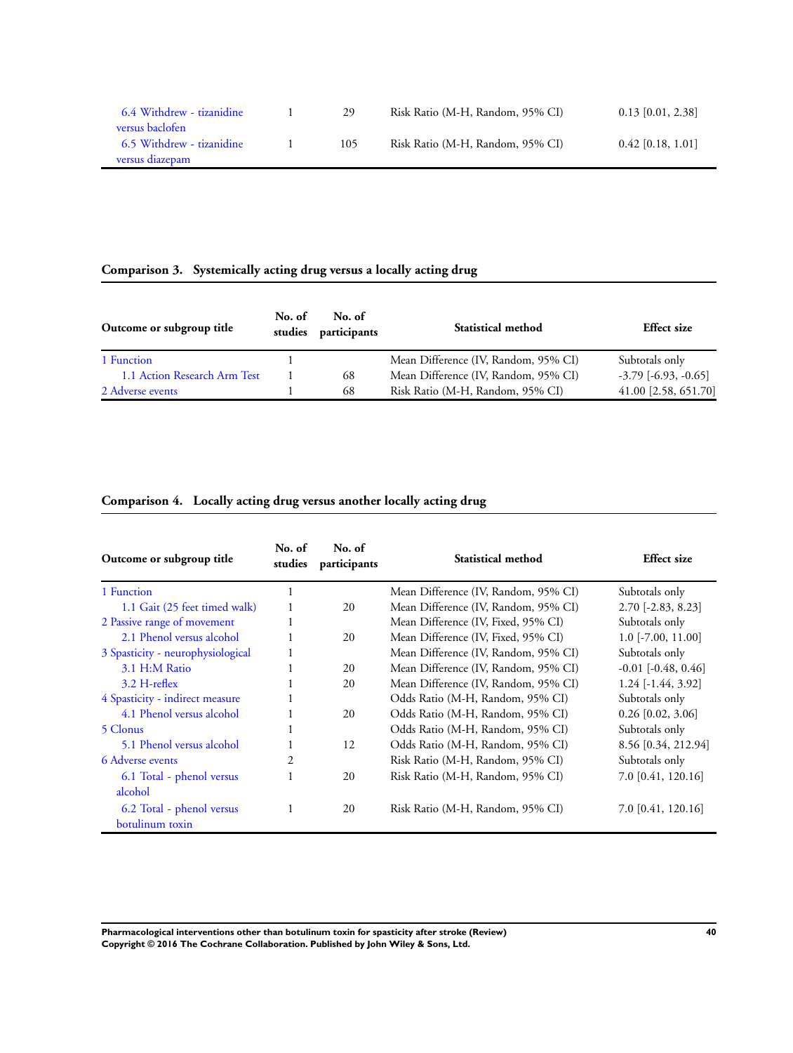| Outcome or subgroup title | No. of studies | No. of participants | Statistical method | Effect size |
| --- | --- | --- | --- | --- |
| 6.4 Withdrew - tizanidine versus baclofen | 1 | 29 | Risk Ratio (M-H, Random, 95% CI) | 0.13 [0.01, 2.38] |
| 6.5 Withdrew - tizanidine versus diazepam | 1 | 105 | Risk Ratio (M-H, Random, 95% CI) | 0.42 [0.18, 1.01] |

### Comparison 3. Systemically acting drug versus a locally acting drug

| Outcome or subgroup title | No. of studies | No. of participants | Statistical method | Effect size |
| --- | --- | --- | --- | --- |
| 1 Function | 1 | | Mean Difference (IV, Random, 95% CI) | Subtotals only |
| 1.1 Action Research Arm Test | 1 | 68 | Mean Difference (IV, Random, 95% CI) | -3.79 [-6.93, -0.65] |
| 2 Adverse events | 1 | 68 | Risk Ratio (M-H, Random, 95% CI) | 41.00 [2.58, 651.70] |

### Comparison 4. Locally acting drug versus another locally acting drug

| Outcome or subgroup title | No. of studies | No. of participants | Statistical method | Effect size |
| --- | --- | --- | --- | --- |
| 1 Function | 1 | | Mean Difference (IV, Random, 95% CI) | Subtotals only |
| 1.1 Gait (25 feet timed walk) | 1 | 20 | Mean Difference (IV, Random, 95% CI) | 2.70 [-2.83, 8.23] |
| 2 Passive range of movement | 1 | | Mean Difference (IV, Fixed, 95% CI) | Subtotals only |
| 2.1 Phenol versus alcohol | 1 | 20 | Mean Difference (IV, Fixed, 95% CI) | 1.0 [-7.00, 11.00] |
| 3 Spasticity - neurophysiological | 1 | | Mean Difference (IV, Random, 95% CI) | Subtotals only |
| 3.1 H:M Ratio | 1 | 20 | Mean Difference (IV, Random, 95% CI) | -0.01 [-0.48, 0.46] |
| 3.2 H-reflex | 1 | 20 | Mean Difference (IV, Random, 95% CI) | 1.24 [-1.44, 3.92] |
| 4 Spasticity - indirect measure | 1 | | Odds Ratio (M-H, Random, 95% CI) | Subtotals only |
| 4.1 Phenol versus alcohol | 1 | 20 | Odds Ratio (M-H, Random, 95% CI) | 0.26 [0.02, 3.06] |
| 5 Clonus | 1 | | Odds Ratio (M-H, Random, 95% CI) | Subtotals only |
| 5.1 Phenol versus alcohol | 1 | 12 | Odds Ratio (M-H, Random, 95% CI) | 8.56 [0.34, 212.94] |
| 6 Adverse events | 2 | | Risk Ratio (M-H, Random, 95% CI) | Subtotals only |
| 6.1 Total - phenol versus alcohol | 1 | 20 | Risk Ratio (M-H, Random, 95% CI) | 7.0 [0.41, 120.16] |
| 6.2 Total - phenol versus botulinum toxin | 1 | 20 | Risk Ratio (M-H, Random, 95% CI) | 7.0 [0.41, 120.16] |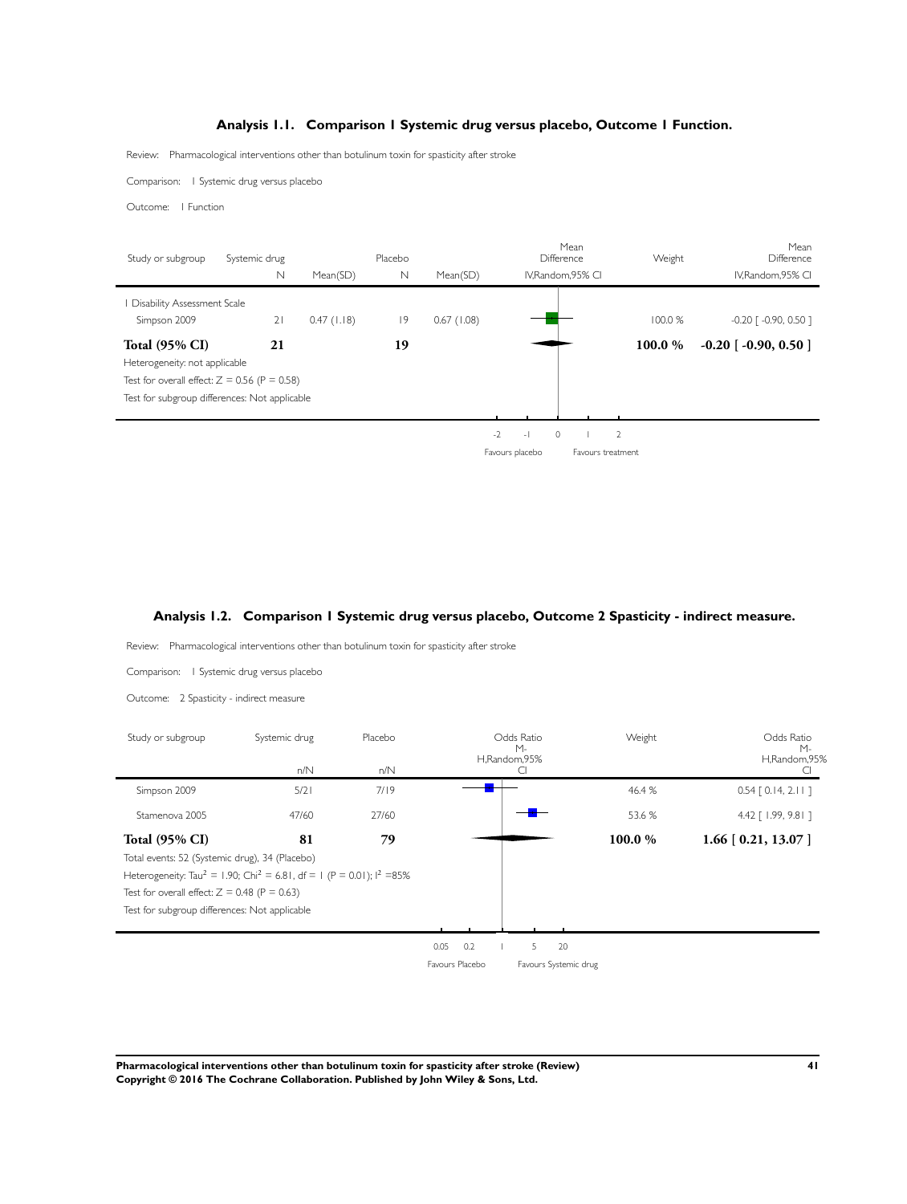## Analysis 1.1. Comparison 1 Systemic drug versus placebo, Outcome 1 Function.

Review: Pharmacological interventions other than botulinum toxin for spasticity after stroke

Comparison: 1 Systemic drug versus placebo

Outcome: 1 Function

| Study or subgroup | Systemic drug N | Mean(SD) | Placebo N | Mean(SD) | Mean Difference IV,Random,95% CI | Weight | Mean Difference IV,Random,95% CI |
|---|---|---|---|---|---|---|---|
| 1 Disability Assessment Scale | | | | | | | |
| Simpson 2009 | 21 | 0.47 (1.18) | 19 | 0.67 (1.08) | | 100.0 % | -0.20 [ -0.90, 0.50 ] |
| **Total (95% CI)** | **21** | | **19** | | | **100.0 %** | **-0.20 [ -0.90, 0.50 ]** |

Heterogeneity: not applicable

Test for overall effect: Z = 0.56 (P = 0.58)

Test for subgroup differences: Not applicable

-2 -1 0 1 2

Favours placebo Favours treatment

## Analysis 1.2. Comparison 1 Systemic drug versus placebo, Outcome 2 Spasticity - indirect measure.

Review: Pharmacological interventions other than botulinum toxin for spasticity after stroke

Comparison: 1 Systemic drug versus placebo

Outcome: 2 Spasticity - indirect measure

| Study or subgroup | Systemic drug n/N | Placebo n/N | Odds Ratio M-H,Random,95% CI | Weight | Odds Ratio M-H,Random,95% CI |
|---|---|---|---|---|---|
| Simpson 2009 | 5/21 | 7/19 | | 46.4 % | 0.54 [ 0.14, 2.11 ] |
| Stamenova 2005 | 47/60 | 27/60 | | 53.6 % | 4.42 [ 1.99, 9.81 ] |
| **Total (95% CI)** | **81** | **79** | | **100.0 %** | **1.66 [ 0.21, 13.07 ]** |

Total events: 52 (Systemic drug), 34 (Placebo)

Heterogeneity: $Tau^2 = 1.90$; $Chi^2 = 6.81$, df = 1 (P = 0.01); $I^2$ =85%

Test for overall effect: Z = 0.48 (P = 0.63)

Test for subgroup differences: Not applicable

0.05 0.2 1 5 20

Favours Placebo Favours Systemic drug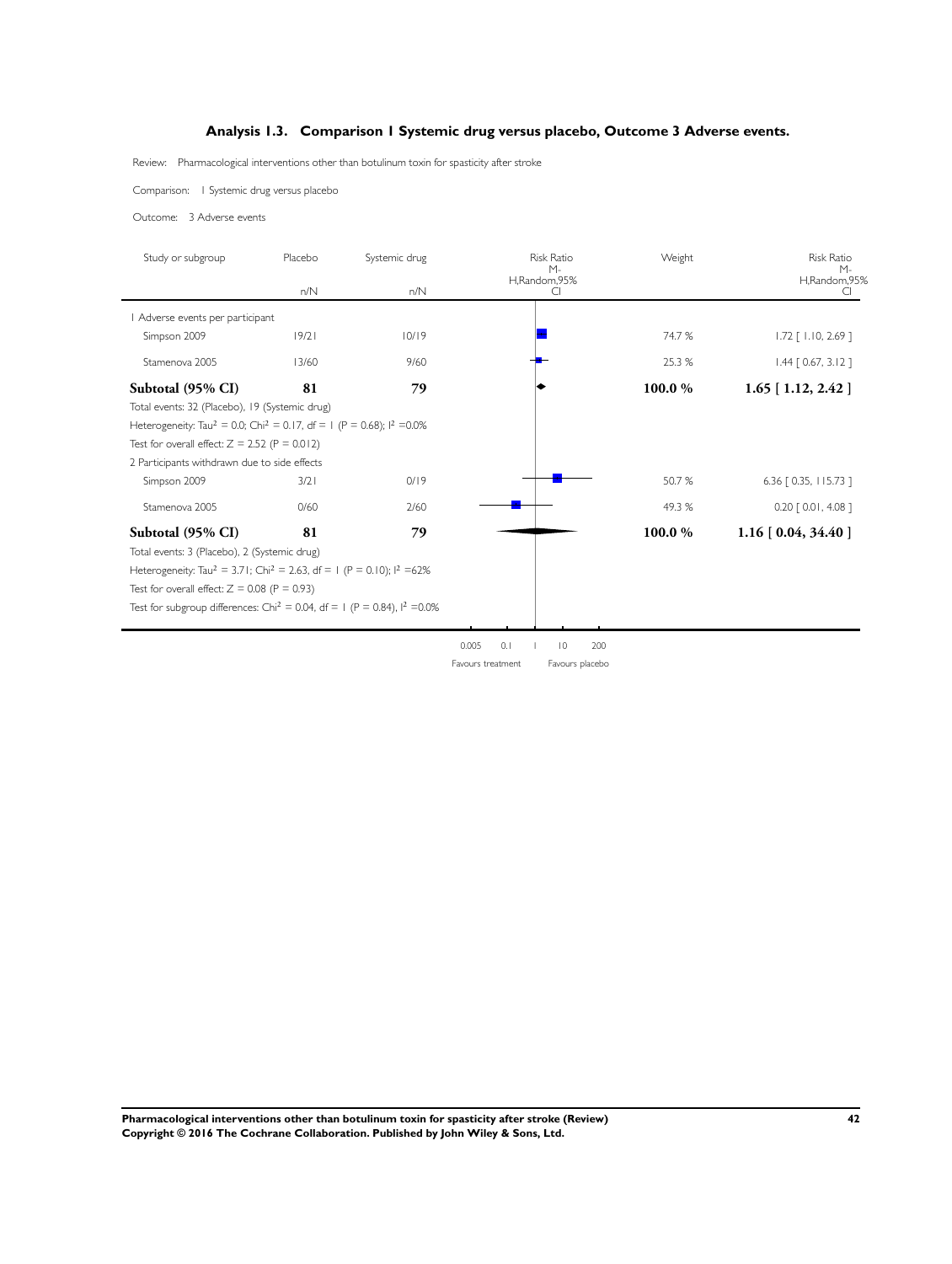### Analysis 1.3. Comparison 1 Systemic drug versus placebo, Outcome 3 Adverse events.

Review: Pharmacological interventions other than botulinum toxin for spasticity after stroke

Comparison: 1 Systemic drug versus placebo

Outcome: 3 Adverse events

| Study or subgroup | Placebo n/N | Systemic drug n/N | Risk Ratio M-H,Random,95% CI | Weight | Risk Ratio M-H,Random,95% CI |
|---|---|---|---|---|---|
| 1 Adverse events per participant | | | | | |
| Simpson 2009 | 19/21 | 10/19 | | 74.7 % | 1.72 [ 1.10, 2.69 ] |
| Stamenova 2005 | 13/60 | 9/60 | | 25.3 % | 1.44 [ 0.67, 3.12 ] |
| **Subtotal (95% CI)** | **81** | **79** | | **100.0 %** | **1.65 [ 1.12, 2.42 ]** |
| Total events: 32 (Placebo), 19 (Systemic drug) | | | | | |
| Heterogeneity: $Tau^2 = 0.0$; $Chi^2 = 0.17$, df = 1 (P = 0.68); $I^2$ =0.0% | | | | | |
| Test for overall effect: Z = 2.52 (P = 0.012) | | | | | |
| 2 Participants withdrawn due to side effects | | | | | |
| Simpson 2009 | 3/21 | 0/19 | | 50.7 % | 6.36 [ 0.35, 115.73 ] |
| Stamenova 2005 | 0/60 | 2/60 | | 49.3 % | 0.20 [ 0.01, 4.08 ] |
| **Subtotal (95% CI)** | **81** | **79** | | **100.0 %** | **1.16 [ 0.04, 34.40 ]** |
| Total events: 3 (Placebo), 2 (Systemic drug) | | | | | |
| Heterogeneity: $Tau^2 = 3.71$; $Chi^2 = 2.63$, df = 1 (P = 0.10); $I^2$ =62% | | | | | |
| Test for overall effect: Z = 0.08 (P = 0.93) | | | | | |
| Test for subgroup differences: $Chi^2 = 0.04$, df = 1 (P = 0.84), $I^2$ =0.0% | | | | | |

0.005 0.1 1 10 200

Favours treatment Favours placebo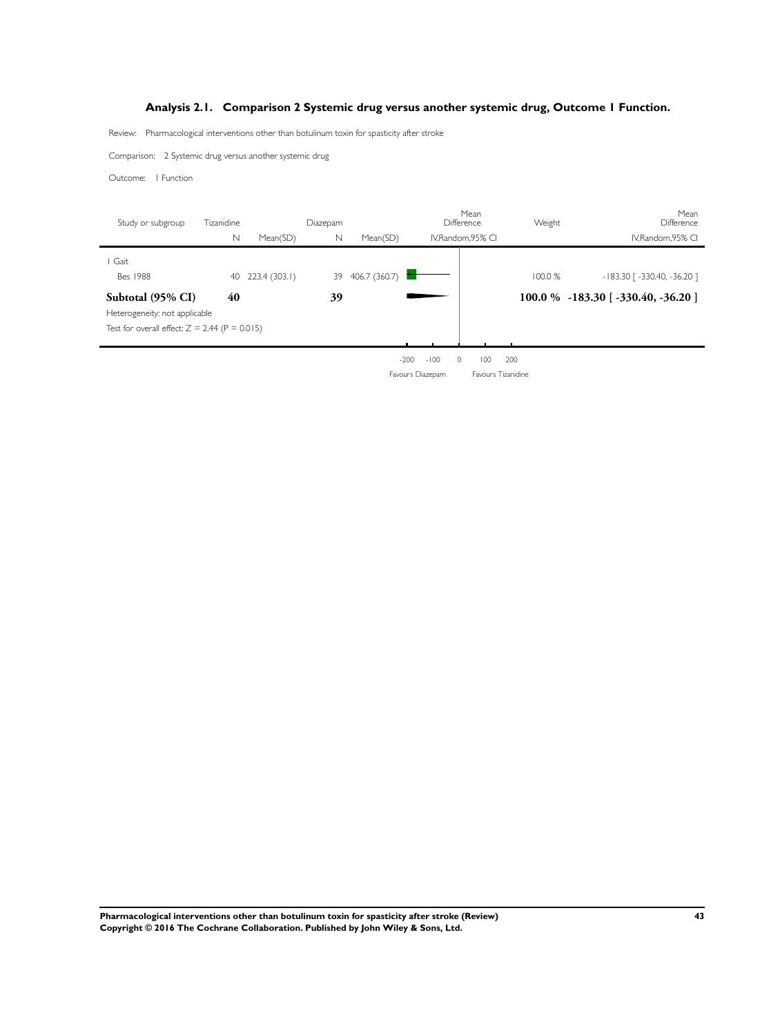## Analysis 2.1. Comparison 2 Systemic drug versus another systemic drug, Outcome 1 Function.

Review: Pharmacological interventions other than botulinum toxin for spasticity after stroke

Comparison: 2 Systemic drug versus another systemic drug

Outcome: 1 Function

| Study or subgroup | Tizanidine N | Tizanidine Mean(SD) | Diazepam N | Diazepam Mean(SD) | Mean Difference IV,Random,95% CI | Weight | Mean Difference IV,Random,95% CI |
|---|---|---|---|---|---|---|---|
| 1 Gait | | | | | | | |
| Bes 1988 | 40 | 223.4 (303.1) | 39 | 406.7 (360.7) | | 100.0 % | -183.30 [ -330.40, -36.20 ] |
| **Subtotal (95% CI)** | **40** | | **39** | | | **100.0 %** | **-183.30 [ -330.40, -36.20 ]** |
| Heterogeneity: not applicable | | | | | | | |
| Test for overall effect: Z = 2.44 (P = 0.015) | | | | | | | |

-200 -100 0 100 200

Favours Diazepam Favours Tizanidine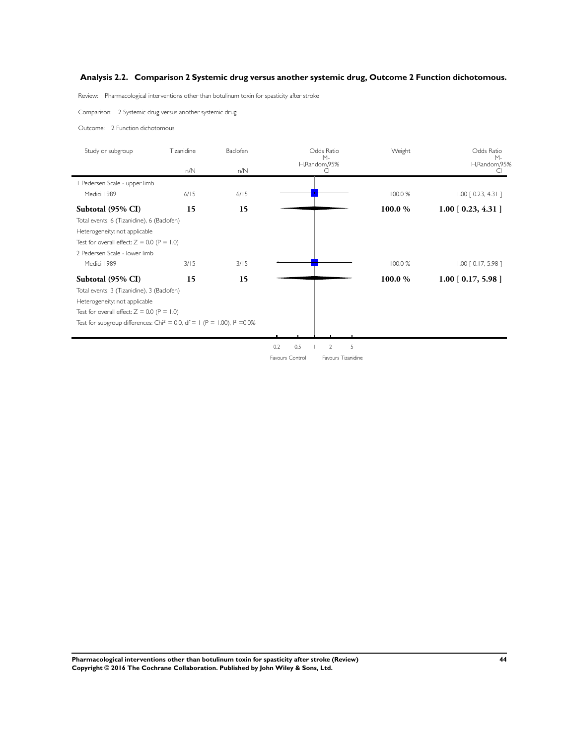### Analysis 2.2. Comparison 2 Systemic drug versus another systemic drug, Outcome 2 Function dichotomous.

Review: Pharmacological interventions other than botulinum toxin for spasticity after stroke

Comparison: 2 Systemic drug versus another systemic drug

Outcome: 2 Function dichotomous

| Study or subgroup | Tizanidine n/N | Baclofen n/N | Odds Ratio M-H,Random,95% CI | Weight | Odds Ratio M-H,Random,95% CI |
|---|---|---|---|---|---|
| 1 Pedersen Scale - upper limb | | | | | |
| Medici 1989 | 6/15 | 6/15 | | 100.0 % | 1.00 [ 0.23, 4.31 ] |
| **Subtotal (95% CI)** | **15** | **15** | | **100.0 %** | **1.00 [ 0.23, 4.31 ]** |
| Total events: 6 (Tizanidine), 6 (Baclofen) | | | | | |
| Heterogeneity: not applicable | | | | | |
| Test for overall effect: Z = 0.0 (P = 1.0) | | | | | |
| 2 Pedersen Scale - lower limb | | | | | |
| Medici 1989 | 3/15 | 3/15 | | 100.0 % | 1.00 [ 0.17, 5.98 ] |
| **Subtotal (95% CI)** | **15** | **15** | | **100.0 %** | **1.00 [ 0.17, 5.98 ]** |
| Total events: 3 (Tizanidine), 3 (Baclofen) | | | | | |
| Heterogeneity: not applicable | | | | | |
| Test for overall effect: Z = 0.0 (P = 1.0) | | | | | |
| Test for subgroup differences: $Chi^2 = 0.0$, df = 1 (P = 1.00), $I^2$ =0.0% | | | | | |

0.2 0.5 1 2 5

Favours Control Favours Tizanidine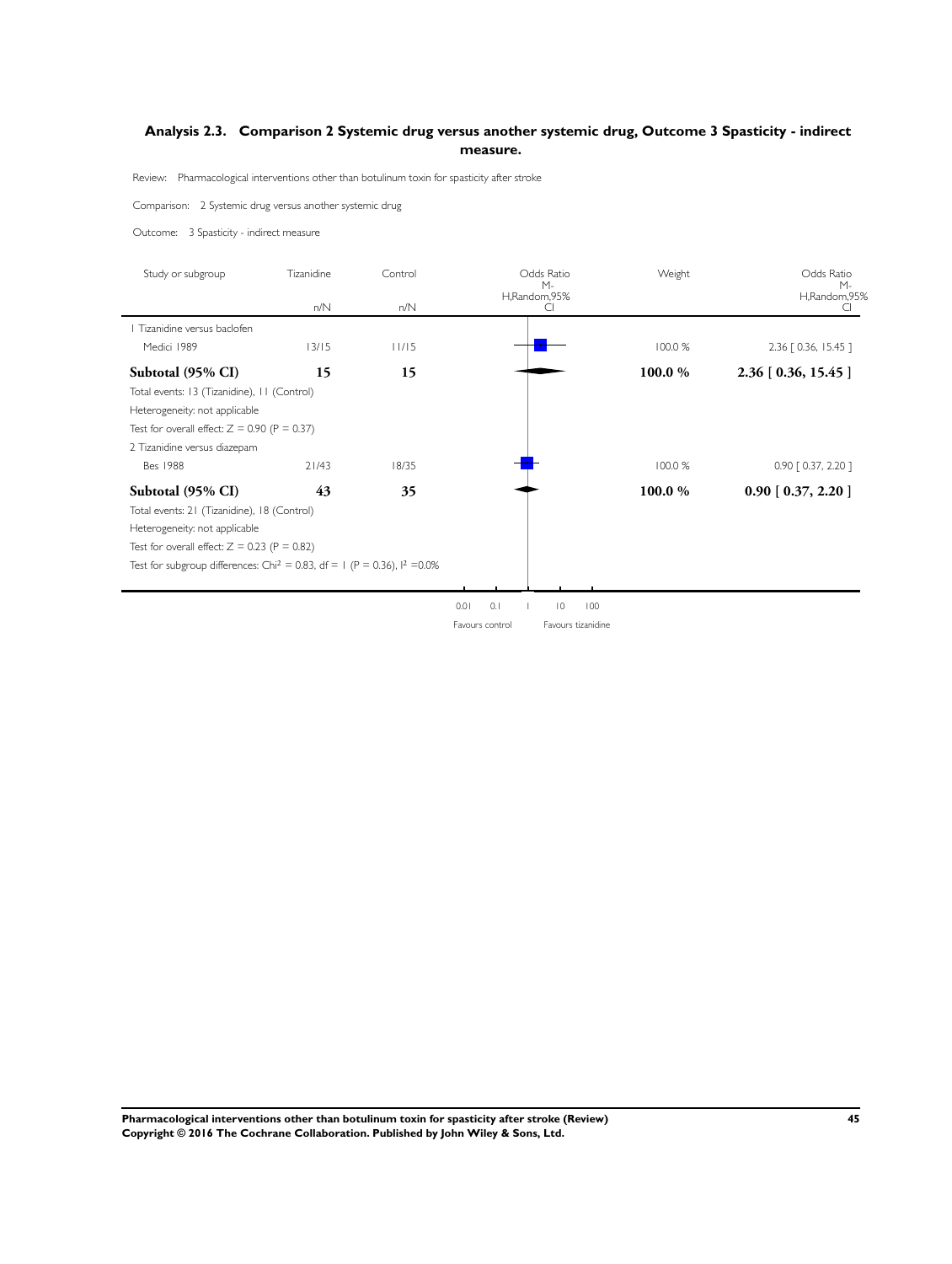### Analysis 2.3. Comparison 2 Systemic drug versus another systemic drug, Outcome 3 Spasticity - indirect measure.

Review: Pharmacological interventions other than botulinum toxin for spasticity after stroke

Comparison: 2 Systemic drug versus another systemic drug

Outcome: 3 Spasticity - indirect measure

| Study or subgroup | Tizanidine n/N | Control n/N | Odds Ratio M-H,Random,95% CI | Weight | Odds Ratio M-H,Random,95% CI |
|---|---|---|---|---|---|
| 1 Tizanidine versus baclofen | | | | | |
| Medici 1989 | 13/15 | 11/15 | | 100.0 % | 2.36 [ 0.36, 15.45 ] |
| **Subtotal (95% CI)** | **15** | **15** | | **100.0 %** | **2.36 [ 0.36, 15.45 ]** |
| Total events: 13 (Tizanidine), 11 (Control) | | | | | |
| Heterogeneity: not applicable | | | | | |
| Test for overall effect: Z = 0.90 (P = 0.37) | | | | | |
| 2 Tizanidine versus diazepam | | | | | |
| Bes 1988 | 21/43 | 18/35 | | 100.0 % | 0.90 [ 0.37, 2.20 ] |
| **Subtotal (95% CI)** | **43** | **35** | | **100.0 %** | **0.90 [ 0.37, 2.20 ]** |
| Total events: 21 (Tizanidine), 18 (Control) | | | | | |
| Heterogeneity: not applicable | | | | | |
| Test for overall effect: Z = 0.23 (P = 0.82) | | | | | |
| Test for subgroup differences: $Chi^2 = 0.83$, df = 1 (P = 0.36), $I^2 = 0.0\%$ | | | | | |

0.01 0.1 1 10 100

Favours control Favours tizanidine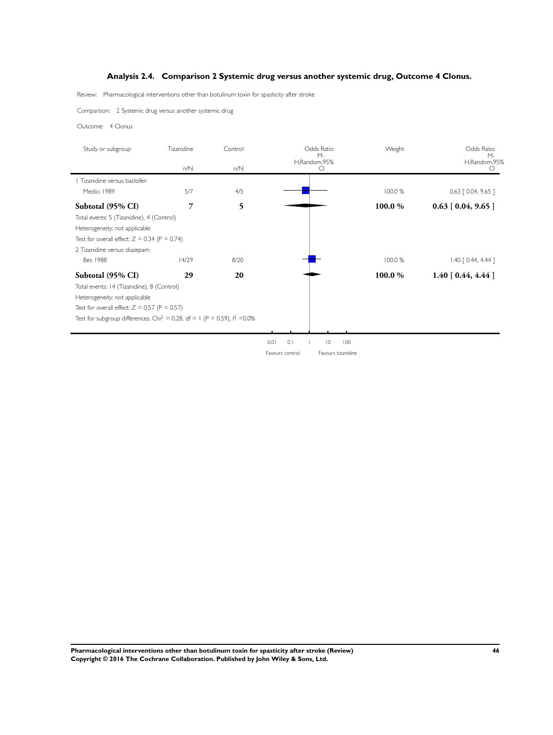## Analysis 2.4. Comparison 2 Systemic drug versus another systemic drug, Outcome 4 Clonus.

Review: Pharmacological interventions other than botulinum toxin for spasticity after stroke

Comparison: 2 Systemic drug versus another systemic drug

Outcome: 4 Clonus

| Study or subgroup | Tizanidine n/N | Control n/N | Odds Ratio M-H,Random,95% CI | Weight | Odds Ratio M-H,Random,95% CI |
|---|---|---|---|---|---|
| 1 Tizanidine versus baclofen | | | | | |
| Medici 1989 | 5/7 | 4/5 | | 100.0 % | 0.63 [ 0.04, 9.65 ] |
| **Subtotal (95% CI)** | **7** | **5** | | **100.0 %** | **0.63 [ 0.04, 9.65 ]** |
| Total events: 5 (Tizanidine), 4 (Control) | | | | | |
| Heterogeneity: not applicable | | | | | |
| Test for overall effect: Z = 0.34 (P = 0.74) | | | | | |
| 2 Tizanidine versus diazepam | | | | | |
| Bes 1988 | 14/29 | 8/20 | | 100.0 % | 1.40 [ 0.44, 4.44 ] |
| **Subtotal (95% CI)** | **29** | **20** | | **100.0 %** | **1.40 [ 0.44, 4.44 ]** |
| Total events: 14 (Tizanidine), 8 (Control) | | | | | |
| Heterogeneity: not applicable | | | | | |
| Test for overall effect: Z = 0.57 (P = 0.57) | | | | | |
| Test for subgroup differences: $Chi^2 = 0.28$, df = 1 (P = 0.59), $I^2$ =0.0% | | | | | |

0.01 0.1 1 10 100

Favours control Favours tizanidine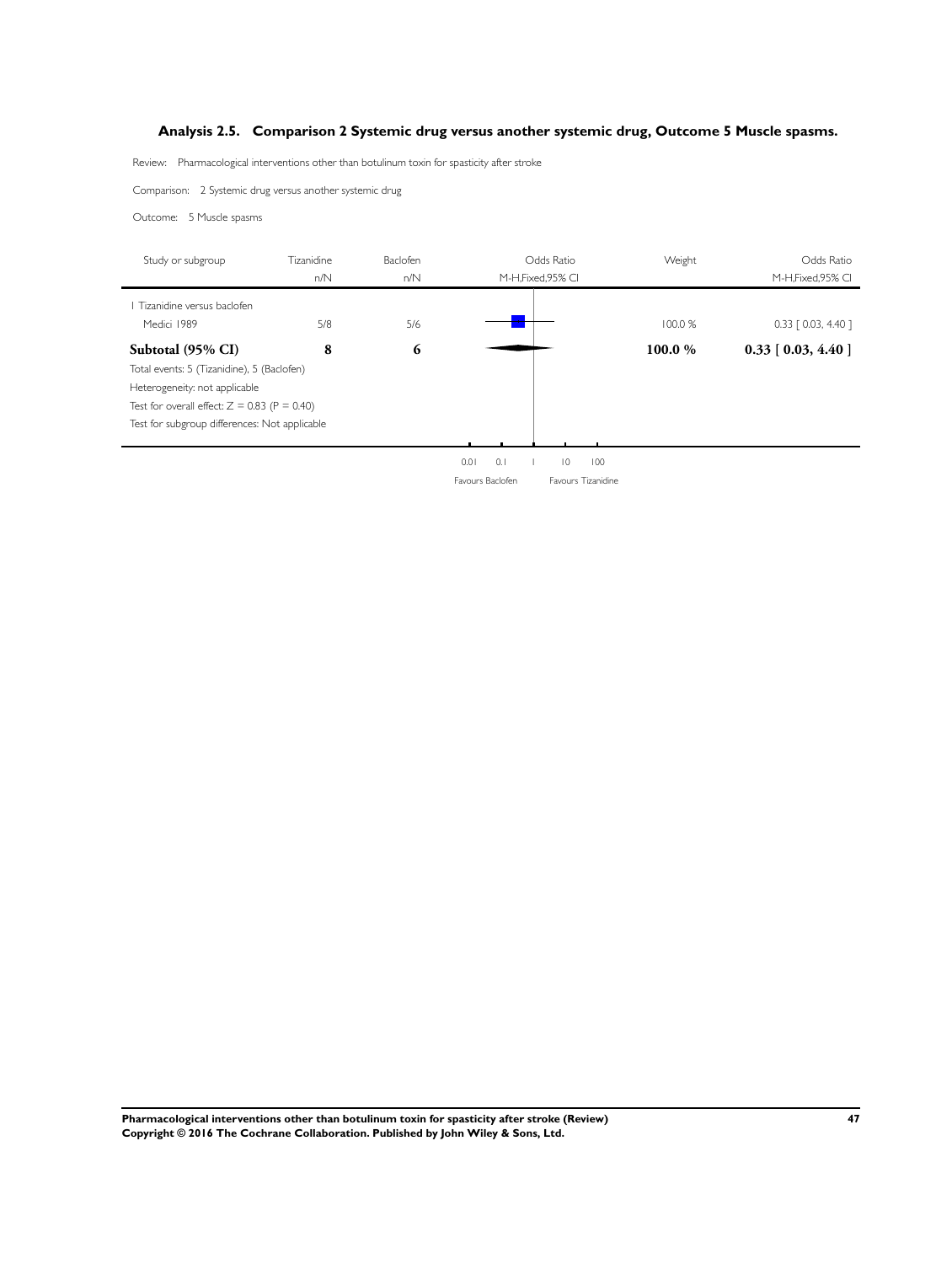## Analysis 2.5. Comparison 2 Systemic drug versus another systemic drug, Outcome 5 Muscle spasms.

Review: Pharmacological interventions other than botulinum toxin for spasticity after stroke

Comparison: 2 Systemic drug versus another systemic drug

Outcome: 5 Muscle spasms

| Study or subgroup | Tizanidine n/N | Baclofen n/N | Odds Ratio M-H,Fixed,95% CI | Weight | Odds Ratio M-H,Fixed,95% CI |
|---|---|---|---|---|---|
| 1 Tizanidine versus baclofen | | | | | |
| Medici 1989 | 5/8 | 5/6 | | 100.0 % | 0.33 [ 0.03, 4.40 ] |
| **Subtotal (95% CI)** | **8** | **6** | | **100.0 %** | **0.33 [ 0.03, 4.40 ]** |

Total events: 5 (Tizanidine), 5 (Baclofen)

Heterogeneity: not applicable

Test for overall effect: $Z = 0.83$ ($P = 0.40$)

Test for subgroup differences: Not applicable

0.01 0.1 1 10 100

Favours Baclofen Favours Tizanidine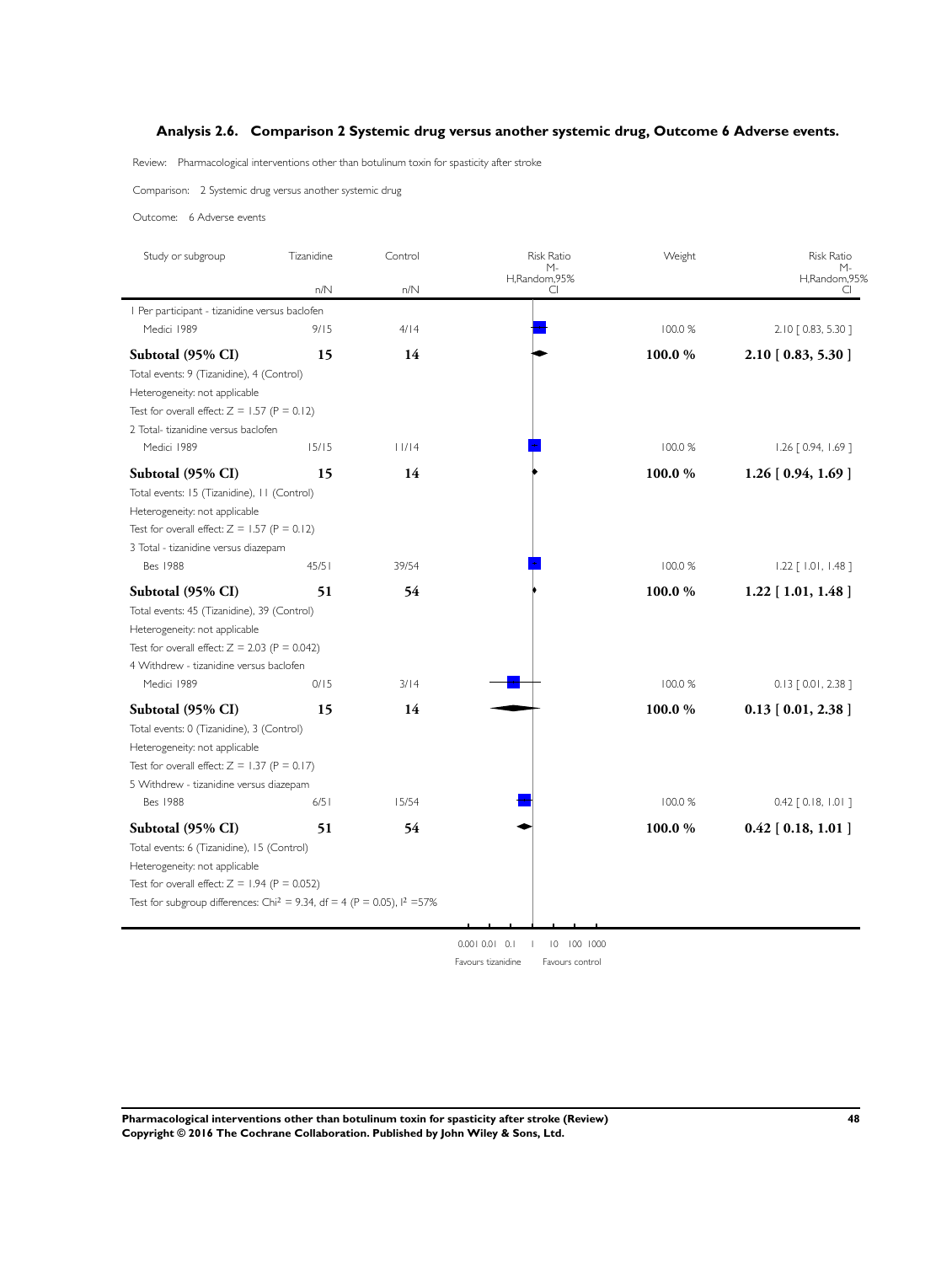### Analysis 2.6. Comparison 2 Systemic drug versus another systemic drug, Outcome 6 Adverse events.

Review: Pharmacological interventions other than botulinum toxin for spasticity after stroke

Comparison: 2 Systemic drug versus another systemic drug

Outcome: 6 Adverse events

| Study or subgroup | Tizanidine n/N | Control n/N | Risk Ratio M-H,Random,95% CI | Weight | Risk Ratio M-H,Random,95% CI |
|---|---|---|---|---|---|
| 1 Per participant - tizanidine versus baclofen | | | | | |
| Medici 1989 | 9/15 | 4/14 | | 100.0 % | 2.10 [ 0.83, 5.30 ] |
| **Subtotal (95% CI)** | **15** | **14** | | **100.0 %** | **2.10 [ 0.83, 5.30 ]** |
| Total events: 9 (Tizanidine), 4 (Control) | | | | | |
| Heterogeneity: not applicable | | | | | |
| Test for overall effect: Z = 1.57 (P = 0.12) | | | | | |
| 2 Total- tizanidine versus baclofen | | | | | |
| Medici 1989 | 15/15 | 11/14 | | 100.0 % | 1.26 [ 0.94, 1.69 ] |
| **Subtotal (95% CI)** | **15** | **14** | | **100.0 %** | **1.26 [ 0.94, 1.69 ]** |
| Total events: 15 (Tizanidine), 11 (Control) | | | | | |
| Heterogeneity: not applicable | | | | | |
| Test for overall effect: Z = 1.57 (P = 0.12) | | | | | |
| 3 Total - tizanidine versus diazepam | | | | | |
| Bes 1988 | 45/51 | 39/54 | | 100.0 % | 1.22 [ 1.01, 1.48 ] |
| **Subtotal (95% CI)** | **51** | **54** | | **100.0 %** | **1.22 [ 1.01, 1.48 ]** |
| Total events: 45 (Tizanidine), 39 (Control) | | | | | |
| Heterogeneity: not applicable | | | | | |
| Test for overall effect: Z = 2.03 (P = 0.042) | | | | | |
| 4 Withdrew - tizanidine versus baclofen | | | | | |
| Medici 1989 | 0/15 | 3/14 | | 100.0 % | 0.13 [ 0.01, 2.38 ] |
| **Subtotal (95% CI)** | **15** | **14** | | **100.0 %** | **0.13 [ 0.01, 2.38 ]** |
| Total events: 0 (Tizanidine), 3 (Control) | | | | | |
| Heterogeneity: not applicable | | | | | |
| Test for overall effect: Z = 1.37 (P = 0.17) | | | | | |
| 5 Withdrew - tizanidine versus diazepam | | | | | |
| Bes 1988 | 6/51 | 15/54 | | 100.0 % | 0.42 [ 0.18, 1.01 ] |
| **Subtotal (95% CI)** | **51** | **54** | | **100.0 %** | **0.42 [ 0.18, 1.01 ]** |
| Total events: 6 (Tizanidine), 15 (Control) | | | | | |
| Heterogeneity: not applicable | | | | | |
| Test for overall effect: Z = 1.94 (P = 0.052) | | | | | |
| Test for subgroup differences: Chi² = 9.34, df = 4 (P = 0.05), I² =57% | | | | | |

0.001 0.01 0.1 1 10 100 1000

Favours tizanidine     Favours control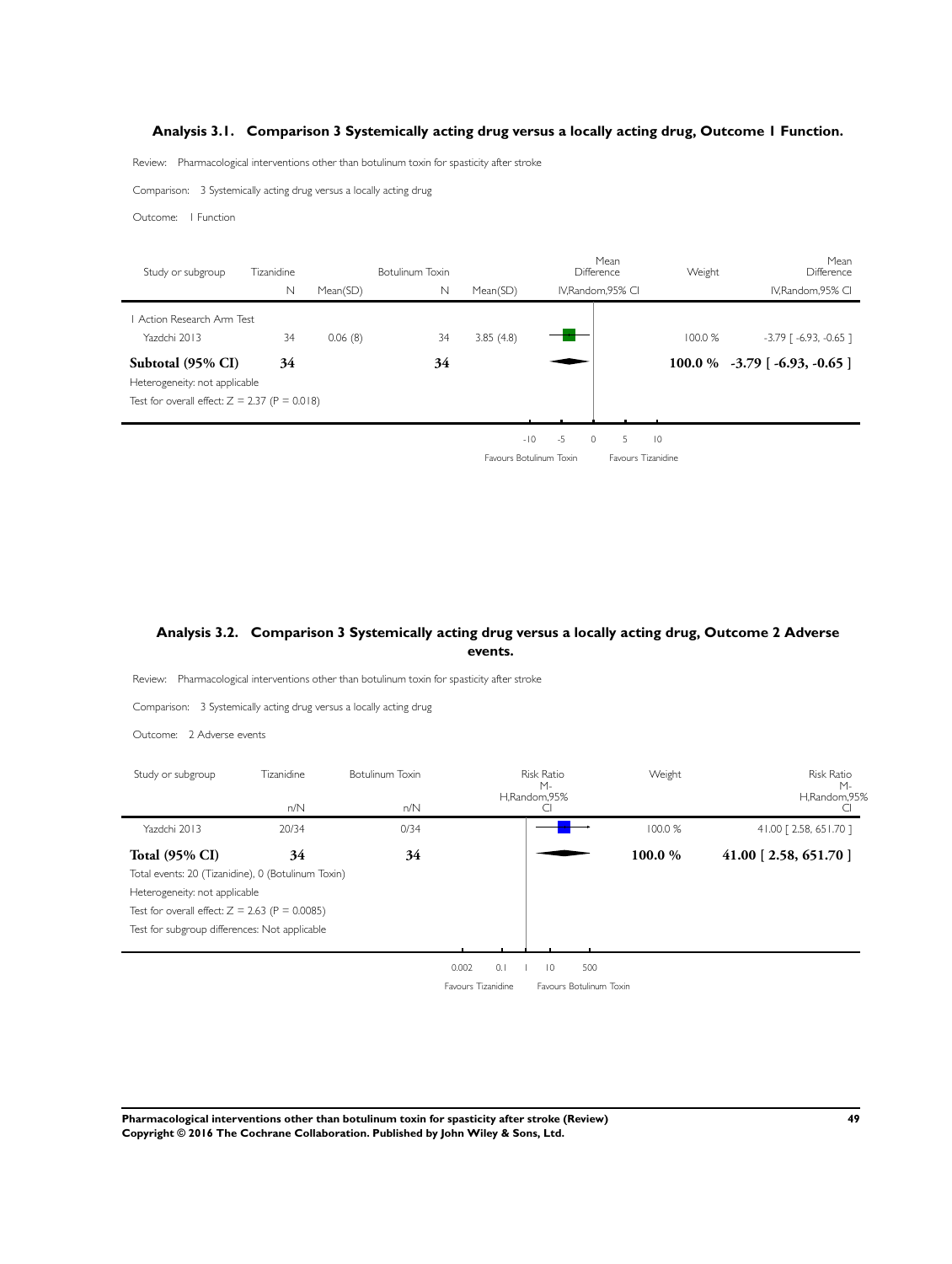### Analysis 3.1. Comparison 3 Systemically acting drug versus a locally acting drug, Outcome 1 Function.

Review: Pharmacological interventions other than botulinum toxin for spasticity after stroke

Comparison: 3 Systemically acting drug versus a locally acting drug

Outcome: 1 Function

| Study or subgroup | Tizanidine N | Mean(SD) | Botulinum Toxin N | Mean(SD) | Mean Difference IV,Random,95% CI | Weight | Mean Difference IV,Random,95% CI |
|---|---|---|---|---|---|---|---|
| 1 Action Research Arm Test | | | | | | | |
| Yazdchi 2013 | 34 | 0.06 (8) | 34 | 3.85 (4.8) | | 100.0 % | -3.79 [ -6.93, -0.65 ] |
| **Subtotal (95% CI)** | **34** | | **34** | | | **100.0 %** | **-3.79 [ -6.93, -0.65 ]** |
| Heterogeneity: not applicable | | | | | | | |
| Test for overall effect: Z = 2.37 (P = 0.018) | | | | | | | |

-10 -5 0 5 10

Favours Botulinum Toxin Favours Tizanidine

### Analysis 3.2. Comparison 3 Systemically acting drug versus a locally acting drug, Outcome 2 Adverse events.

Review: Pharmacological interventions other than botulinum toxin for spasticity after stroke

Comparison: 3 Systemically acting drug versus a locally acting drug

Outcome: 2 Adverse events

| Study or subgroup | Tizanidine n/N | Botulinum Toxin n/N | Risk Ratio M-H,Random,95% CI | Weight | Risk Ratio M-H,Random,95% CI |
|---|---|---|---|---|---|
| Yazdchi 2013 | 20/34 | 0/34 | | 100.0 % | 41.00 [ 2.58, 651.70 ] |
| **Total (95% CI)** | **34** | **34** | | **100.0 %** | **41.00 [ 2.58, 651.70 ]** |
| Total events: 20 (Tizanidine), 0 (Botulinum Toxin) | | | | | |
| Heterogeneity: not applicable | | | | | |
| Test for overall effect: Z = 2.63 (P = 0.0085) | | | | | |
| Test for subgroup differences: Not applicable | | | | | |

0.002 0.1 1 10 500

Favours Tizanidine Favours Botulinum Toxin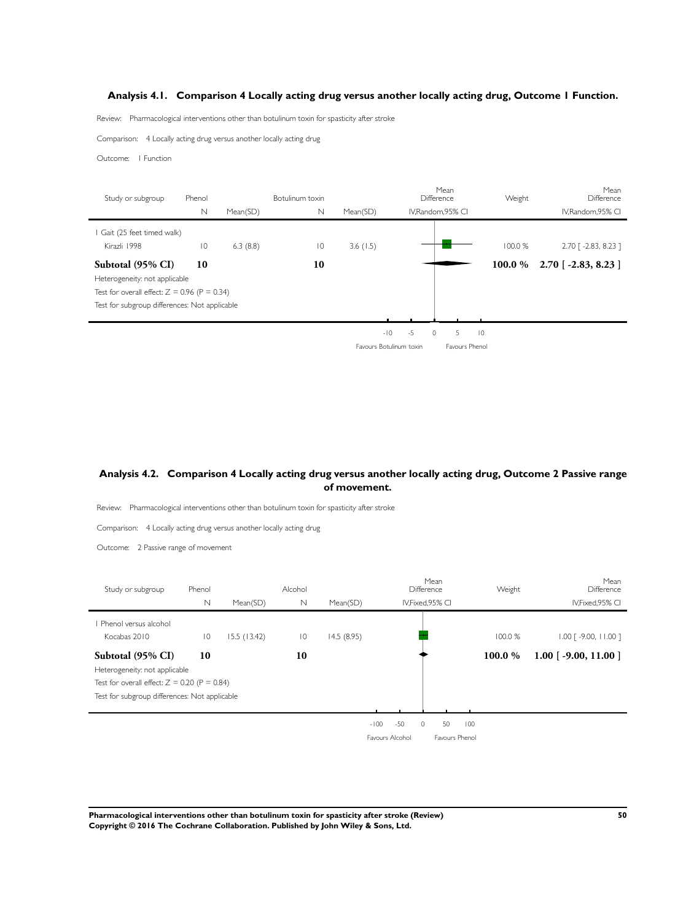## Analysis 4.1. Comparison 4 Locally acting drug versus another locally acting drug, Outcome 1 Function.

Review: Pharmacological interventions other than botulinum toxin for spasticity after stroke

Comparison: 4 Locally acting drug versus another locally acting drug

Outcome: 1 Function

| Study or subgroup | Phenol N | Phenol Mean(SD) | Botulinum toxin N | Botulinum toxin Mean(SD) | Mean Difference IV,Random,95% CI | Weight | Mean Difference IV,Random,95% CI |
|---|---|---|---|---|---|---|---|
| 1 Gait (25 feet timed walk) | | | | | | | |
| Kirazli 1998 | 10 | 6.3 (8.8) | 10 | 3.6 (1.5) | | 100.0 % | 2.70 [ -2.83, 8.23 ] |
| **Subtotal (95% CI)** | **10** | | **10** | | | **100.0 %** | **2.70 [ -2.83, 8.23 ]** |
| Heterogeneity: not applicable | | | | | | | |
| Test for overall effect: Z = 0.96 (P = 0.34) | | | | | | | |
| Test for subgroup differences: Not applicable | | | | | | | |

-10 -5 0 5 10

Favours Botulinum toxin | Favours Phenol

## Analysis 4.2. Comparison 4 Locally acting drug versus another locally acting drug, Outcome 2 Passive range of movement.

Review: Pharmacological interventions other than botulinum toxin for spasticity after stroke

Comparison: 4 Locally acting drug versus another locally acting drug

Outcome: 2 Passive range of movement

| Study or subgroup | Phenol N | Phenol Mean(SD) | Alcohol N | Alcohol Mean(SD) | Mean Difference IV,Fixed,95% CI | Weight | Mean Difference IV,Fixed,95% CI |
|---|---|---|---|---|---|---|---|
| 1 Phenol versus alcohol | | | | | | | |
| Kocabas 2010 | 10 | 15.5 (13.42) | 10 | 14.5 (8.95) | | 100.0 % | 1.00 [ -9.00, 11.00 ] |
| **Subtotal (95% CI)** | **10** | | **10** | | | **100.0 %** | **1.00 [ -9.00, 11.00 ]** |
| Heterogeneity: not applicable | | | | | | | |
| Test for overall effect: Z = 0.20 (P = 0.84) | | | | | | | |
| Test for subgroup differences: Not applicable | | | | | | | |

-100 -50 0 50 100

Favours Alcohol | Favours Phenol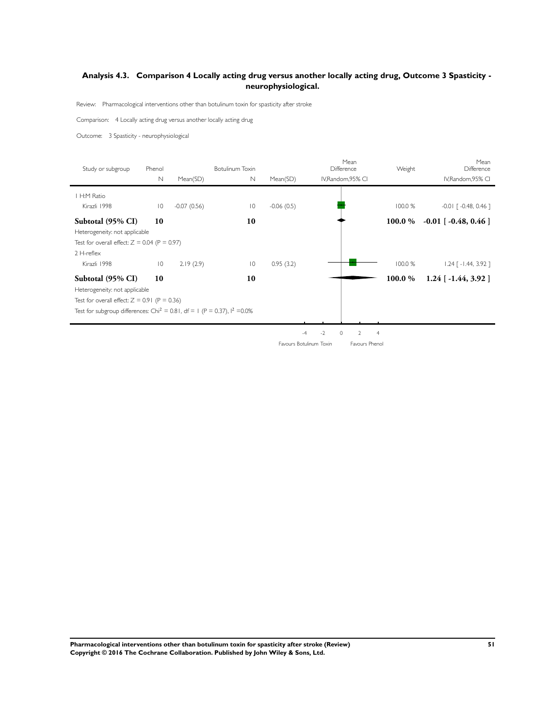### Analysis 4.3. Comparison 4 Locally acting drug versus another locally acting drug, Outcome 3 Spasticity - neurophysiological.

Review: Pharmacological interventions other than botulinum toxin for spasticity after stroke

Comparison: 4 Locally acting drug versus another locally acting drug

Outcome: 3 Spasticity - neurophysiological

| Study or subgroup | Phenol N | Phenol Mean(SD) | Botulinum Toxin N | Botulinum Toxin Mean(SD) | Weight | Mean Difference IV,Random,95% CI |
|---|---|---|---|---|---|---|
| 1 H:M Ratio | | | | | | |
| Kirazli 1998 | 10 | -0.07 (0.56) | 10 | -0.06 (0.5) | 100.0 % | -0.01 [ -0.48, 0.46 ] |
| **Subtotal (95% CI)** | **10** | | **10** | | **100.0 %** | **-0.01 [ -0.48, 0.46 ]** |
| Heterogeneity: not applicable | | | | | | |
| Test for overall effect: Z = 0.04 (P = 0.97) | | | | | | |
| 2 H-reflex | | | | | | |
| Kirazli 1998 | 10 | 2.19 (2.9) | 10 | 0.95 (3.2) | 100.0 % | 1.24 [ -1.44, 3.92 ] |
| **Subtotal (95% CI)** | **10** | | **10** | | **100.0 %** | **1.24 [ -1.44, 3.92 ]** |
| Heterogeneity: not applicable | | | | | | |
| Test for overall effect: Z = 0.91 (P = 0.36) | | | | | | |
| Test for subgroup differences: $Chi^2 = 0.81$, df = 1 (P = 0.37), $I^2 = 0.0\%$ | | | | | | |

-4 -2 0 2 4

Favours Botulinum Toxin | Favours Phenol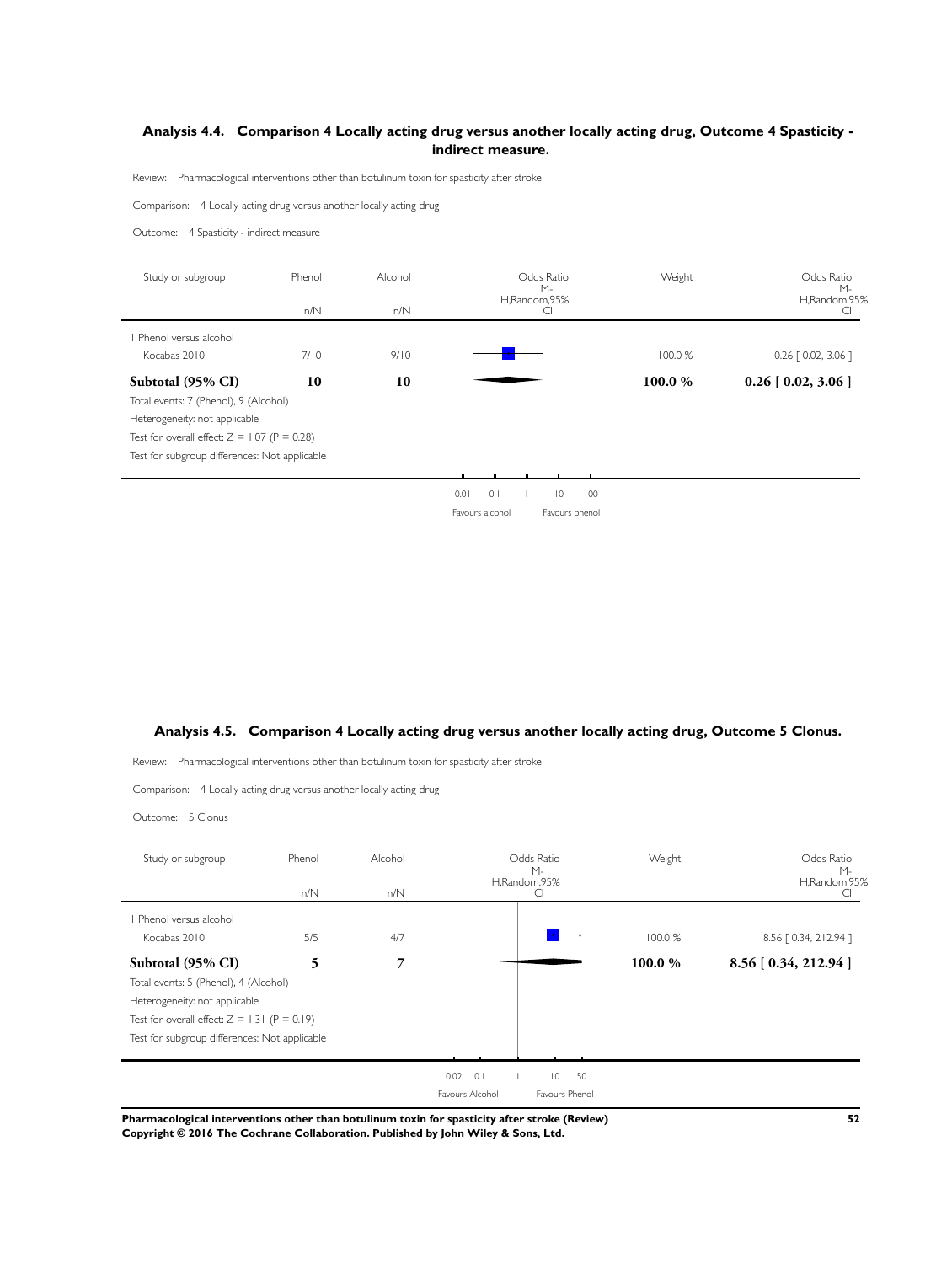## Analysis 4.4. Comparison 4 Locally acting drug versus another locally acting drug, Outcome 4 Spasticity - indirect measure.

Review: Pharmacological interventions other than botulinum toxin for spasticity after stroke

Comparison: 4 Locally acting drug versus another locally acting drug

Outcome: 4 Spasticity - indirect measure

| Study or subgroup | Phenol n/N | Alcohol n/N | Odds Ratio M-H,Random,95% CI | Weight | Odds Ratio M-H,Random,95% CI |
|---|---|---|---|---|---|
| 1 Phenol versus alcohol | | | | | |
| Kocabas 2010 | 7/10 | 9/10 | | 100.0 % | 0.26 [ 0.02, 3.06 ] |
| **Subtotal (95% CI)** | **10** | **10** | | **100.0 %** | **0.26 [ 0.02, 3.06 ]** |
| Total events: 7 (Phenol), 9 (Alcohol) | | | | | |
| Heterogeneity: not applicable | | | | | |
| Test for overall effect: Z = 1.07 (P = 0.28) | | | | | |
| Test for subgroup differences: Not applicable | | | | | |

0.01 0.1 1 10 100

Favours alcohol Favours phenol

## Analysis 4.5. Comparison 4 Locally acting drug versus another locally acting drug, Outcome 5 Clonus.

Review: Pharmacological interventions other than botulinum toxin for spasticity after stroke

Comparison: 4 Locally acting drug versus another locally acting drug

Outcome: 5 Clonus

| Study or subgroup | Phenol n/N | Alcohol n/N | Odds Ratio M-H,Random,95% CI | Weight | Odds Ratio M-H,Random,95% CI |
|---|---|---|---|---|---|
| 1 Phenol versus alcohol | | | | | |
| Kocabas 2010 | 5/5 | 4/7 | | 100.0 % | 8.56 [ 0.34, 212.94 ] |
| **Subtotal (95% CI)** | **5** | **7** | | **100.0 %** | **8.56 [ 0.34, 212.94 ]** |
| Total events: 5 (Phenol), 4 (Alcohol) | | | | | |
| Heterogeneity: not applicable | | | | | |
| Test for overall effect: Z = 1.31 (P = 0.19) | | | | | |
| Test for subgroup differences: Not applicable | | | | | |

0.02 0.1 1 10 50

Favours Alcohol Favours Phenol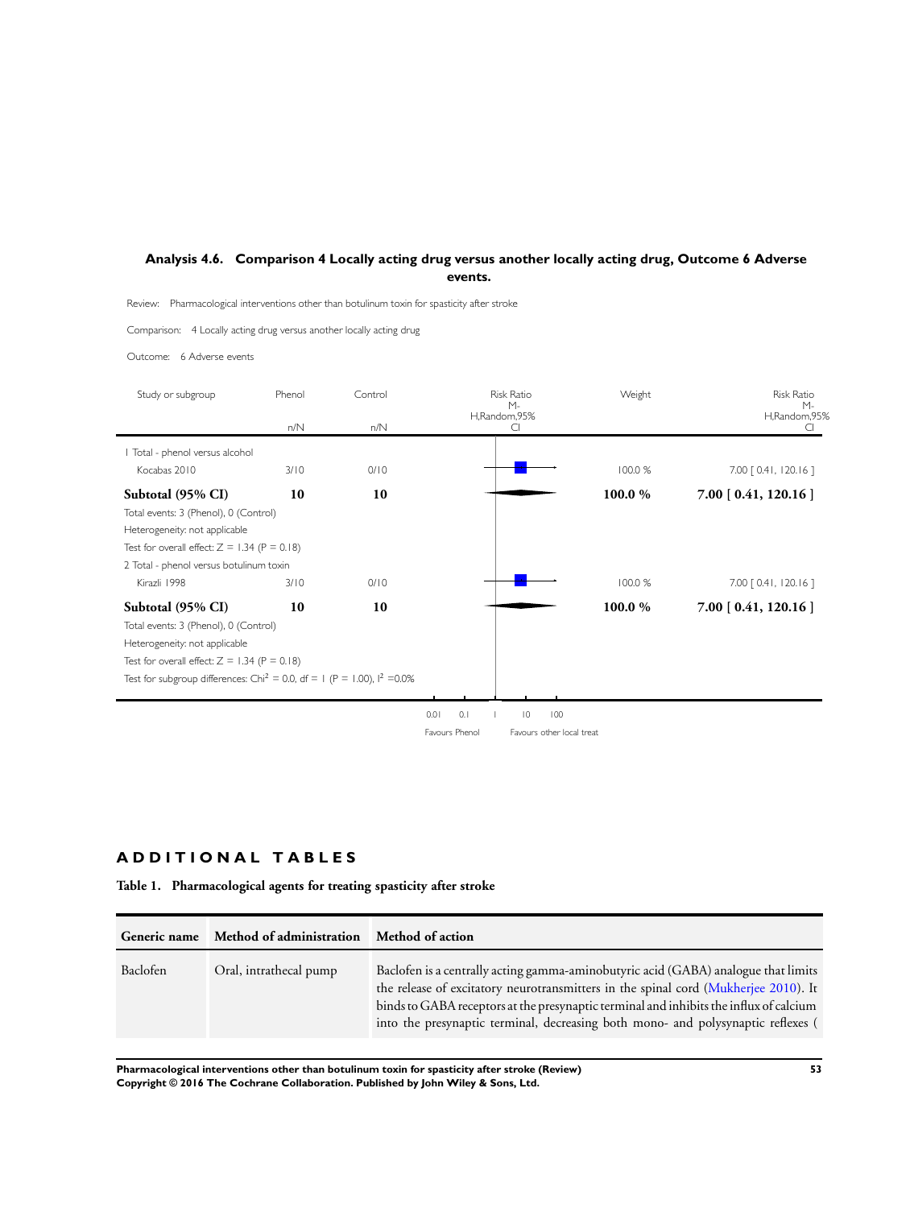### Analysis 4.6. Comparison 4 Locally acting drug versus another locally acting drug, Outcome 6 Adverse events.

Review: Pharmacological interventions other than botulinum toxin for spasticity after stroke

Comparison: 4 Locally acting drug versus another locally acting drug

Outcome: 6 Adverse events

| Study or subgroup | Phenol n/N | Control n/N | Risk Ratio M-H,Random,95% CI | Weight | Risk Ratio M-H,Random,95% CI |
|---|---|---|---|---|---|
| 1 Total - phenol versus alcohol | | | | | |
| Kocabas 2010 | 3/10 | 0/10 | | 100.0 % | 7.00 [ 0.41, 120.16 ] |
| **Subtotal (95% CI)** | **10** | **10** | | **100.0 %** | **7.00 [ 0.41, 120.16 ]** |
| Total events: 3 (Phenol), 0 (Control) | | | | | |
| Heterogeneity: not applicable | | | | | |
| Test for overall effect: Z = 1.34 (P = 0.18) | | | | | |
| 2 Total - phenol versus botulinum toxin | | | | | |
| Kirazli 1998 | 3/10 | 0/10 | | 100.0 % | 7.00 [ 0.41, 120.16 ] |
| **Subtotal (95% CI)** | **10** | **10** | | **100.0 %** | **7.00 [ 0.41, 120.16 ]** |
| Total events: 3 (Phenol), 0 (Control) | | | | | |
| Heterogeneity: not applicable | | | | | |
| Test for overall effect: Z = 1.34 (P = 0.18) | | | | | |
| Test for subgroup differences: $Chi^2 = 0.0$, df = 1 (P = 1.00), $I^2 = 0.0\%$ | | | | | |

0.01 0.1 1 10 100

Favours Phenol | Favours other local treat

## ADDITIONAL TABLES

**Table 1. Pharmacological agents for treating spasticity after stroke**

| Generic name | Method of administration | Method of action |
|---|---|---|
| Baclofen | Oral, intrathecal pump | Baclofen is a centrally acting gamma-aminobutyric acid (GABA) analogue that limits the release of excitatory neurotransmitters in the spinal cord (Mukherjee 2010). It binds to GABA receptors at the presynaptic terminal and inhibits the influx of calcium into the presynaptic terminal, decreasing both mono- and polysynaptic reflexes ( |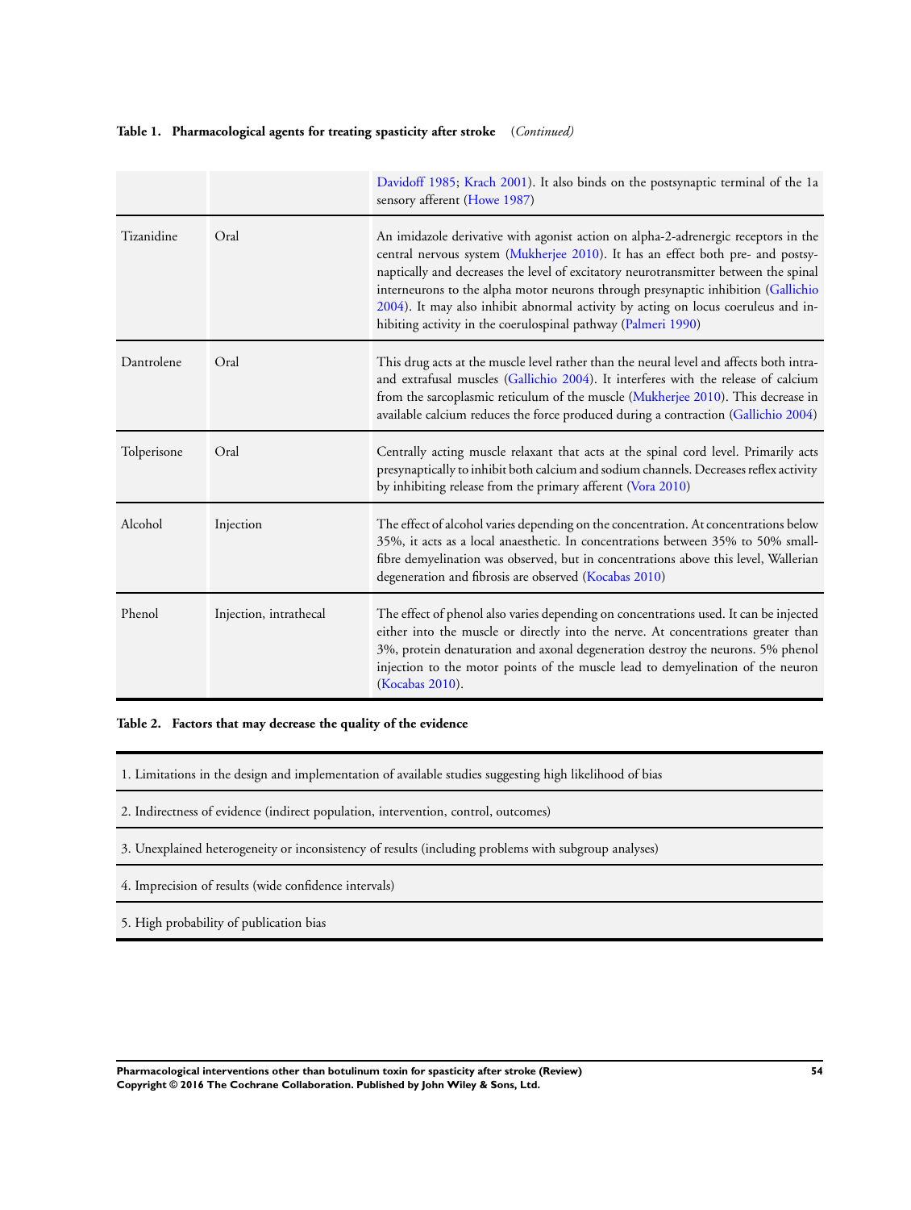**Table 1. Pharmacological agents for treating spasticity after stroke** *(Continued)*

| | | |
|---|---|---|
| | | Davidoff 1985; Krach 2001). It also binds on the postsynaptic terminal of the 1a sensory afferent (Howe 1987) |
| Tizanidine | Oral | An imidazole derivative with agonist action on alpha-2-adrenergic receptors in the central nervous system (Mukherjee 2010). It has an effect both pre- and postsynaptically and decreases the level of excitatory neurotransmitter between the spinal interneurons to the alpha motor neurons through presynaptic inhibition (Gallichio 2004). It may also inhibit abnormal activity by acting on locus coeruleus and inhibiting activity in the coerulospinal pathway (Palmeri 1990) |
| Dantrolene | Oral | This drug acts at the muscle level rather than the neural level and affects both intra- and extrafusal muscles (Gallichio 2004). It interferes with the release of calcium from the sarcoplasmic reticulum of the muscle (Mukherjee 2010). This decrease in available calcium reduces the force produced during a contraction (Gallichio 2004) |
| Tolperisone | Oral | Centrally acting muscle relaxant that acts at the spinal cord level. Primarily acts presynaptically to inhibit both calcium and sodium channels. Decreases reflex activity by inhibiting release from the primary afferent (Vora 2010) |
| Alcohol | Injection | The effect of alcohol varies depending on the concentration. At concentrations below 35%, it acts as a local anaesthetic. In concentrations between 35% to 50% small-fibre demyelination was observed, but in concentrations above this level, Wallerian degeneration and fibrosis are observed (Kocabas 2010) |
| Phenol | Injection, intrathecal | The effect of phenol also varies depending on concentrations used. It can be injected either into the muscle or directly into the nerve. At concentrations greater than 3%, protein denaturation and axonal degeneration destroy the neurons. 5% phenol injection to the motor points of the muscle lead to demyelination of the neuron (Kocabas 2010). |

**Table 2. Factors that may decrease the quality of the evidence**

| |
|---|
| 1. Limitations in the design and implementation of available studies suggesting high likelihood of bias |
| 2. Indirectness of evidence (indirect population, intervention, control, outcomes) |
| 3. Unexplained heterogeneity or inconsistency of results (including problems with subgroup analyses) |
| 4. Imprecision of results (wide confidence intervals) |
| 5. High probability of publication bias |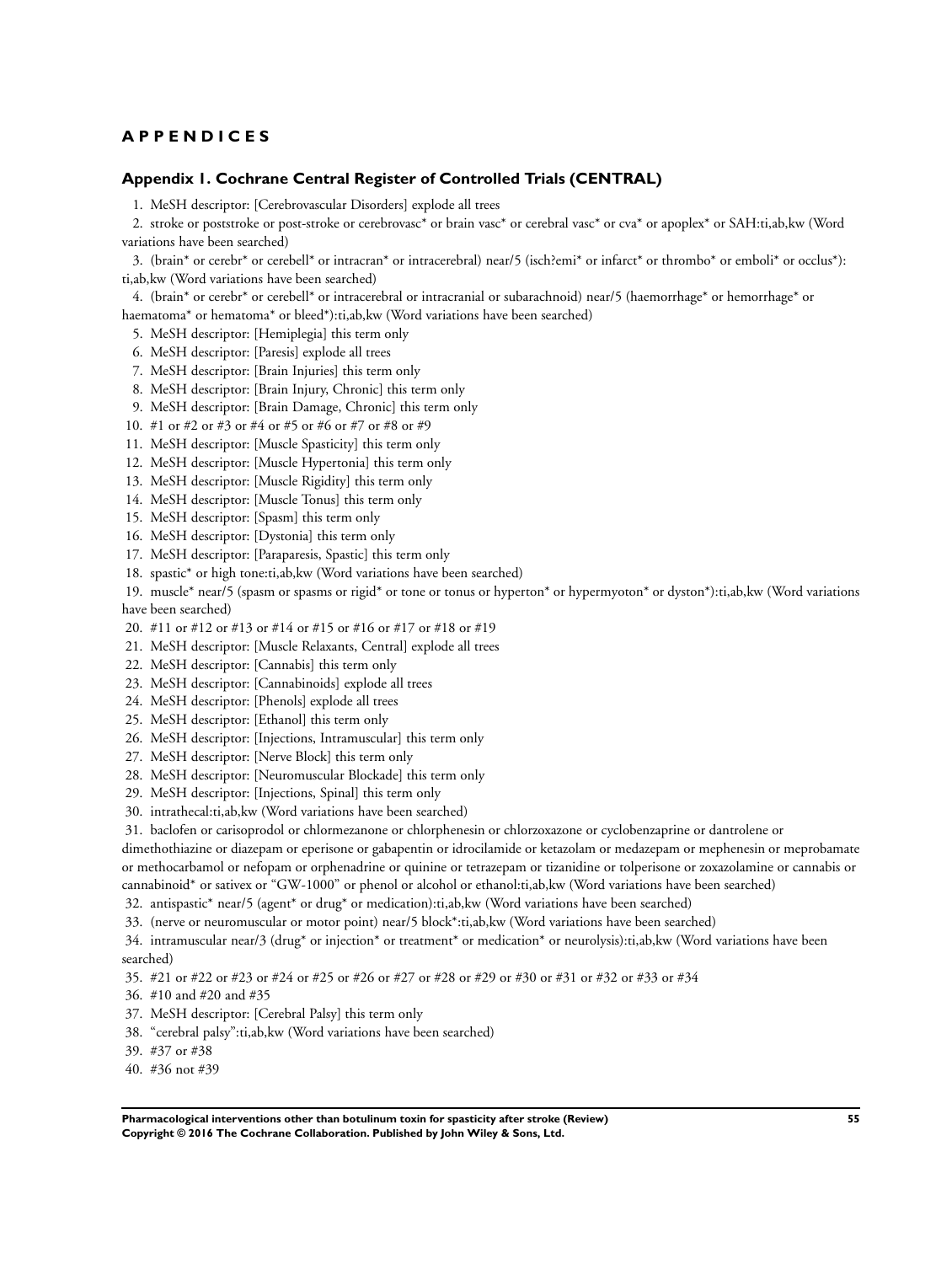# APPENDICES

## Appendix 1. Cochrane Central Register of Controlled Trials (CENTRAL)

1. MeSH descriptor: [Cerebrovascular Disorders] explode all trees
2. stroke or poststroke or post-stroke or cerebrovasc* or brain vasc* or cerebral vasc* or cva* or apoplex* or SAH:ti,ab,kw (Word variations have been searched)
3. (brain* or cerebr* or cerebell* or intracran* or intracerebral) near/5 (isch?emi* or infarct* or thrombo* or emboli* or occlus*): ti,ab,kw (Word variations have been searched)
4. (brain* or cerebr* or cerebell* or intracerebral or intracranial or subarachnoid) near/5 (haemorrhage* or hemorrhage* or haematoma* or hematoma* or bleed*):ti,ab,kw (Word variations have been searched)
5. MeSH descriptor: [Hemiplegia] this term only
6. MeSH descriptor: [Paresis] explode all trees
7. MeSH descriptor: [Brain Injuries] this term only
8. MeSH descriptor: [Brain Injury, Chronic] this term only
9. MeSH descriptor: [Brain Damage, Chronic] this term only
10. #1 or #2 or #3 or #4 or #5 or #6 or #7 or #8 or #9
11. MeSH descriptor: [Muscle Spasticity] this term only
12. MeSH descriptor: [Muscle Hypertonia] this term only
13. MeSH descriptor: [Muscle Rigidity] this term only
14. MeSH descriptor: [Muscle Tonus] this term only
15. MeSH descriptor: [Spasm] this term only
16. MeSH descriptor: [Dystonia] this term only
17. MeSH descriptor: [Paraparesis, Spastic] this term only
18. spastic* or high tone:ti,ab,kw (Word variations have been searched)
19. muscle* near/5 (spasm or spasms or rigid* or tone or tonus or hyperton* or hypermyoton* or dyston*):ti,ab,kw (Word variations have been searched)
20. #11 or #12 or #13 or #14 or #15 or #16 or #17 or #18 or #19
21. MeSH descriptor: [Muscle Relaxants, Central] explode all trees
22. MeSH descriptor: [Cannabis] this term only
23. MeSH descriptor: [Cannabinoids] explode all trees
24. MeSH descriptor: [Phenols] explode all trees
25. MeSH descriptor: [Ethanol] this term only
26. MeSH descriptor: [Injections, Intramuscular] this term only
27. MeSH descriptor: [Nerve Block] this term only
28. MeSH descriptor: [Neuromuscular Blockade] this term only
29. MeSH descriptor: [Injections, Spinal] this term only
30. intrathecal:ti,ab,kw (Word variations have been searched)
31. baclofen or carisoprodol or chlormezanone or chlorphenesin or chlorzoxazone or cyclobenzaprine or dantrolene or dimethothiazine or diazepam or eperisone or gabapentin or idrocilamide or ketazolam or medazepam or mephenesin or meprobamate or methocarbamol or nefopam or orphenadrine or quinine or tetrazepam or tizanidine or tolperisone or zoxazolamine or cannabis or cannabinoid* or sativex or “GW-1000” or phenol or alcohol or ethanol:ti,ab,kw (Word variations have been searched)
32. antispastic* near/5 (agent* or drug* or medication):ti,ab,kw (Word variations have been searched)
33. (nerve or neuromuscular or motor point) near/5 block*:ti,ab,kw (Word variations have been searched)
34. intramuscular near/3 (drug* or injection* or treatment* or medication* or neurolysis):ti,ab,kw (Word variations have been searched)
35. #21 or #22 or #23 or #24 or #25 or #26 or #27 or #28 or #29 or #30 or #31 or #32 or #33 or #34
36. #10 and #20 and #35
37. MeSH descriptor: [Cerebral Palsy] this term only
38. “cerebral palsy”:ti,ab,kw (Word variations have been searched)
39. #37 or #38
40. #36 not #39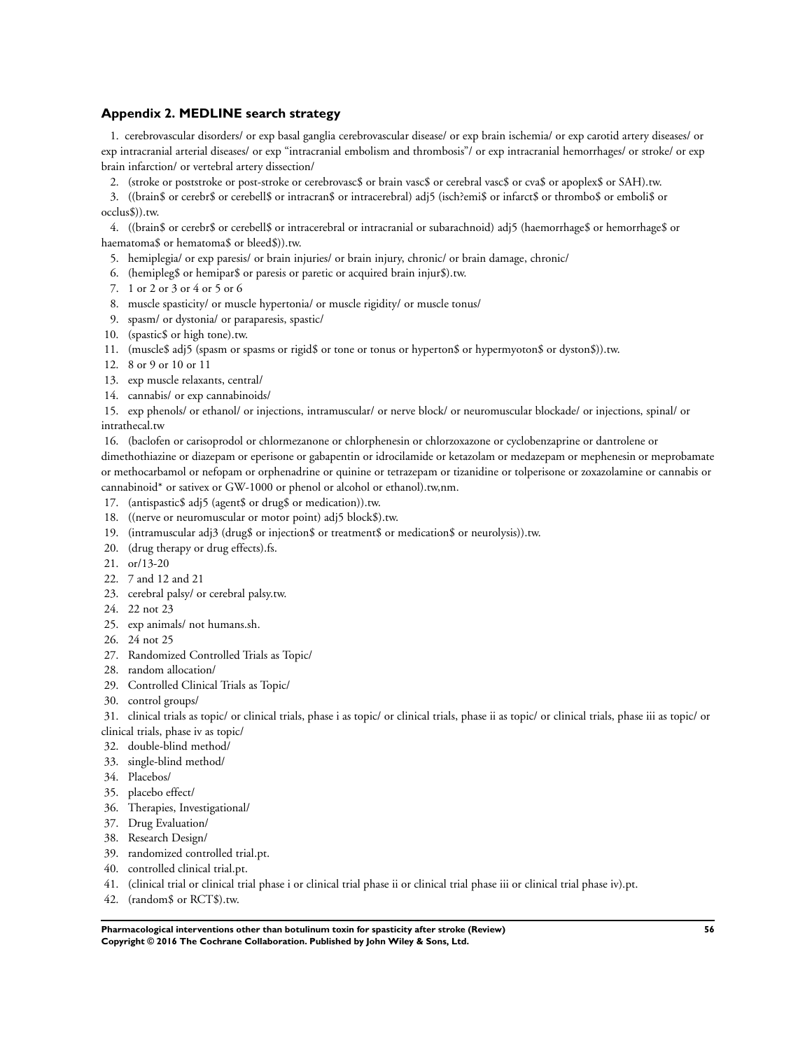## Appendix 2. MEDLINE search strategy

1. cerebrovascular disorders/ or exp basal ganglia cerebrovascular disease/ or exp brain ischemia/ or exp carotid artery diseases/ or exp intracranial arterial diseases/ or exp "intracranial embolism and thrombosis"/ or exp intracranial hemorrhages/ or stroke/ or exp brain infarction/ or vertebral artery dissection/
2. (stroke or poststroke or post-stroke or cerebrovasc$ or brain vasc$ or cerebral vasc$ or cva$ or apoplex$ or SAH).tw.
3. ((brain$ or cerebr$ or cerebell$ or intracran$ or intracerebral) adj5 (isch?emi$ or infarct$ or thrombo$ or emboli$ or occlus$)).tw.
4. ((brain$ or cerebr$ or cerebell$ or intracerebral or intracranial or subarachnoid) adj5 (haemorrhage$ or hemorrhage$ or haematoma$ or hematoma$ or bleed$)).tw.
5. hemiplegia/ or exp paresis/ or brain injuries/ or brain injury, chronic/ or brain damage, chronic/
6. (hemipleg$ or hemipar$ or paresis or paretic or acquired brain injur$).tw.
7. 1 or 2 or 3 or 4 or 5 or 6
8. muscle spasticity/ or muscle hypertonia/ or muscle rigidity/ or muscle tonus/
9. spasm/ or dystonia/ or paraparesis, spastic/
10. (spastic$ or high tone).tw.
11. (muscle$ adj5 (spasm or spasms or rigid$ or tone or tonus or hyperton$ or hypermyoton$ or dyston$)).tw.
12. 8 or 9 or 10 or 11
13. exp muscle relaxants, central/
14. cannabis/ or exp cannabinoids/
15. exp phenols/ or ethanol/ or injections, intramuscular/ or nerve block/ or neuromuscular blockade/ or injections, spinal/ or intrathecal.tw
16. (baclofen or carisoprodol or chlormezanone or chlorphenesin or chlorzoxazone or cyclobenzaprine or dantrolene or dimethothiazine or diazepam or eperisone or gabapentin or idrocilamide or ketazolam or medazepam or mephenesin or meprobamate or methocarbamol or nefopam or orphenadrine or quinine or tetrazepam or tizanidine or tolperisone or zoxazolamine or cannabis or cannabinoid* or sativex or GW-1000 or phenol or alcohol or ethanol).tw,nm.
17. (antispastic$ adj5 (agent$ or drug$ or medication)).tw.
18. ((nerve or neuromuscular or motor point) adj5 block$).tw.
19. (intramuscular adj3 (drug$ or injection$ or treatment$ or medication$ or neurolysis)).tw.
20. (drug therapy or drug effects).fs.
21. or/13-20
22. 7 and 12 and 21
23. cerebral palsy/ or cerebral palsy.tw.
24. 22 not 23
25. exp animals/ not humans.sh.
26. 24 not 25
27. Randomized Controlled Trials as Topic/
28. random allocation/
29. Controlled Clinical Trials as Topic/
30. control groups/
31. clinical trials as topic/ or clinical trials, phase i as topic/ or clinical trials, phase ii as topic/ or clinical trials, phase iii as topic/ or clinical trials, phase iv as topic/
32. double-blind method/
33. single-blind method/
34. Placebos/
35. placebo effect/
36. Therapies, Investigational/
37. Drug Evaluation/
38. Research Design/
39. randomized controlled trial.pt.
40. controlled clinical trial.pt.
41. (clinical trial or clinical trial phase i or clinical trial phase ii or clinical trial phase iii or clinical trial phase iv).pt.
42. (random$ or RCT$).tw.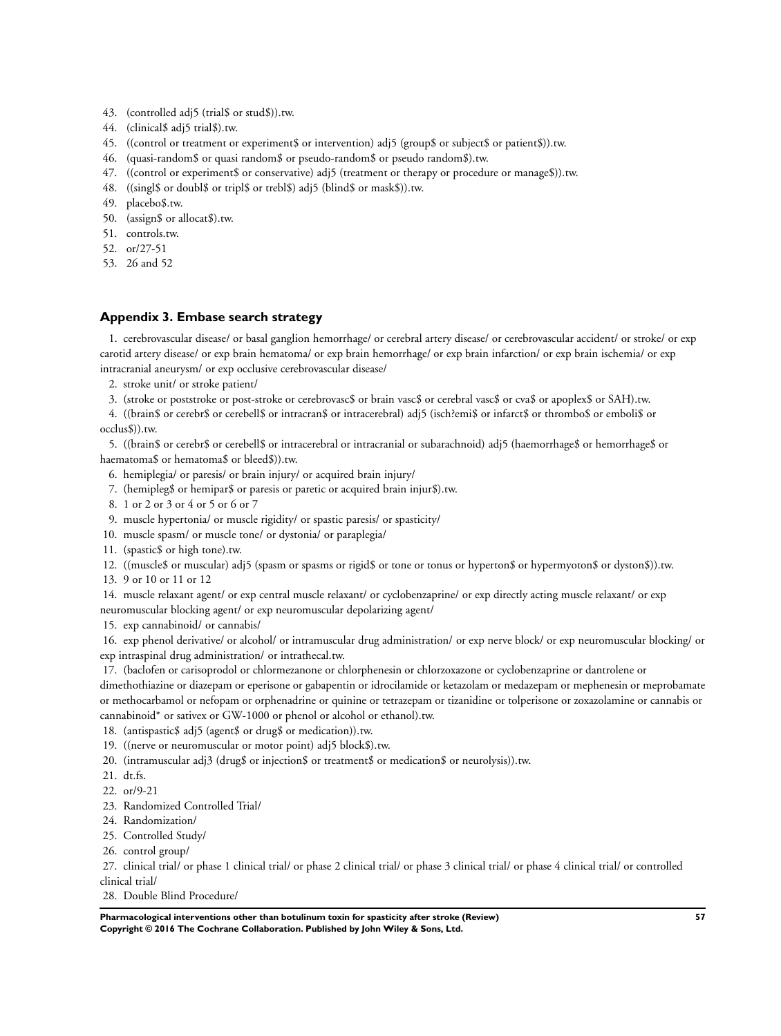43. (controlled adj5 (trial$ or stud$)).tw.
44. (clinical$ adj5 trial$).tw.
45. ((control or treatment or experiment$ or intervention) adj5 (group$ or subject$ or patient$)).tw.
46. (quasi-random$ or quasi random$ or pseudo-random$ or pseudo random$).tw.
47. ((control or experiment$ or conservative) adj5 (treatment or therapy or procedure or manage$)).tw.
48. ((singl$ or doubl$ or tripl$ or trebl$) adj5 (blind$ or mask$)).tw.
49. placebo$.tw.
50. (assign$ or allocat$).tw.
51. controls.tw.
52. or/27-51
53. 26 and 52

### Appendix 3. Embase search strategy

1. cerebrovascular disease/ or basal ganglion hemorrhage/ or cerebral artery disease/ or cerebrovascular accident/ or stroke/ or exp carotid artery disease/ or exp brain hematoma/ or exp brain hemorrhage/ or exp brain infarction/ or exp brain ischemia/ or exp intracranial aneurysm/ or exp occlusive cerebrovascular disease/
2. stroke unit/ or stroke patient/
3. (stroke or poststroke or post-stroke or cerebrovasc$ or brain vasc$ or cerebral vasc$ or cva$ or apoplex$ or SAH).tw.
4. ((brain$ or cerebr$ or cerebell$ or intracran$ or intracerebral) adj5 (isch?emi$ or infarct$ or thrombo$ or emboli$ or occlus$)).tw.
5. ((brain$ or cerebr$ or cerebell$ or intracerebral or intracranial or subarachnoid) adj5 (haemorrhage$ or hemorrhage$ or haematoma$ or hematoma$ or bleed$)).tw.
6. hemiplegia/ or paresis/ or brain injury/ or acquired brain injury/
7. (hemipleg$ or hemipar$ or paresis or paretic or acquired brain injur$).tw.
8. 1 or 2 or 3 or 4 or 5 or 6 or 7
9. muscle hypertonia/ or muscle rigidity/ or spastic paresis/ or spasticity/
10. muscle spasm/ or muscle tone/ or dystonia/ or paraplegia/
11. (spastic$ or high tone).tw.
12. ((muscle$ or muscular) adj5 (spasm or spasms or rigid$ or tone or tonus or hyperton$ or hypermyoton$ or dyston$)).tw.
13. 9 or 10 or 11 or 12
14. muscle relaxant agent/ or exp central muscle relaxant/ or cyclobenzaprine/ or exp directly acting muscle relaxant/ or exp neuromuscular blocking agent/ or exp neuromuscular depolarizing agent/
15. exp cannabinoid/ or cannabis/
16. exp phenol derivative/ or alcohol/ or intramuscular drug administration/ or exp nerve block/ or exp neuromuscular blocking/ or exp intraspinal drug administration/ or intrathecal.tw.
17. (baclofen or carisoprodol or chlormezanone or chlorphenesin or chlorzoxazone or cyclobenzaprine or dantrolene or dimethothiazine or diazepam or eperisone or gabapentin or idrocilamide or ketazolam or medazepam or mephenesin or meprobamate or methocarbamol or nefopam or orphenadrine or quinine or tetrazepam or tizanidine or tolperisone or zoxazolamine or cannabis or cannabinoid* or sativex or GW-1000 or phenol or alcohol or ethanol).tw.
18. (antispastic$ adj5 (agent$ or drug$ or medication)).tw.
19. ((nerve or neuromuscular or motor point) adj5 block$).tw.
20. (intramuscular adj3 (drug$ or injection$ or treatment$ or medication$ or neurolysis)).tw.
21. dt.fs.
22. or/9-21
23. Randomized Controlled Trial/
24. Randomization/
25. Controlled Study/
26. control group/
27. clinical trial/ or phase 1 clinical trial/ or phase 2 clinical trial/ or phase 3 clinical trial/ or phase 4 clinical trial/ or controlled clinical trial/
28. Double Blind Procedure/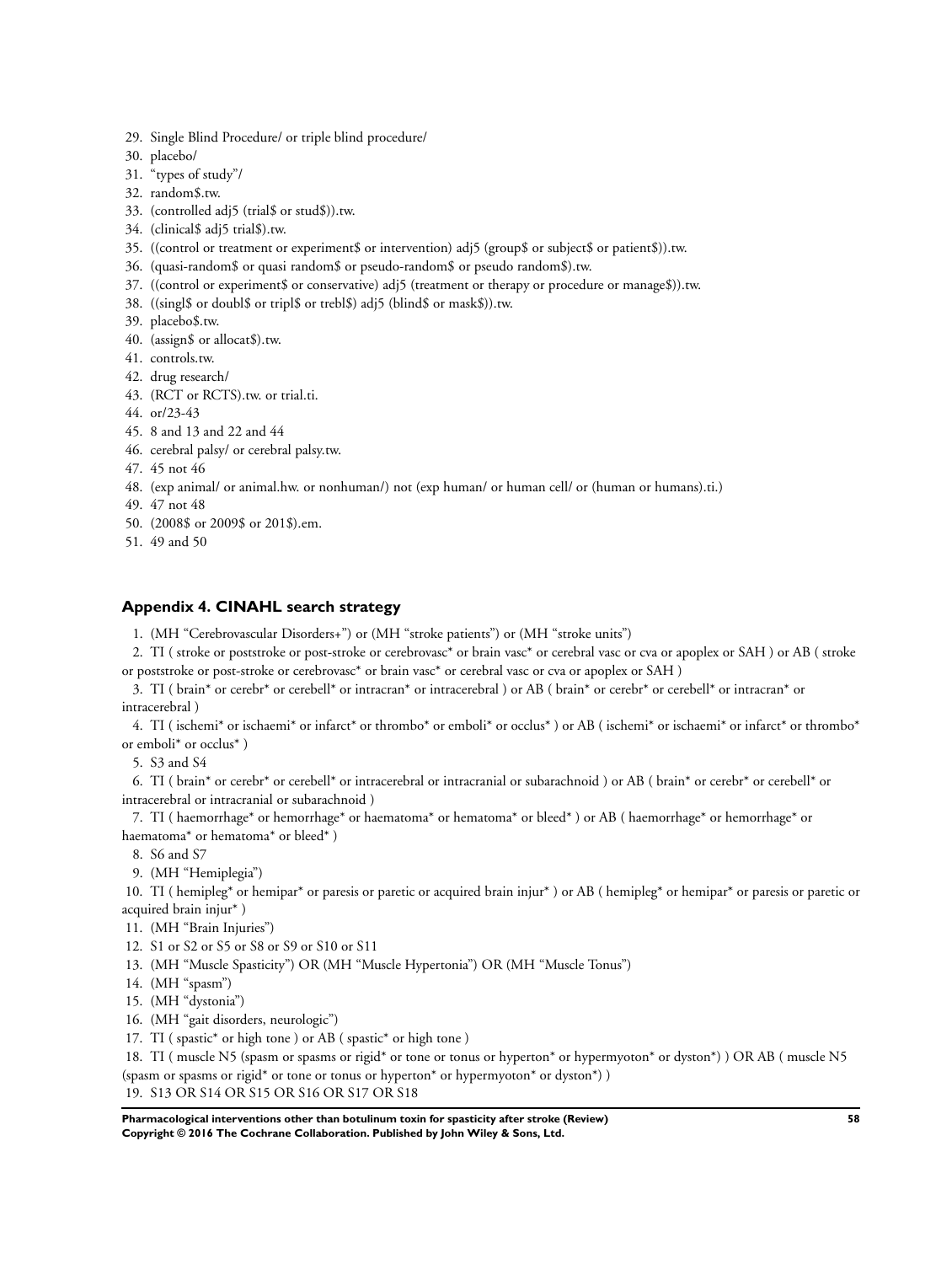29. Single Blind Procedure/ or triple blind procedure/
30. placebo/
31. “types of study”/
32. random$.tw.
33. (controlled adj5 (trial$ or stud$)).tw.
34. (clinical$ adj5 trial$).tw.
35. ((control or treatment or experiment$ or intervention) adj5 (group$ or subject$ or patient$)).tw.
36. (quasi-random$ or quasi random$ or pseudo-random$ or pseudo random$).tw.
37. ((control or experiment$ or conservative) adj5 (treatment or therapy or procedure or manage$)).tw.
38. ((singl$ or doubl$ or tripl$ or trebl$) adj5 (blind$ or mask$)).tw.
39. placebo$.tw.
40. (assign$ or allocat$).tw.
41. controls.tw.
42. drug research/
43. (RCT or RCTS).tw. or trial.ti.
44. or/23-43
45. 8 and 13 and 22 and 44
46. cerebral palsy/ or cerebral palsy.tw.
47. 45 not 46
48. (exp animal/ or animal.hw. or nonhuman/) not (exp human/ or human cell/ or (human or humans).ti.)
49. 47 not 48
50. (2008$ or 2009$ or 201$).em.
51. 49 and 50

### Appendix 4. CINAHL search strategy

1. (MH “Cerebrovascular Disorders+”) or (MH “stroke patients”) or (MH “stroke units”)
2. TI ( stroke or poststroke or post-stroke or cerebrovasc* or brain vasc* or cerebral vasc or cva or apoplex or SAH ) or AB ( stroke or poststroke or post-stroke or cerebrovasc* or brain vasc* or cerebral vasc or cva or apoplex or SAH )
3. TI ( brain* or cerebr* or cerebell* or intracran* or intracerebral ) or AB ( brain* or cerebr* or cerebell* or intracran* or intracerebral )
4. TI ( ischemi* or ischaemi* or infarct* or thrombo* or emboli* or occlus* ) or AB ( ischemi* or ischaemi* or infarct* or thrombo* or emboli* or occlus* )
5. S3 and S4
6. TI ( brain* or cerebr* or cerebell* or intracerebral or intracranial or subarachnoid ) or AB ( brain* or cerebr* or cerebell* or intracerebral or intracranial or subarachnoid )
7. TI ( haemorrhage* or hemorrhage* or haematoma* or hematoma* or bleed* ) or AB ( haemorrhage* or hemorrhage* or haematoma* or hematoma* or bleed* )
8. S6 and S7
9. (MH “Hemiplegia”)
10. TI ( hemipleg* or hemipar* or paresis or paretic or acquired brain injur* ) or AB ( hemipleg* or hemipar* or paresis or paretic or acquired brain injur* )
11. (MH “Brain Injuries”)
12. S1 or S2 or S5 or S8 or S9 or S10 or S11
13. (MH “Muscle Spasticity”) OR (MH “Muscle Hypertonia”) OR (MH “Muscle Tonus”)
14. (MH “spasm”)
15. (MH “dystonia”)
16. (MH “gait disorders, neurologic”)
17. TI ( spastic* or high tone ) or AB ( spastic* or high tone )
18. TI ( muscle N5 (spasm or spasms or rigid* or tone or tonus or hyperton* or hypermyoton* or dyston*) ) OR AB ( muscle N5 (spasm or spasms or rigid* or tone or tonus or hyperton* or hypermyoton* or dyston*) )
19. S13 OR S14 OR S15 OR S16 OR S17 OR S18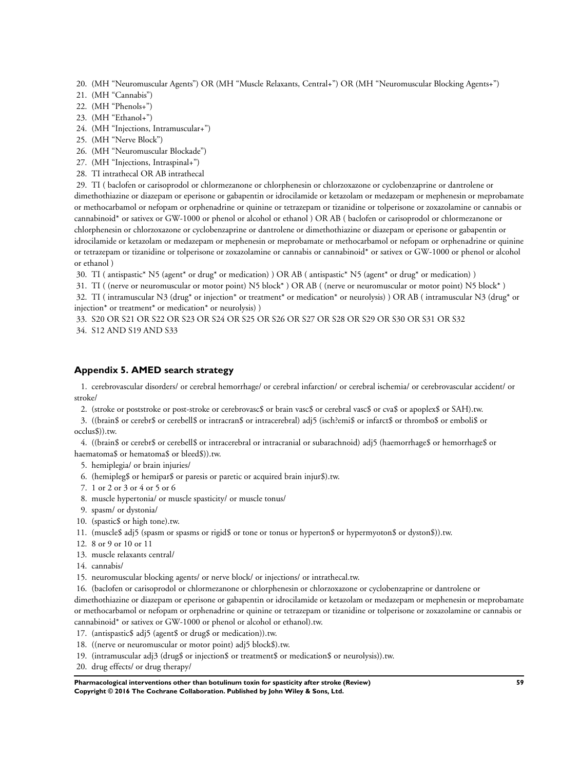20. (MH “Neuromuscular Agents”) OR (MH “Muscle Relaxants, Central+”) OR (MH “Neuromuscular Blocking Agents+”)
21. (MH “Cannabis”)
22. (MH “Phenols+”)
23. (MH “Ethanol+”)
24. (MH “Injections, Intramuscular+”)
25. (MH “Nerve Block”)
26. (MH “Neuromuscular Blockade”)
27. (MH “Injections, Intraspinal+”)
28. TI intrathecal OR AB intrathecal
29. TI ( baclofen or carisoprodol or chlormezanone or chlorphenesin or chlorzoxazone or cyclobenzaprine or dantrolene or dimethothiazine or diazepam or eperisone or gabapentin or idrocilamide or ketazolam or medazepam or mephenesin or meprobamate or methocarbamol or nefopam or orphenadrine or quinine or tetrazepam or tizanidine or tolperisone or zoxazolamine or cannabis or cannabinoid* or sativex or GW-1000 or phenol or alcohol or ethanol ) OR AB ( baclofen or carisoprodol or chlormezanone or chlorphenesin or chlorzoxazone or cyclobenzaprine or dantrolene or dimethothiazine or diazepam or eperisone or gabapentin or idrocilamide or ketazolam or medazepam or mephenesin or meprobamate or methocarbamol or nefopam or orphenadrine or quinine or tetrazepam or tizanidine or tolperisone or zoxazolamine or cannabis or cannabinoid* or sativex or GW-1000 or phenol or alcohol or ethanol )
30. TI ( antispastic* N5 (agent* or drug* or medication) ) OR AB ( antispastic* N5 (agent* or drug* or medication) )
31. TI ( (nerve or neuromuscular or motor point) N5 block* ) OR AB ( (nerve or neuromuscular or motor point) N5 block* )
32. TI ( intramuscular N3 (drug* or injection* or treatment* or medication* or neurolysis) ) OR AB ( intramuscular N3 (drug* or injection* or treatment* or medication* or neurolysis) )
33. S20 OR S21 OR S22 OR S23 OR S24 OR S25 OR S26 OR S27 OR S28 OR S29 OR S30 OR S31 OR S32
34. S12 AND S19 AND S33

## Appendix 5. AMED search strategy

1. cerebrovascular disorders/ or cerebral hemorrhage/ or cerebral infarction/ or cerebral ischemia/ or cerebrovascular accident/ or stroke/
2. (stroke or poststroke or post-stroke or cerebrovasc$ or brain vasc$ or cerebral vasc$ or cva$ or apoplex$ or SAH).tw.
3. ((brain$ or cerebr$ or cerebell$ or intracran$ or intracerebral) adj5 (isch?emi$ or infarct$ or thrombo$ or emboli$ or occlus$)).tw.
4. ((brain$ or cerebr$ or cerebell$ or intracerebral or intracranial or subarachnoid) adj5 (haemorrhage$ or hemorrhage$ or haematoma$ or hematoma$ or bleed$)).tw.
5. hemiplegia/ or brain injuries/
6. (hemipleg$ or hemipar$ or paresis or paretic or acquired brain injur$).tw.
7. 1 or 2 or 3 or 4 or 5 or 6
8. muscle hypertonia/ or muscle spasticity/ or muscle tonus/
9. spasm/ or dystonia/
10. (spastic$ or high tone).tw.
11. (muscle$ adj5 (spasm or spasms or rigid$ or tone or tonus or hyperton$ or hypermyoton$ or dyston$)).tw.
12. 8 or 9 or 10 or 11
13. muscle relaxants central/
14. cannabis/
15. neuromuscular blocking agents/ or nerve block/ or injections/ or intrathecal.tw.
16. (baclofen or carisoprodol or chlormezanone or chlorphenesin or chlorzoxazone or cyclobenzaprine or dantrolene or dimethothiazine or diazepam or eperisone or gabapentin or idrocilamide or ketazolam or medazepam or mephenesin or meprobamate or methocarbamol or nefopam or orphenadrine or quinine or tetrazepam or tizanidine or tolperisone or zoxazolamine or cannabis or cannabinoid* or sativex or GW-1000 or phenol or alcohol or ethanol).tw.
17. (antispastic$ adj5 (agent$ or drug$ or medication)).tw.
18. ((nerve or neuromuscular or motor point) adj5 block$).tw.
19. (intramuscular adj3 (drug$ or injection$ or treatment$ or medication$ or neurolysis)).tw.
20. drug effects/ or drug therapy/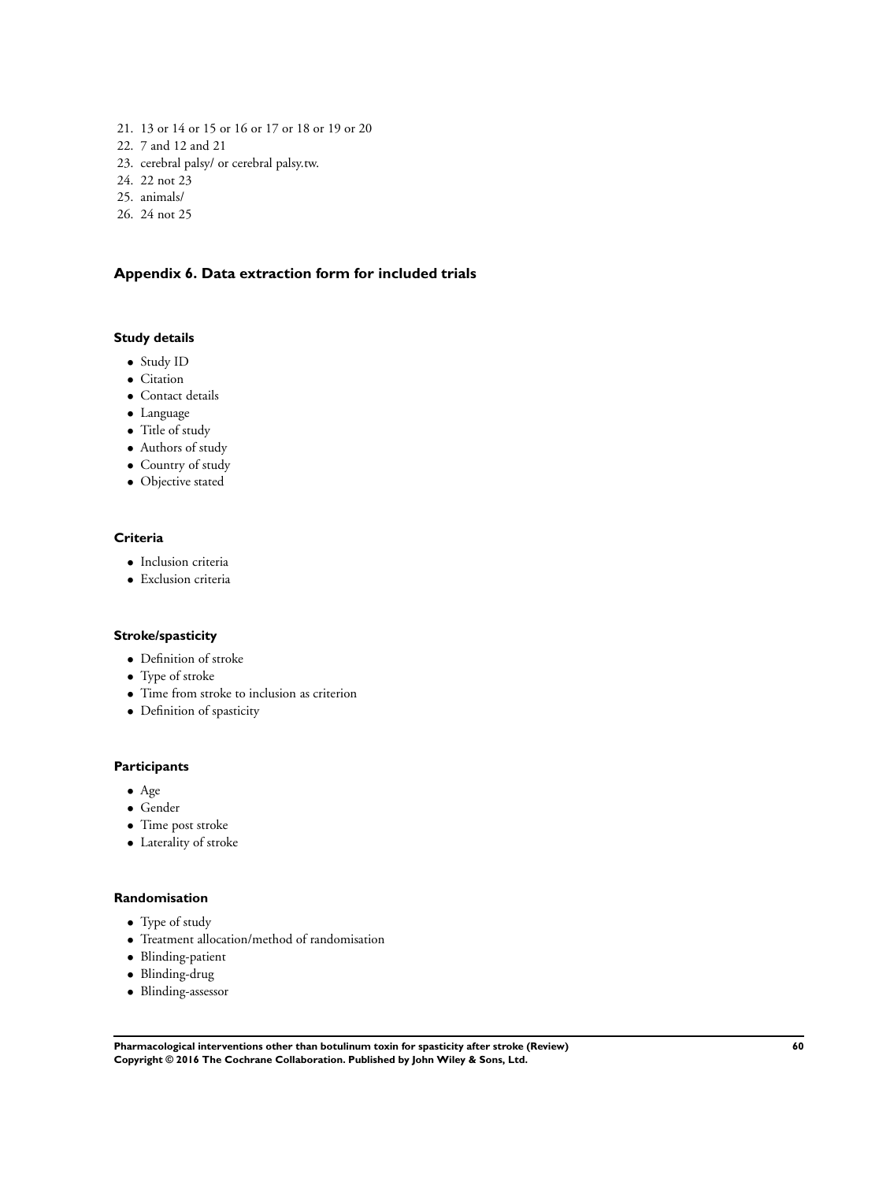21. 13 or 14 or 15 or 16 or 17 or 18 or 19 or 20
22. 7 and 12 and 21
23. cerebral palsy/ or cerebral palsy.tw.
24. 22 not 23
25. animals/
26. 24 not 25

## Appendix 6. Data extraction form for included trials

### Study details

- Study ID
- Citation
- Contact details
- Language
- Title of study
- Authors of study
- Country of study
- Objective stated

### Criteria

- Inclusion criteria
- Exclusion criteria

### Stroke/spasticity

- Definition of stroke
- Type of stroke
- Time from stroke to inclusion as criterion
- Definition of spasticity

### Participants

- Age
- Gender
- Time post stroke
- Laterality of stroke

### Randomisation

- Type of study
- Treatment allocation/method of randomisation
- Blinding-patient
- Blinding-drug
- Blinding-assessor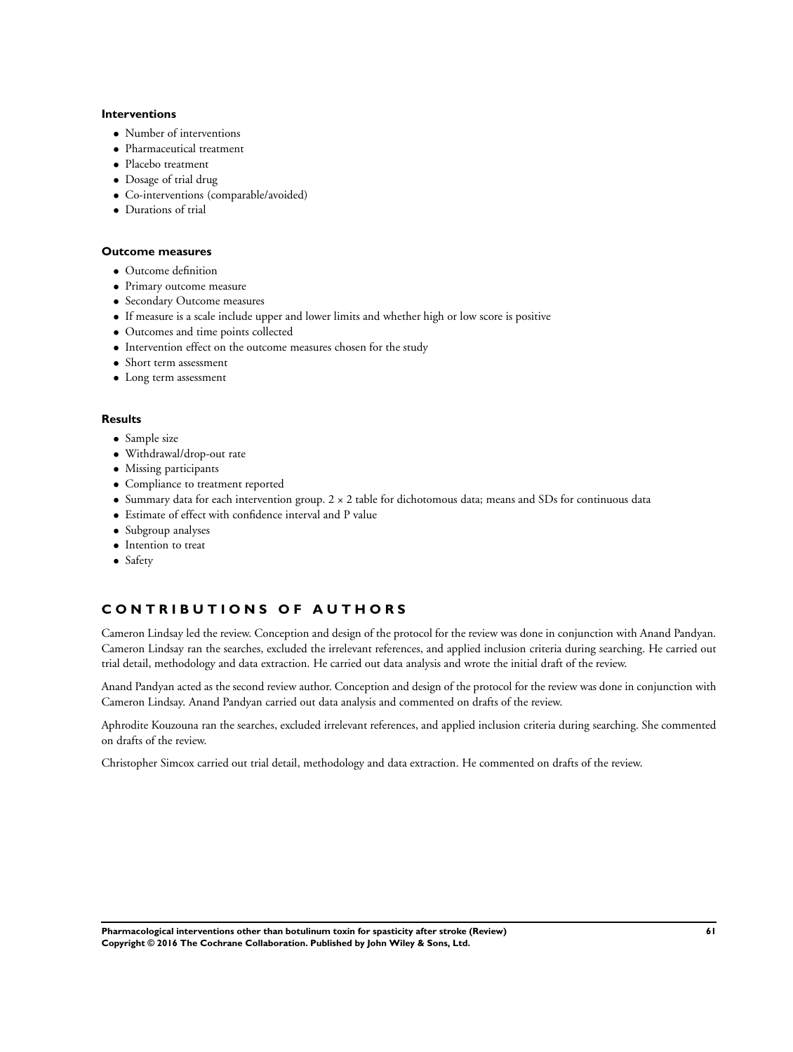### Interventions

- Number of interventions
- Pharmaceutical treatment
- Placebo treatment
- Dosage of trial drug
- Co-interventions (comparable/avoided)
- Durations of trial

### Outcome measures

- Outcome definition
- Primary outcome measure
- Secondary Outcome measures
- If measure is a scale include upper and lower limits and whether high or low score is positive
- Outcomes and time points collected
- Intervention effect on the outcome measures chosen for the study
- Short term assessment
- Long term assessment

### Results

- Sample size
- Withdrawal/drop-out rate
- Missing participants
- Compliance to treatment reported
- Summary data for each intervention group. $2 \times 2$ table for dichotomous data; means and SDs for continuous data
- Estimate of effect with confidence interval and P value
- Subgroup analyses
- Intention to treat
- Safety

## CONTRIBUTIONS OF AUTHORS

Cameron Lindsay led the review. Conception and design of the protocol for the review was done in conjunction with Anand Pandyan. Cameron Lindsay ran the searches, excluded the irrelevant references, and applied inclusion criteria during searching. He carried out trial detail, methodology and data extraction. He carried out data analysis and wrote the initial draft of the review.

Anand Pandyan acted as the second review author. Conception and design of the protocol for the review was done in conjunction with Cameron Lindsay. Anand Pandyan carried out data analysis and commented on drafts of the review.

Aphrodite Kouzouna ran the searches, excluded irrelevant references, and applied inclusion criteria during searching. She commented on drafts of the review.

Christopher Simcox carried out trial detail, methodology and data extraction. He commented on drafts of the review.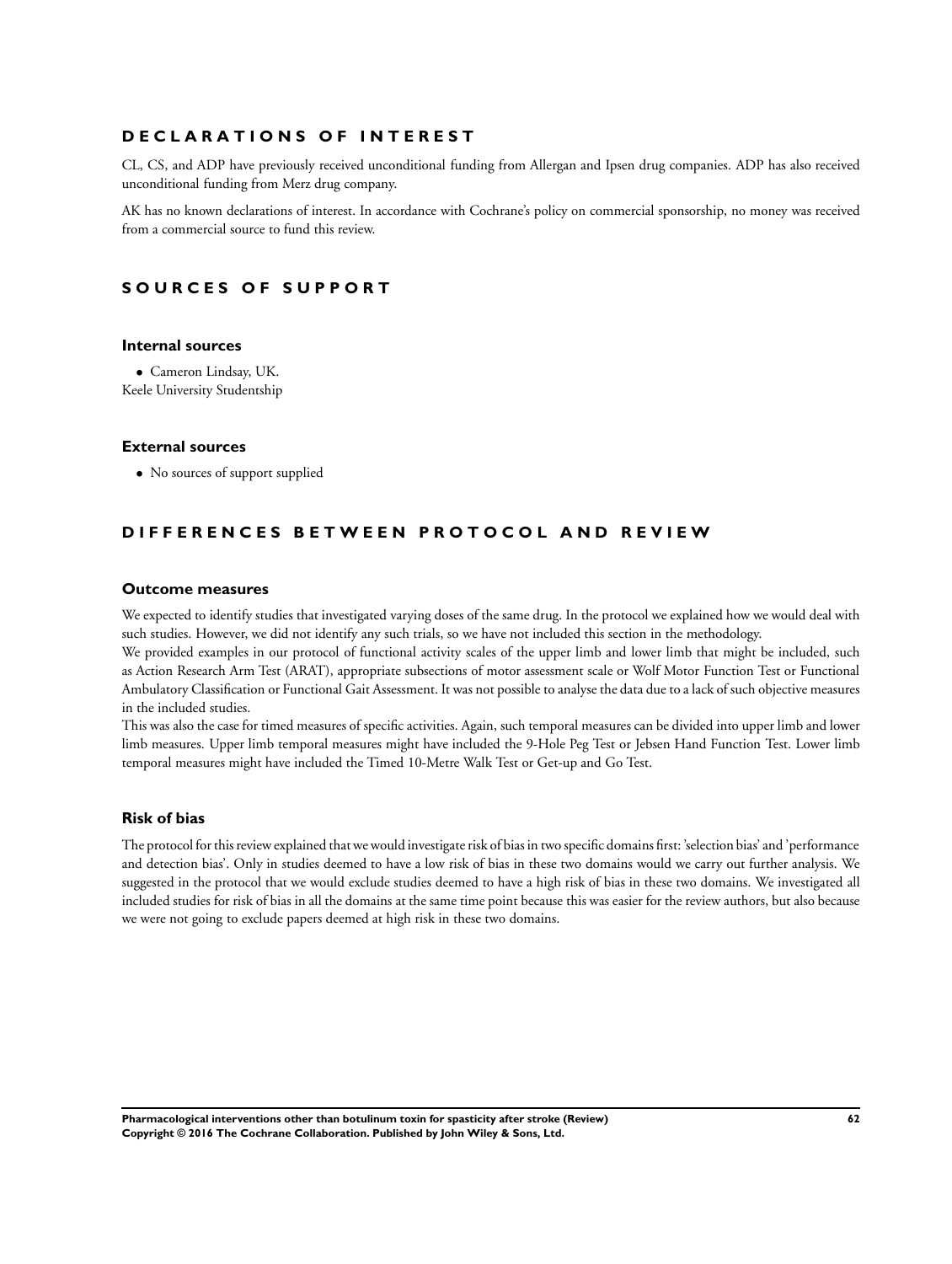## DECLARATIONS OF INTEREST

CL, CS, and ADP have previously received unconditional funding from Allergan and Ipsen drug companies. ADP has also received unconditional funding from Merz drug company.

AK has no known declarations of interest. In accordance with Cochrane's policy on commercial sponsorship, no money was received from a commercial source to fund this review.

## SOURCES OF SUPPORT

### Internal sources

- Cameron Lindsay, UK.
Keele University Studentship

### External sources

- No sources of support supplied

## DIFFERENCES BETWEEN PROTOCOL AND REVIEW

### Outcome measures

We expected to identify studies that investigated varying doses of the same drug. In the protocol we explained how we would deal with such studies. However, we did not identify any such trials, so we have not included this section in the methodology.

We provided examples in our protocol of functional activity scales of the upper limb and lower limb that might be included, such as Action Research Arm Test (ARAT), appropriate subsections of motor assessment scale or Wolf Motor Function Test or Functional Ambulatory Classification or Functional Gait Assessment. It was not possible to analyse the data due to a lack of such objective measures in the included studies.

This was also the case for timed measures of specific activities. Again, such temporal measures can be divided into upper limb and lower limb measures. Upper limb temporal measures might have included the 9-Hole Peg Test or Jebsen Hand Function Test. Lower limb temporal measures might have included the Timed 10-Metre Walk Test or Get-up and Go Test.

### Risk of bias

The protocol for this review explained that we would investigate risk of bias in two specific domains first: 'selection bias' and 'performance and detection bias'. Only in studies deemed to have a low risk of bias in these two domains would we carry out further analysis. We suggested in the protocol that we would exclude studies deemed to have a high risk of bias in these two domains. We investigated all included studies for risk of bias in all the domains at the same time point because this was easier for the review authors, but also because we were not going to exclude papers deemed at high risk in these two domains.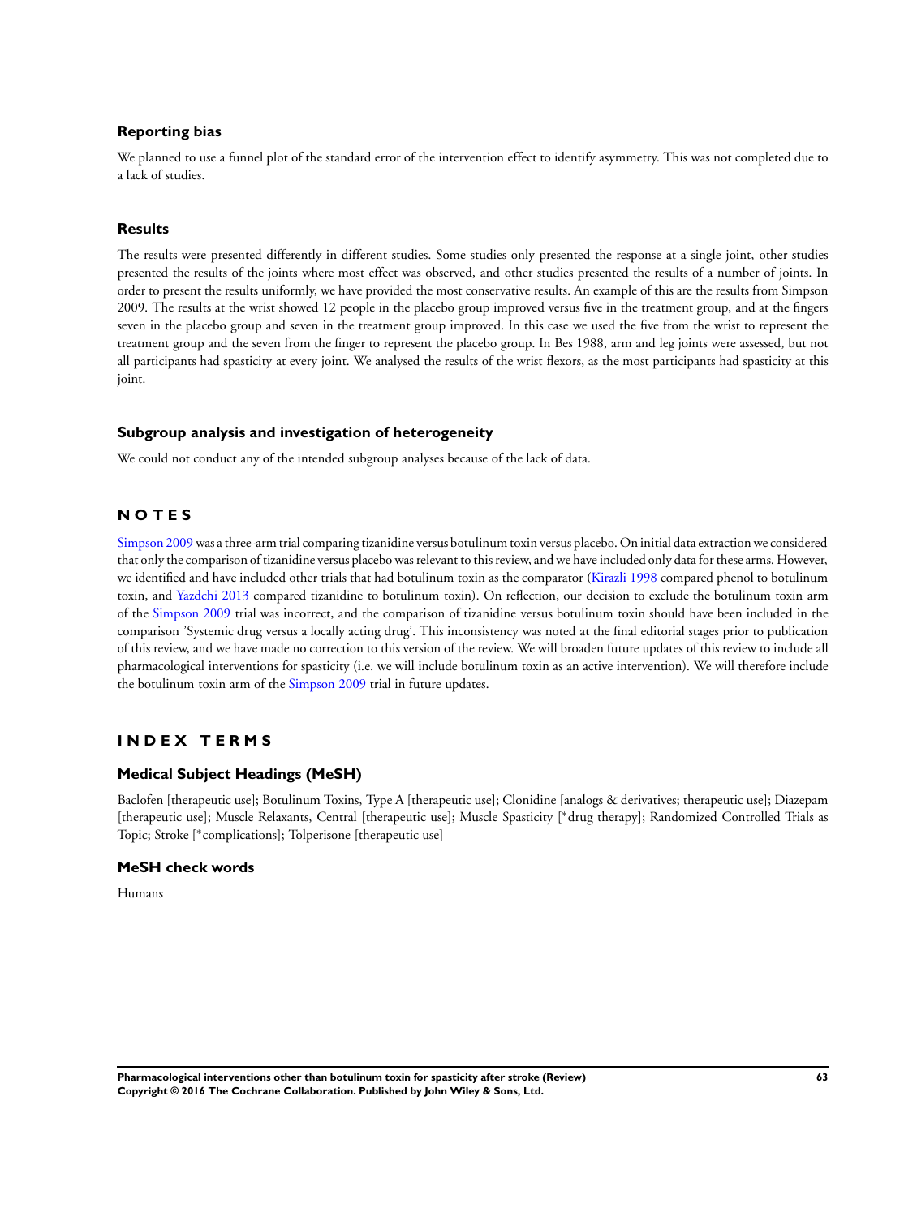### Reporting bias

We planned to use a funnel plot of the standard error of the intervention effect to identify asymmetry. This was not completed due to a lack of studies.

### Results

The results were presented differently in different studies. Some studies only presented the response at a single joint, other studies presented the results of the joints where most effect was observed, and other studies presented the results of a number of joints. In order to present the results uniformly, we have provided the most conservative results. An example of this are the results from Simpson 2009. The results at the wrist showed 12 people in the placebo group improved versus five in the treatment group, and at the fingers seven in the placebo group and seven in the treatment group improved. In this case we used the five from the wrist to represent the treatment group and the seven from the finger to represent the placebo group. In Bes 1988, arm and leg joints were assessed, but not all participants had spasticity at every joint. We analysed the results of the wrist flexors, as the most participants had spasticity at this joint.

### Subgroup analysis and investigation of heterogeneity

We could not conduct any of the intended subgroup analyses because of the lack of data.

## NOTES

Simpson 2009 was a three-arm trial comparing tizanidine versus botulinum toxin versus placebo. On initial data extraction we considered that only the comparison of tizanidine versus placebo was relevant to this review, and we have included only data for these arms. However, we identified and have included other trials that had botulinum toxin as the comparator (Kirazli 1998 compared phenol to botulinum toxin, and Yazdchi 2013 compared tizanidine to botulinum toxin). On reflection, our decision to exclude the botulinum toxin arm of the Simpson 2009 trial was incorrect, and the comparison of tizanidine versus botulinum toxin should have been included in the comparison 'Systemic drug versus a locally acting drug'. This inconsistency was noted at the final editorial stages prior to publication of this review, and we have made no correction to this version of the review. We will broaden future updates of this review to include all pharmacological interventions for spasticity (i.e. we will include botulinum toxin as an active intervention). We will therefore include the botulinum toxin arm of the Simpson 2009 trial in future updates.

## INDEX TERMS

### Medical Subject Headings (MeSH)

Baclofen [therapeutic use]; Botulinum Toxins, Type A [therapeutic use]; Clonidine [analogs & derivatives; therapeutic use]; Diazepam [therapeutic use]; Muscle Relaxants, Central [therapeutic use]; Muscle Spasticity [*drug therapy]; Randomized Controlled Trials as Topic; Stroke [*complications]; Tolperisone [therapeutic use]

### MeSH check words

Humans